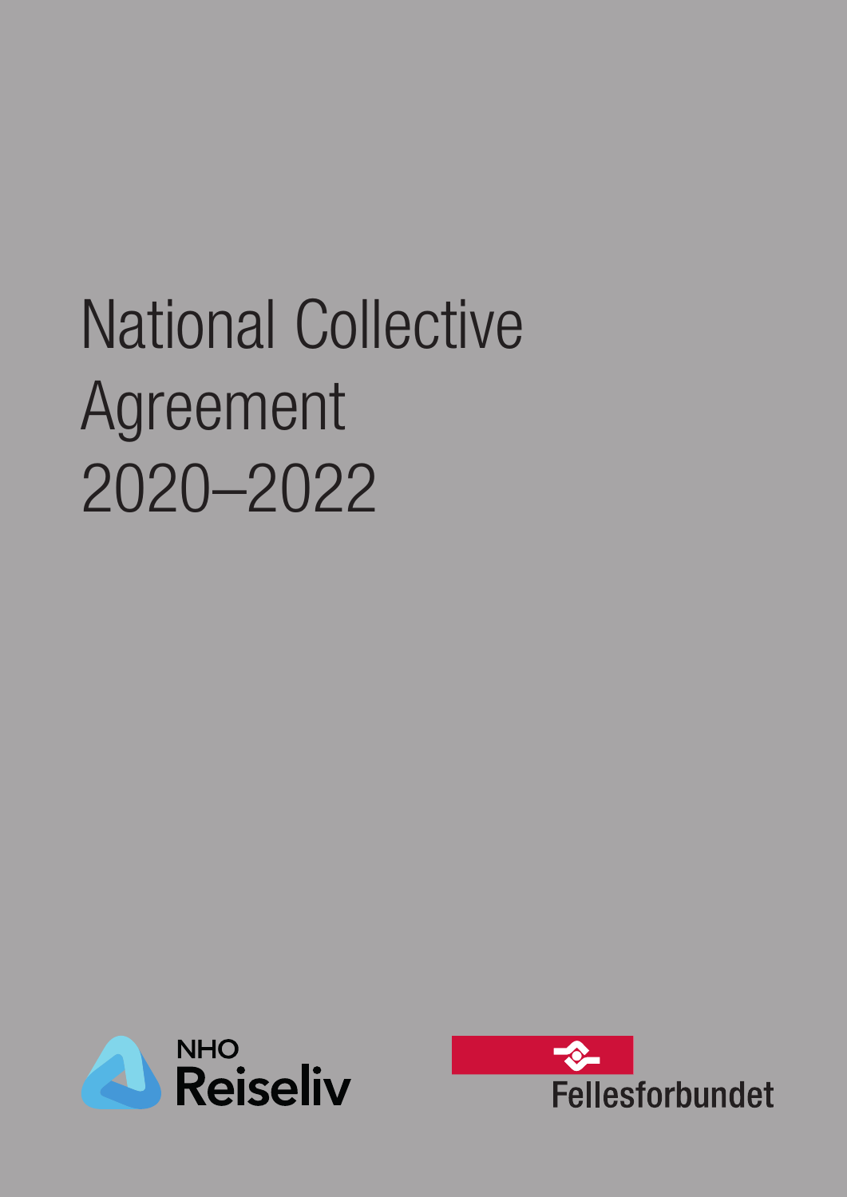# National Collective Agreement 2020–2022

NHO Reiseliv

Fellesforbundet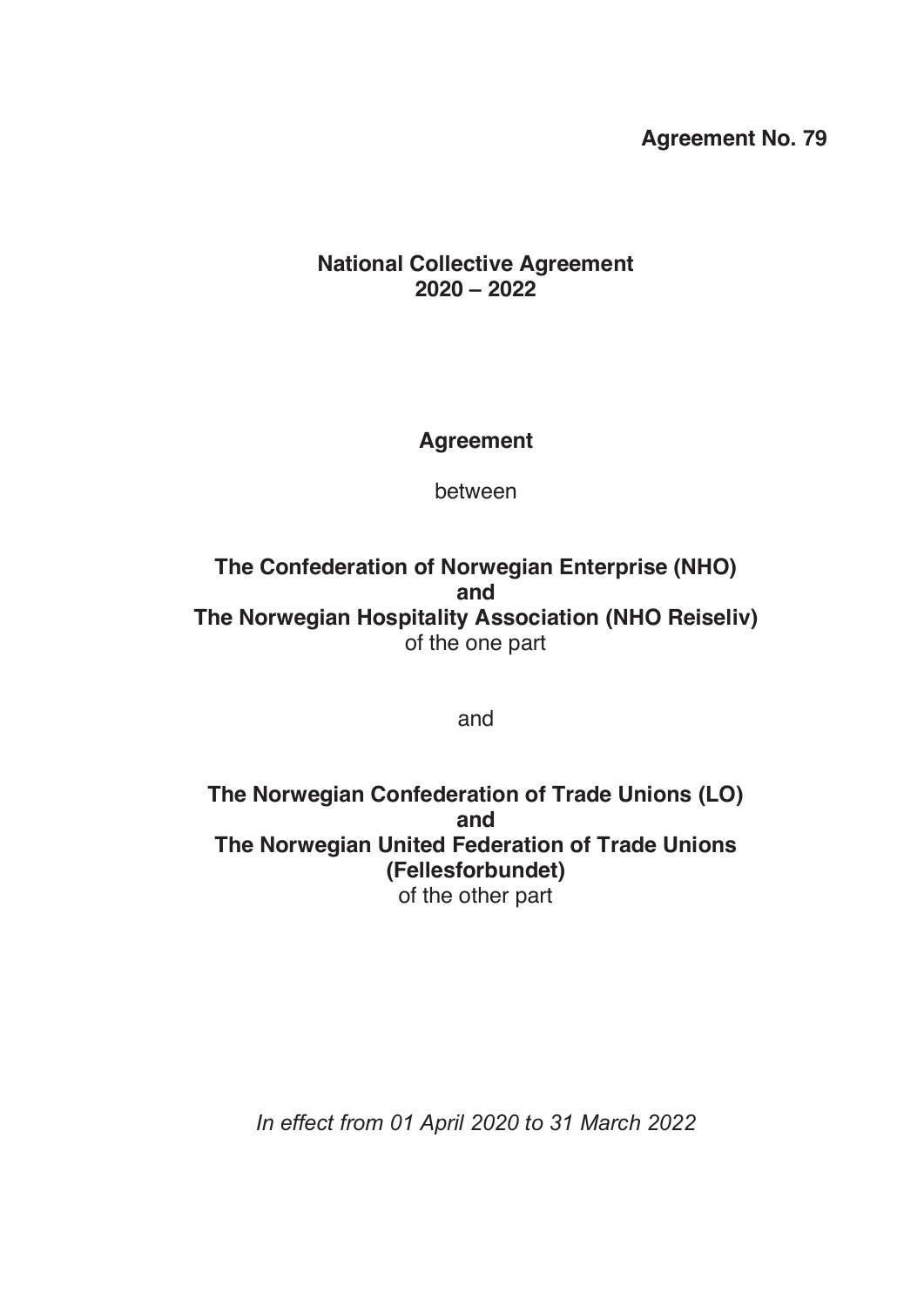**Agreement No. 79**

# National Collective Agreement 2020 – 2022

## Agreement

between

**The Confederation of Norwegian Enterprise (NHO)**
**and**
**The Norwegian Hospitality Association (NHO Reiseliv)**
of the one part

and

**The Norwegian Confederation of Trade Unions (LO)**
**and**
**The Norwegian United Federation of Trade Unions (Fellesforbundet)**
of the other part

*In effect from 01 April 2020 to 31 March 2022*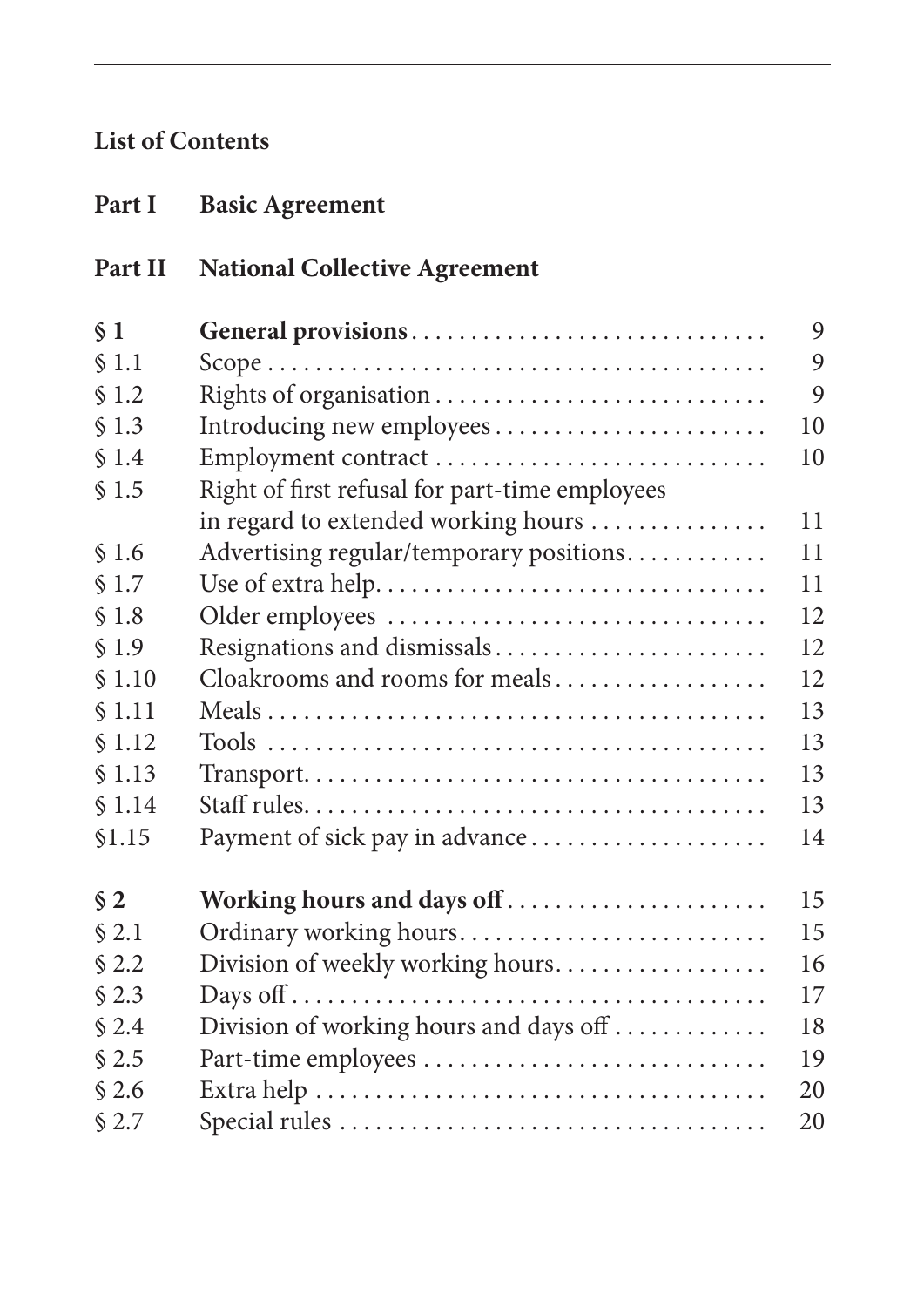## List of Contents

**Part I Basic Agreement**

**Part II National Collective Agreement**

| | | |
|---|---|---|
| **§ 1** | **General provisions** | 9 |
| § 1.1 | Scope | 9 |
| § 1.2 | Rights of organisation | 9 |
| § 1.3 | Introducing new employees | 10 |
| § 1.4 | Employment contract | 10 |
| § 1.5 | Right of first refusal for part-time employees in regard to extended working hours | 11 |
| § 1.6 | Advertising regular/temporary positions | 11 |
| § 1.7 | Use of extra help | 11 |
| § 1.8 | Older employees | 12 |
| § 1.9 | Resignations and dismissals | 12 |
| § 1.10 | Cloakrooms and rooms for meals | 12 |
| § 1.11 | Meals | 13 |
| § 1.12 | Tools | 13 |
| § 1.13 | Transport | 13 |
| § 1.14 | Staff rules | 13 |
| §1.15 | Payment of sick pay in advance | 14 |
| **§ 2** | **Working hours and days off** | 15 |
| § 2.1 | Ordinary working hours | 15 |
| § 2.2 | Division of weekly working hours | 16 |
| § 2.3 | Days off | 17 |
| § 2.4 | Division of working hours and days off | 18 |
| § 2.5 | Part-time employees | 19 |
| § 2.6 | Extra help | 20 |
| § 2.7 | Special rules | 20 |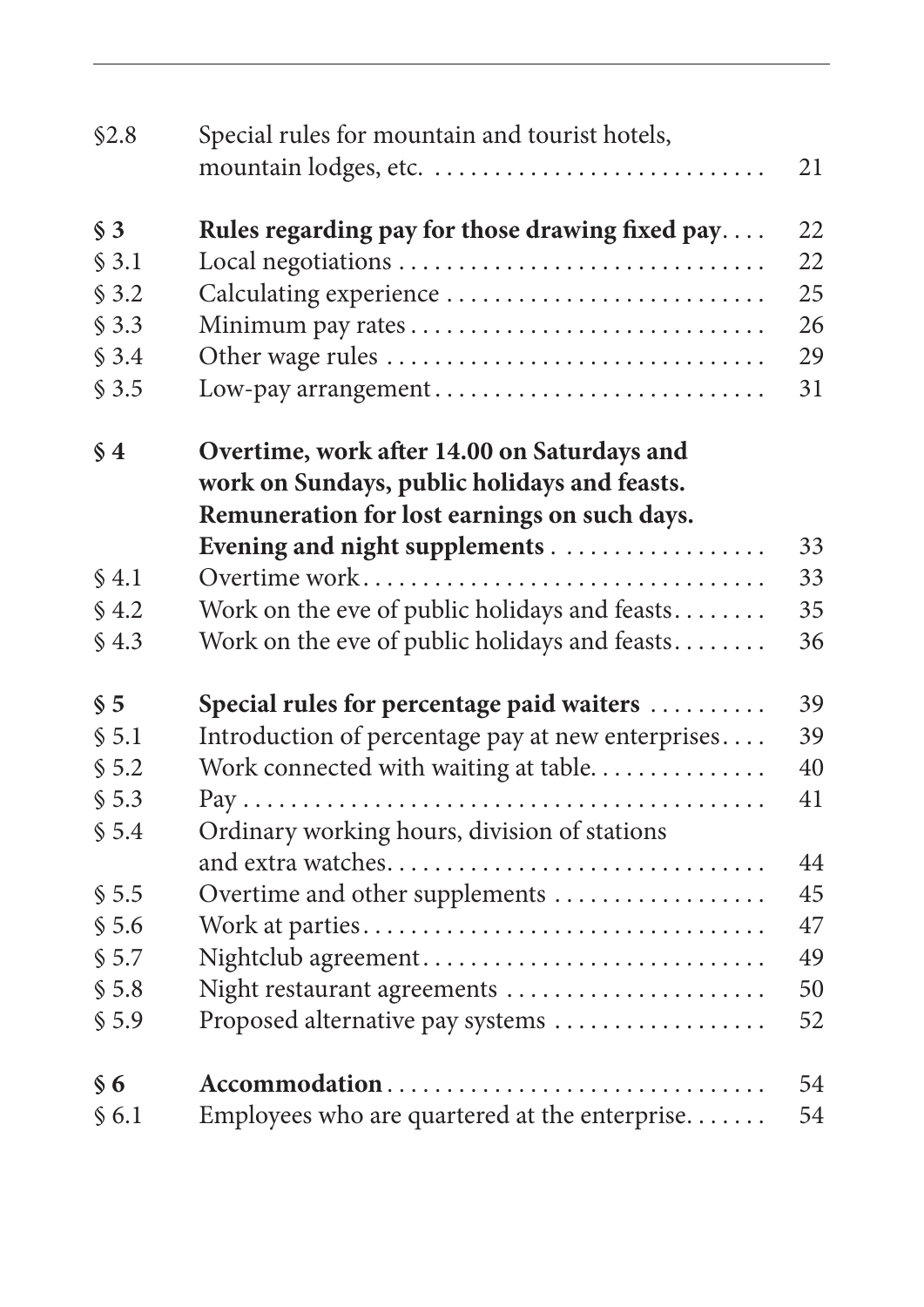| | | |
|---|---|---|
| §2.8 | Special rules for mountain and tourist hotels, mountain lodges, etc. | 21 |
| **§ 3** | **Rules regarding pay for those drawing fixed pay** | 22 |
| § 3.1 | Local negotiations | 22 |
| § 3.2 | Calculating experience | 25 |
| § 3.3 | Minimum pay rates | 26 |
| § 3.4 | Other wage rules | 29 |
| § 3.5 | Low-pay arrangement | 31 |
| **§ 4** | **Overtime, work after 14.00 on Saturdays and work on Sundays, public holidays and feasts. Remuneration for lost earnings on such days. Evening and night supplements** | 33 |
| § 4.1 | Overtime work | 33 |
| § 4.2 | Work on the eve of public holidays and feasts | 35 |
| § 4.3 | Work on the eve of public holidays and feasts | 36 |
| **§ 5** | **Special rules for percentage paid waiters** | 39 |
| § 5.1 | Introduction of percentage pay at new enterprises | 39 |
| § 5.2 | Work connected with waiting at table | 40 |
| § 5.3 | Pay | 41 |
| § 5.4 | Ordinary working hours, division of stations and extra watches | 44 |
| § 5.5 | Overtime and other supplements | 45 |
| § 5.6 | Work at parties | 47 |
| § 5.7 | Nightclub agreement | 49 |
| § 5.8 | Night restaurant agreements | 50 |
| § 5.9 | Proposed alternative pay systems | 52 |
| **§ 6** | **Accommodation** | 54 |
| § 6.1 | Employees who are quartered at the enterprise | 54 |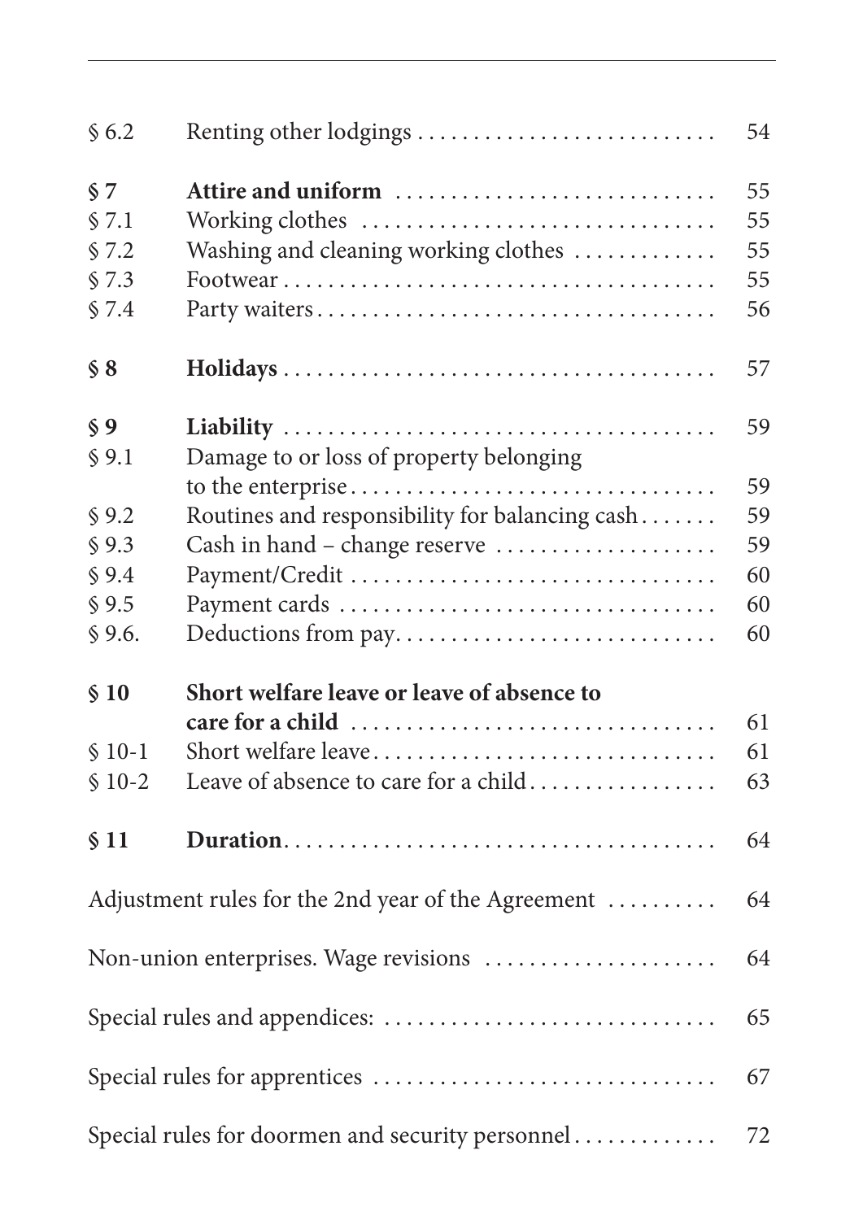| | | |
|---|---|---|
| § 6.2 | Renting other lodgings | 54 |
| **§ 7** | **Attire and uniform** | 55 |
| § 7.1 | Working clothes | 55 |
| § 7.2 | Washing and cleaning working clothes | 55 |
| § 7.3 | Footwear | 55 |
| § 7.4 | Party waiters | 56 |
| **§ 8** | **Holidays** | 57 |
| **§ 9** | **Liability** | 59 |
| § 9.1 | Damage to or loss of property belonging to the enterprise | 59 |
| § 9.2 | Routines and responsibility for balancing cash | 59 |
| § 9.3 | Cash in hand – change reserve | 59 |
| § 9.4 | Payment/Credit | 60 |
| § 9.5 | Payment cards | 60 |
| § 9.6. | Deductions from pay | 60 |
| **§ 10** | **Short welfare leave or leave of absence to care for a child** | 61 |
| § 10-1 | Short welfare leave | 61 |
| § 10-2 | Leave of absence to care for a child | 63 |
| **§ 11** | **Duration** | 64 |
| Adjustment rules for the 2nd year of the Agreement | | 64 |
| Non-union enterprises. Wage revisions | | 64 |
| Special rules and appendices: | | 65 |
| Special rules for apprentices | | 67 |
| Special rules for doormen and security personnel | | 72 |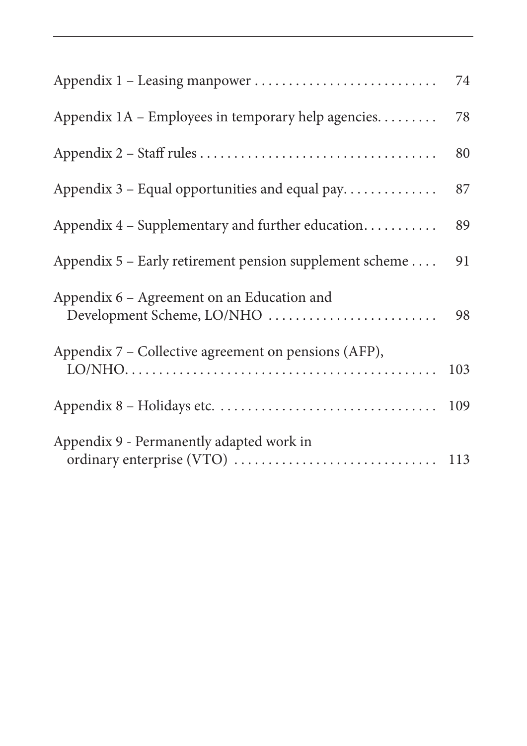| | |
|---|---|
| Appendix 1 – Leasing manpower | 74 |
| Appendix 1A – Employees in temporary help agencies | 78 |
| Appendix 2 – Staff rules | 80 |
| Appendix 3 – Equal opportunities and equal pay | 87 |
| Appendix 4 – Supplementary and further education | 89 |
| Appendix 5 – Early retirement pension supplement scheme | 91 |
| Appendix 6 – Agreement on an Education and Development Scheme, LO/NHO | 98 |
| Appendix 7 – Collective agreement on pensions (AFP), LO/NHO | 103 |
| Appendix 8 – Holidays etc. | 109 |
| Appendix 9 - Permanently adapted work in ordinary enterprise (VTO) | 113 |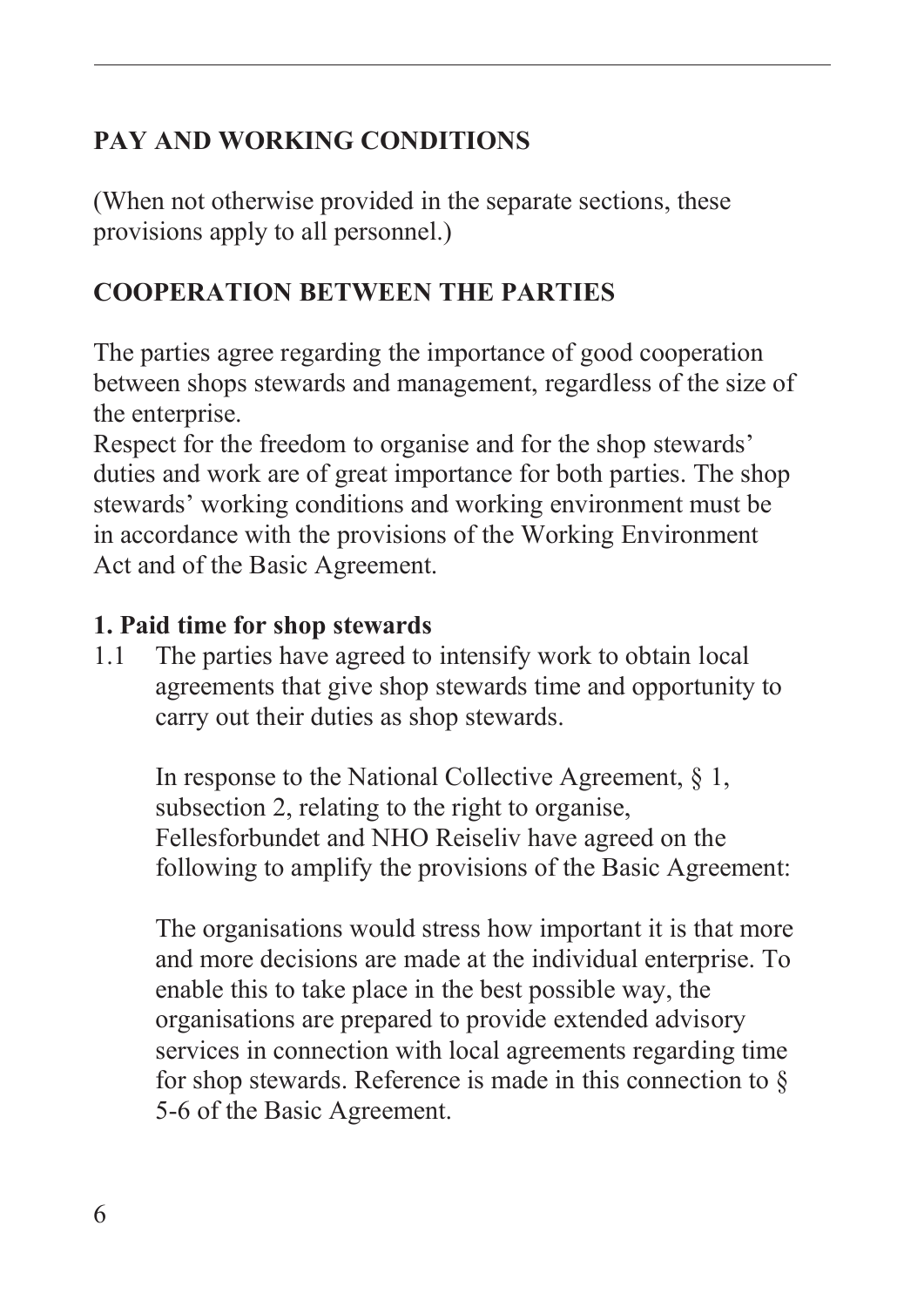## PAY AND WORKING CONDITIONS

(When not otherwise provided in the separate sections, these provisions apply to all personnel.)

## COOPERATION BETWEEN THE PARTIES

The parties agree regarding the importance of good cooperation between shops stewards and management, regardless of the size of the enterprise.
Respect for the freedom to organise and for the shop stewards' duties and work are of great importance for both parties. The shop stewards' working conditions and working environment must be in accordance with the provisions of the Working Environment Act and of the Basic Agreement.

### 1. Paid time for shop stewards

1.1 The parties have agreed to intensify work to obtain local agreements that give shop stewards time and opportunity to carry out their duties as shop stewards.

In response to the National Collective Agreement, § 1, subsection 2, relating to the right to organise, Fellesforbundet and NHO Reiseliv have agreed on the following to amplify the provisions of the Basic Agreement:

The organisations would stress how important it is that more and more decisions are made at the individual enterprise. To enable this to take place in the best possible way, the organisations are prepared to provide extended advisory services in connection with local agreements regarding time for shop stewards. Reference is made in this connection to § 5-6 of the Basic Agreement.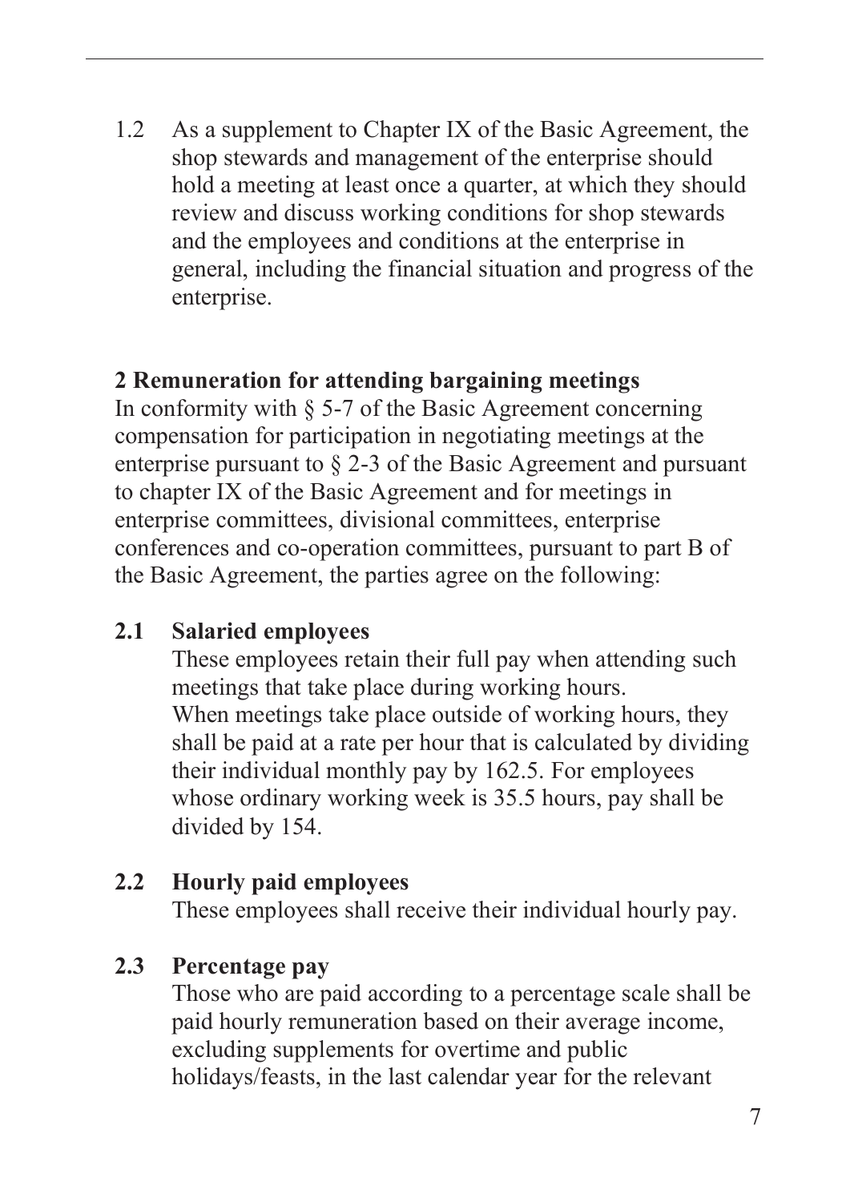1.2 As a supplement to Chapter IX of the Basic Agreement, the shop stewards and management of the enterprise should hold a meeting at least once a quarter, at which they should review and discuss working conditions for shop stewards and the employees and conditions at the enterprise in general, including the financial situation and progress of the enterprise.

## 2 Remuneration for attending bargaining meetings

In conformity with § 5-7 of the Basic Agreement concerning compensation for participation in negotiating meetings at the enterprise pursuant to § 2-3 of the Basic Agreement and pursuant to chapter IX of the Basic Agreement and for meetings in enterprise committees, divisional committees, enterprise conferences and co-operation committees, pursuant to part B of the Basic Agreement, the parties agree on the following:

### 2.1 Salaried employees

These employees retain their full pay when attending such meetings that take place during working hours.
When meetings take place outside of working hours, they shall be paid at a rate per hour that is calculated by dividing their individual monthly pay by 162.5. For employees whose ordinary working week is 35.5 hours, pay shall be divided by 154.

### 2.2 Hourly paid employees

These employees shall receive their individual hourly pay.

### 2.3 Percentage pay

Those who are paid according to a percentage scale shall be paid hourly remuneration based on their average income, excluding supplements for overtime and public holidays/feasts, in the last calendar year for the relevant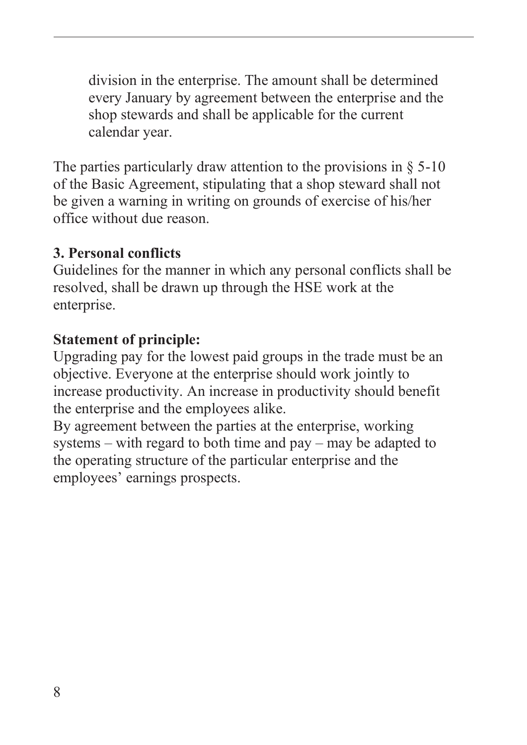division in the enterprise. The amount shall be determined every January by agreement between the enterprise and the shop stewards and shall be applicable for the current calendar year.

The parties particularly draw attention to the provisions in § 5-10 of the Basic Agreement, stipulating that a shop steward shall not be given a warning in writing on grounds of exercise of his/her office without due reason.

**3. Personal conflicts**

Guidelines for the manner in which any personal conflicts shall be resolved, shall be drawn up through the HSE work at the enterprise.

**Statement of principle:**

Upgrading pay for the lowest paid groups in the trade must be an objective. Everyone at the enterprise should work jointly to increase productivity. An increase in productivity should benefit the enterprise and the employees alike.

By agreement between the parties at the enterprise, working systems – with regard to both time and pay – may be adapted to the operating structure of the particular enterprise and the employees' earnings prospects.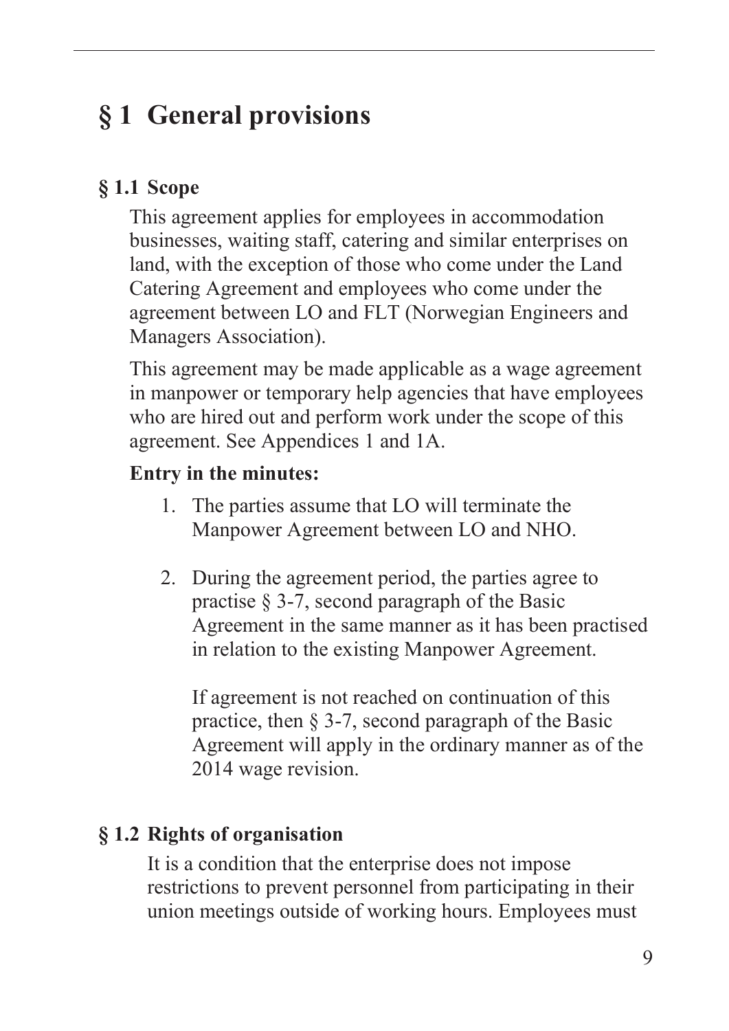# § 1 General provisions

## § 1.1 Scope

This agreement applies for employees in accommodation businesses, waiting staff, catering and similar enterprises on land, with the exception of those who come under the Land Catering Agreement and employees who come under the agreement between LO and FLT (Norwegian Engineers and Managers Association).

This agreement may be made applicable as a wage agreement in manpower or temporary help agencies that have employees who are hired out and perform work under the scope of this agreement. See Appendices 1 and 1A.

**Entry in the minutes:**

1. The parties assume that LO will terminate the Manpower Agreement between LO and NHO.

2. During the agreement period, the parties agree to practise § 3-7, second paragraph of the Basic Agreement in the same manner as it has been practised in relation to the existing Manpower Agreement.

   If agreement is not reached on continuation of this practice, then § 3-7, second paragraph of the Basic Agreement will apply in the ordinary manner as of the 2014 wage revision.

## § 1.2 Rights of organisation

It is a condition that the enterprise does not impose restrictions to prevent personnel from participating in their union meetings outside of working hours. Employees must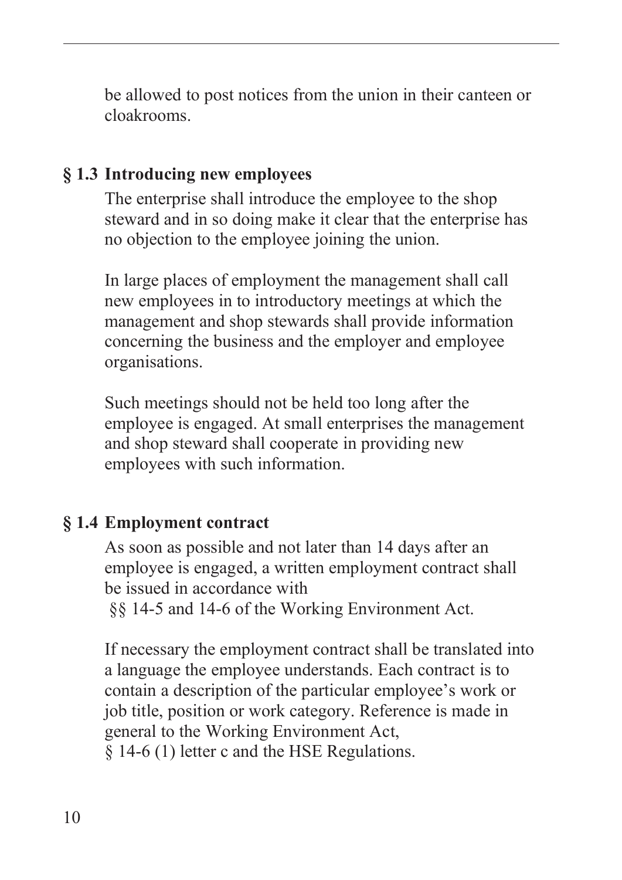be allowed to post notices from the union in their canteen or cloakrooms.

## § 1.3 Introducing new employees

The enterprise shall introduce the employee to the shop steward and in so doing make it clear that the enterprise has no objection to the employee joining the union.

In large places of employment the management shall call new employees in to introductory meetings at which the management and shop stewards shall provide information concerning the business and the employer and employee organisations.

Such meetings should not be held too long after the employee is engaged. At small enterprises the management and shop steward shall cooperate in providing new employees with such information.

## § 1.4 Employment contract

As soon as possible and not later than 14 days after an employee is engaged, a written employment contract shall be issued in accordance with §§ 14-5 and 14-6 of the Working Environment Act.

If necessary the employment contract shall be translated into a language the employee understands. Each contract is to contain a description of the particular employee's work or job title, position or work category. Reference is made in general to the Working Environment Act, § 14-6 (1) letter c and the HSE Regulations.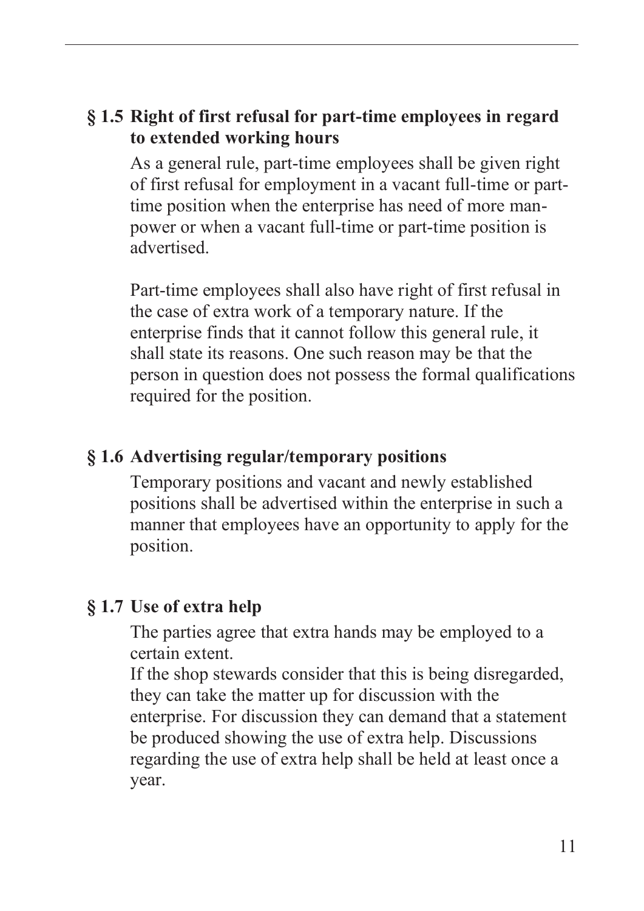### § 1.5 Right of first refusal for part-time employees in regard to extended working hours

As a general rule, part-time employees shall be given right of first refusal for employment in a vacant full-time or part-time position when the enterprise has need of more man-power or when a vacant full-time or part-time position is advertised.

Part-time employees shall also have right of first refusal in the case of extra work of a temporary nature. If the enterprise finds that it cannot follow this general rule, it shall state its reasons. One such reason may be that the person in question does not possess the formal qualifications required for the position.

### § 1.6 Advertising regular/temporary positions

Temporary positions and vacant and newly established positions shall be advertised within the enterprise in such a manner that employees have an opportunity to apply for the position.

### § 1.7 Use of extra help

The parties agree that extra hands may be employed to a certain extent.

If the shop stewards consider that this is being disregarded, they can take the matter up for discussion with the enterprise. For discussion they can demand that a statement be produced showing the use of extra help. Discussions regarding the use of extra help shall be held at least once a year.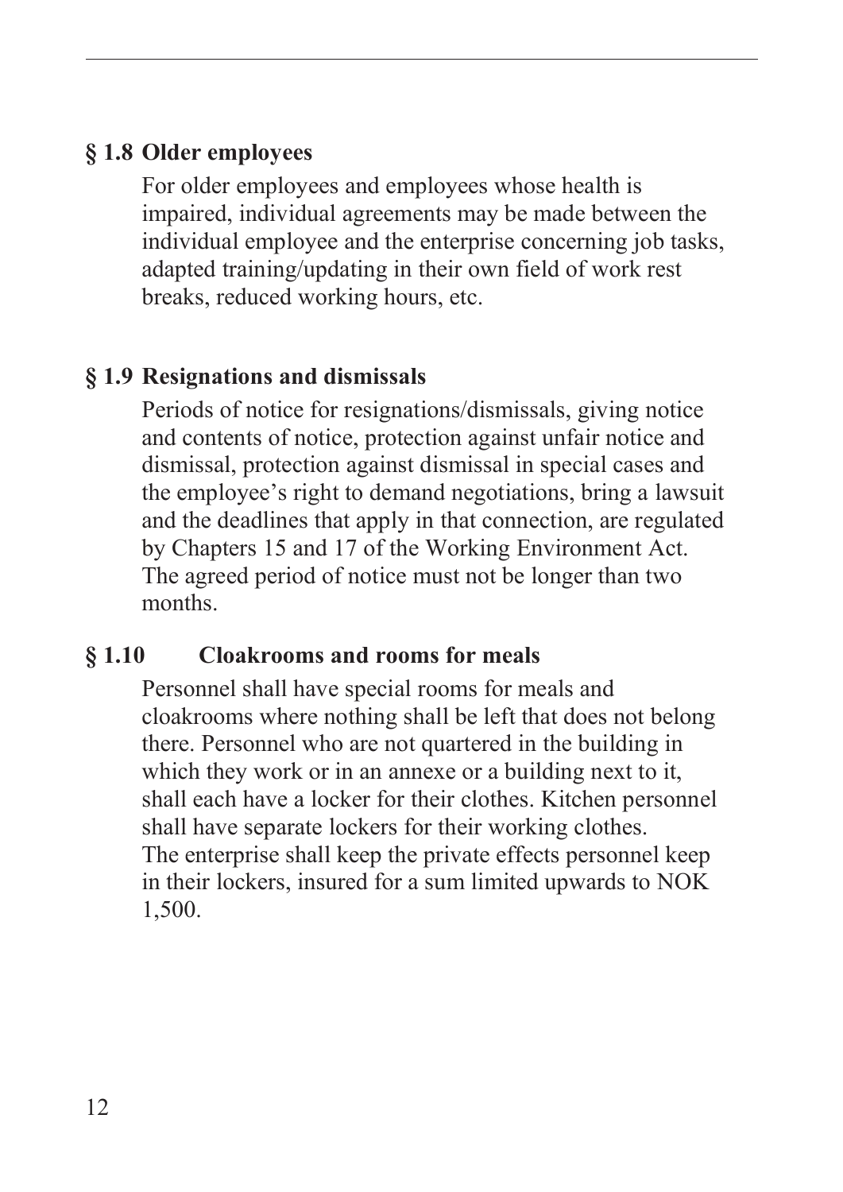## § 1.8 Older employees

For older employees and employees whose health is impaired, individual agreements may be made between the individual employee and the enterprise concerning job tasks, adapted training/updating in their own field of work rest breaks, reduced working hours, etc.

## § 1.9 Resignations and dismissals

Periods of notice for resignations/dismissals, giving notice and contents of notice, protection against unfair notice and dismissal, protection against dismissal in special cases and the employee's right to demand negotiations, bring a lawsuit and the deadlines that apply in that connection, are regulated by Chapters 15 and 17 of the Working Environment Act. The agreed period of notice must not be longer than two months.

## § 1.10 Cloakrooms and rooms for meals

Personnel shall have special rooms for meals and cloakrooms where nothing shall be left that does not belong there. Personnel who are not quartered in the building in which they work or in an annexe or a building next to it, shall each have a locker for their clothes. Kitchen personnel shall have separate lockers for their working clothes.
The enterprise shall keep the private effects personnel keep in their lockers, insured for a sum limited upwards to NOK 1,500.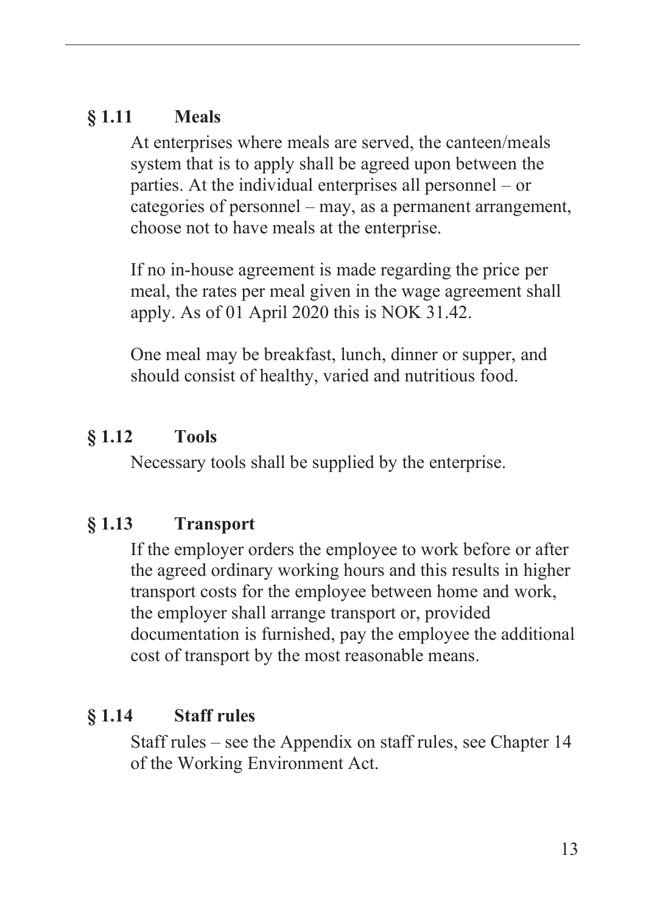### § 1.11 Meals

At enterprises where meals are served, the canteen/meals system that is to apply shall be agreed upon between the parties. At the individual enterprises all personnel – or categories of personnel – may, as a permanent arrangement, choose not to have meals at the enterprise.

If no in-house agreement is made regarding the price per meal, the rates per meal given in the wage agreement shall apply. As of 01 April 2020 this is NOK 31.42.

One meal may be breakfast, lunch, dinner or supper, and should consist of healthy, varied and nutritious food.

### § 1.12 Tools

Necessary tools shall be supplied by the enterprise.

### § 1.13 Transport

If the employer orders the employee to work before or after the agreed ordinary working hours and this results in higher transport costs for the employee between home and work, the employer shall arrange transport or, provided documentation is furnished, pay the employee the additional cost of transport by the most reasonable means.

### § 1.14 Staff rules

Staff rules – see the Appendix on staff rules, see Chapter 14 of the Working Environment Act.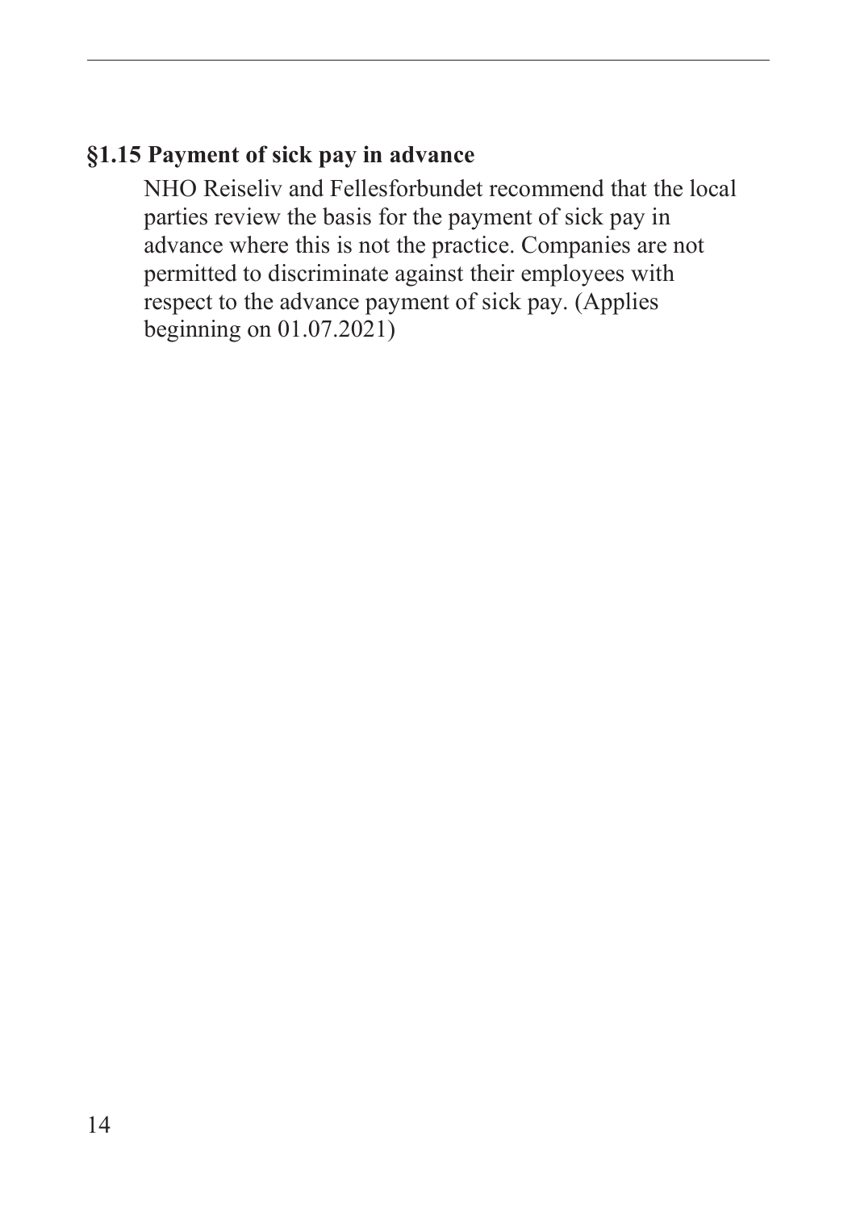## §1.15 Payment of sick pay in advance

NHO Reiseliv and Fellesforbundet recommend that the local parties review the basis for the payment of sick pay in advance where this is not the practice. Companies are not permitted to discriminate against their employees with respect to the advance payment of sick pay. (Applies beginning on 01.07.2021)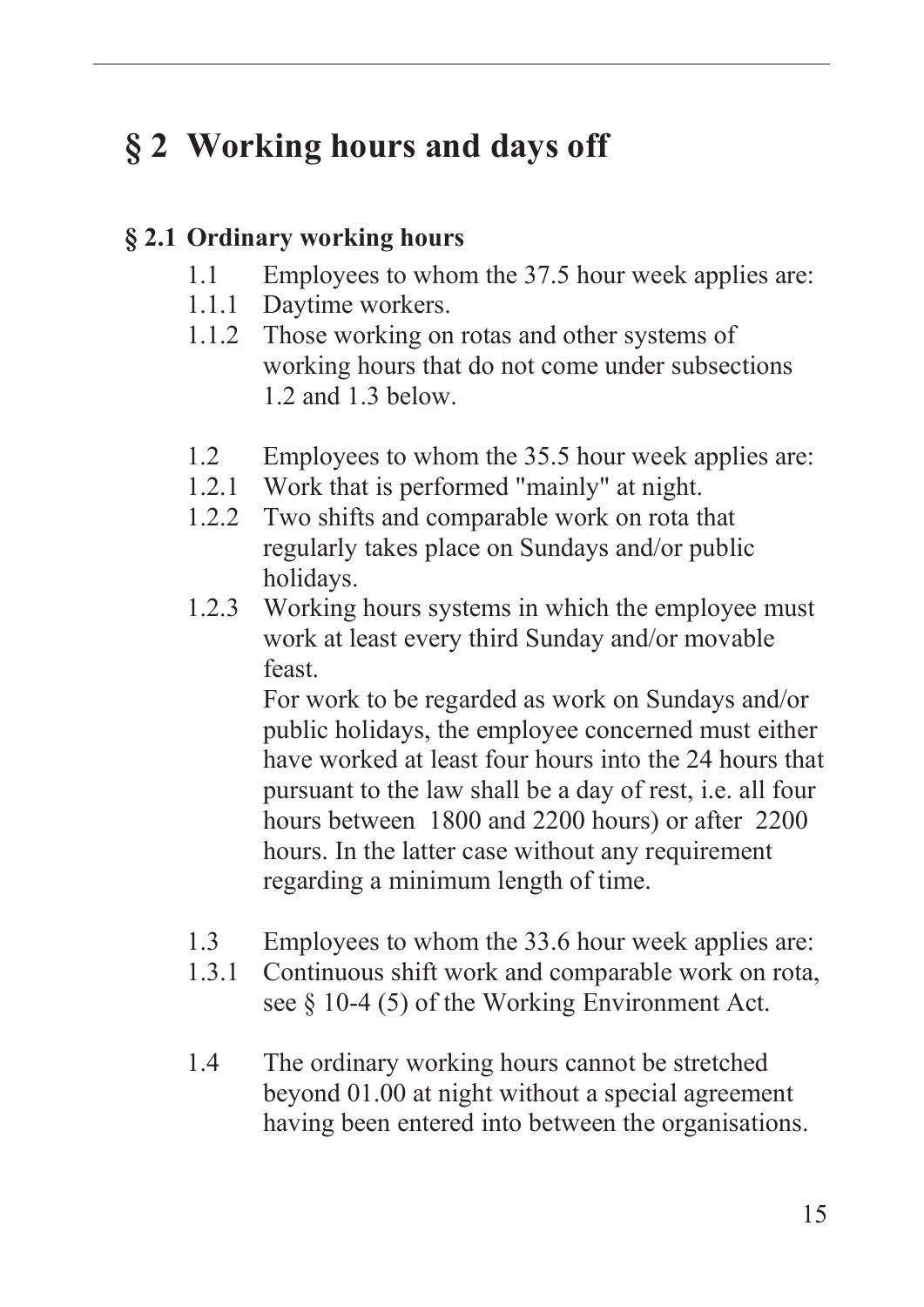# § 2 Working hours and days off

## § 2.1 Ordinary working hours

1.1 Employees to whom the 37.5 hour week applies are:

1.1.1 Daytime workers.

1.1.2 Those working on rotas and other systems of working hours that do not come under subsections 1.2 and 1.3 below.

1.2 Employees to whom the 35.5 hour week applies are:

1.2.1 Work that is performed "mainly" at night.

1.2.2 Two shifts and comparable work on rota that regularly takes place on Sundays and/or public holidays.

1.2.3 Working hours systems in which the employee must work at least every third Sunday and/or movable feast.

For work to be regarded as work on Sundays and/or public holidays, the employee concerned must either have worked at least four hours into the 24 hours that pursuant to the law shall be a day of rest, i.e. all four hours between 1800 and 2200 hours) or after 2200 hours. In the latter case without any requirement regarding a minimum length of time.

1.3 Employees to whom the 33.6 hour week applies are:

1.3.1 Continuous shift work and comparable work on rota, see § 10-4 (5) of the Working Environment Act.

1.4 The ordinary working hours cannot be stretched beyond 01.00 at night without a special agreement having been entered into between the organisations.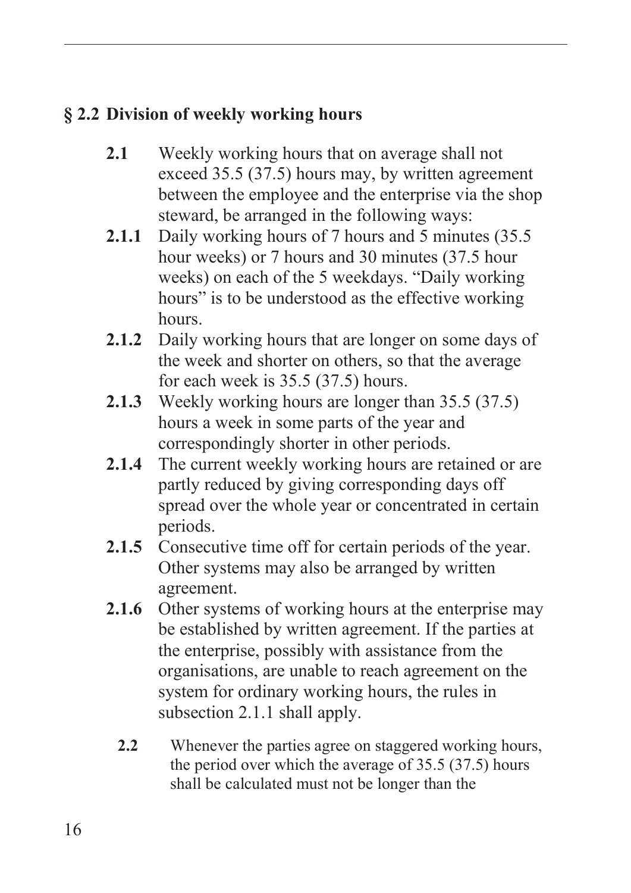## § 2.2 Division of weekly working hours

**2.1** Weekly working hours that on average shall not exceed 35.5 (37.5) hours may, by written agreement between the employee and the enterprise via the shop steward, be arranged in the following ways:

**2.1.1** Daily working hours of 7 hours and 5 minutes (35.5 hour weeks) or 7 hours and 30 minutes (37.5 hour weeks) on each of the 5 weekdays. "Daily working hours" is to be understood as the effective working hours.

**2.1.2** Daily working hours that are longer on some days of the week and shorter on others, so that the average for each week is 35.5 (37.5) hours.

**2.1.3** Weekly working hours are longer than 35.5 (37.5) hours a week in some parts of the year and correspondingly shorter in other periods.

**2.1.4** The current weekly working hours are retained or are partly reduced by giving corresponding days off spread over the whole year or concentrated in certain periods.

**2.1.5** Consecutive time off for certain periods of the year. Other systems may also be arranged by written agreement.

**2.1.6** Other systems of working hours at the enterprise may be established by written agreement. If the parties at the enterprise, possibly with assistance from the organisations, are unable to reach agreement on the system for ordinary working hours, the rules in subsection 2.1.1 shall apply.

**2.2** Whenever the parties agree on staggered working hours, the period over which the average of 35.5 (37.5) hours shall be calculated must not be longer than the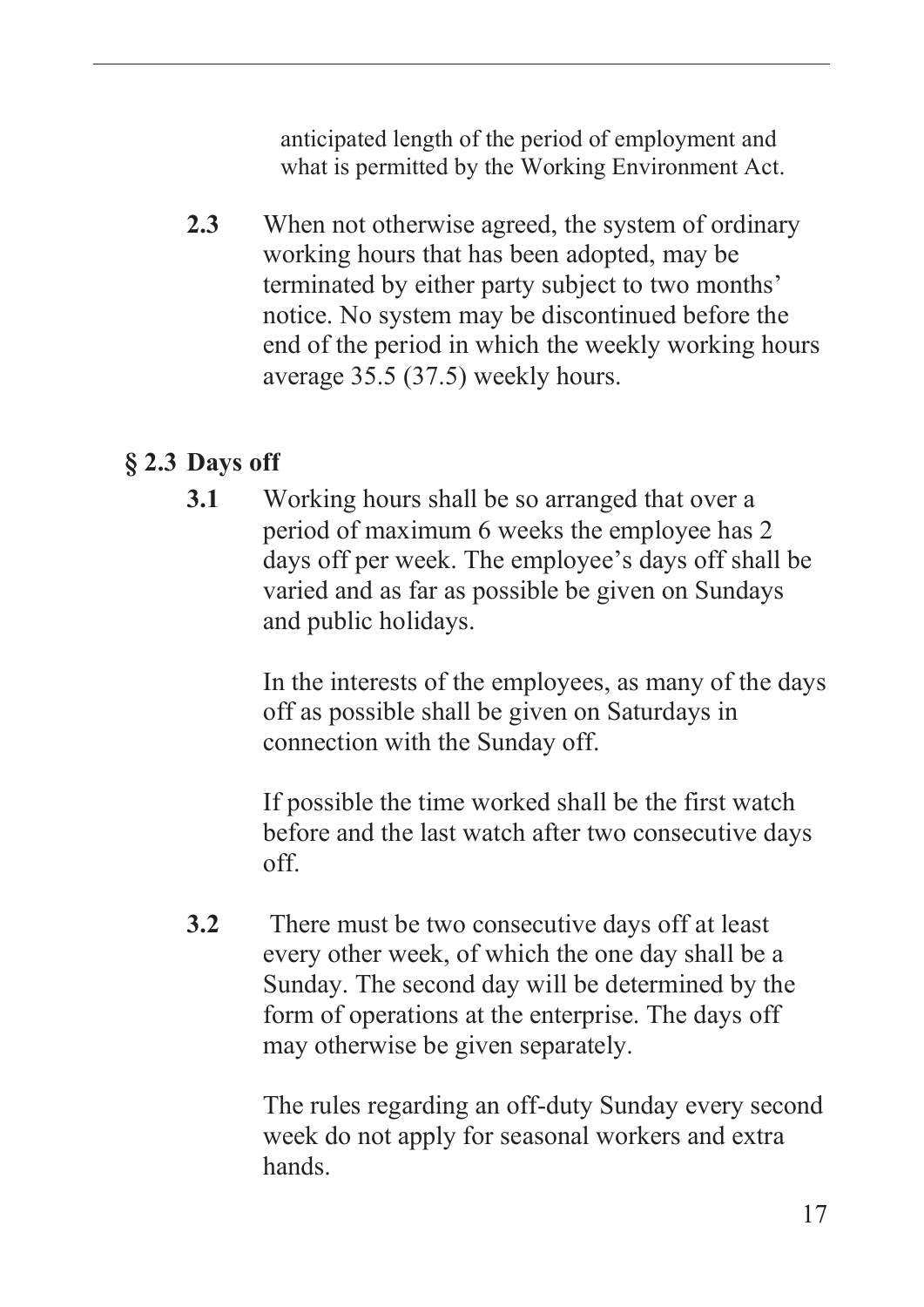anticipated length of the period of employment and what is permitted by the Working Environment Act.

**2.3** When not otherwise agreed, the system of ordinary working hours that has been adopted, may be terminated by either party subject to two months' notice. No system may be discontinued before the end of the period in which the weekly working hours average 35.5 (37.5) weekly hours.

## § 2.3 Days off

**3.1** Working hours shall be so arranged that over a period of maximum 6 weeks the employee has 2 days off per week. The employee's days off shall be varied and as far as possible be given on Sundays and public holidays.

In the interests of the employees, as many of the days off as possible shall be given on Saturdays in connection with the Sunday off.

If possible the time worked shall be the first watch before and the last watch after two consecutive days off.

**3.2** There must be two consecutive days off at least every other week, of which the one day shall be a Sunday. The second day will be determined by the form of operations at the enterprise. The days off may otherwise be given separately.

The rules regarding an off-duty Sunday every second week do not apply for seasonal workers and extra hands.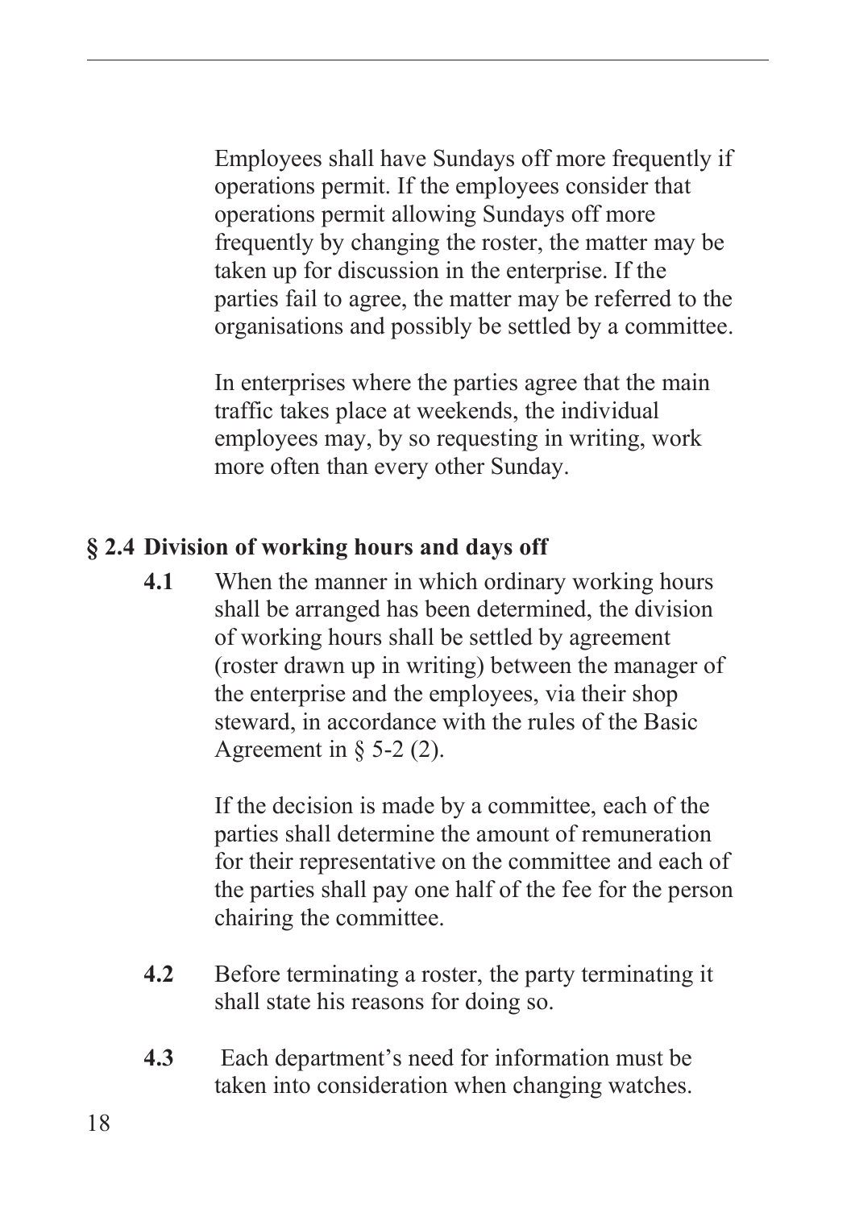Employees shall have Sundays off more frequently if operations permit. If the employees consider that operations permit allowing Sundays off more frequently by changing the roster, the matter may be taken up for discussion in the enterprise. If the parties fail to agree, the matter may be referred to the organisations and possibly be settled by a committee.

In enterprises where the parties agree that the main traffic takes place at weekends, the individual employees may, by so requesting in writing, work more often than every other Sunday.

## § 2.4 Division of working hours and days off

**4.1** When the manner in which ordinary working hours shall be arranged has been determined, the division of working hours shall be settled by agreement (roster drawn up in writing) between the manager of the enterprise and the employees, via their shop steward, in accordance with the rules of the Basic Agreement in § 5-2 (2).

If the decision is made by a committee, each of the parties shall determine the amount of remuneration for their representative on the committee and each of the parties shall pay one half of the fee for the person chairing the committee.

**4.2** Before terminating a roster, the party terminating it shall state his reasons for doing so.

**4.3** Each department's need for information must be taken into consideration when changing watches.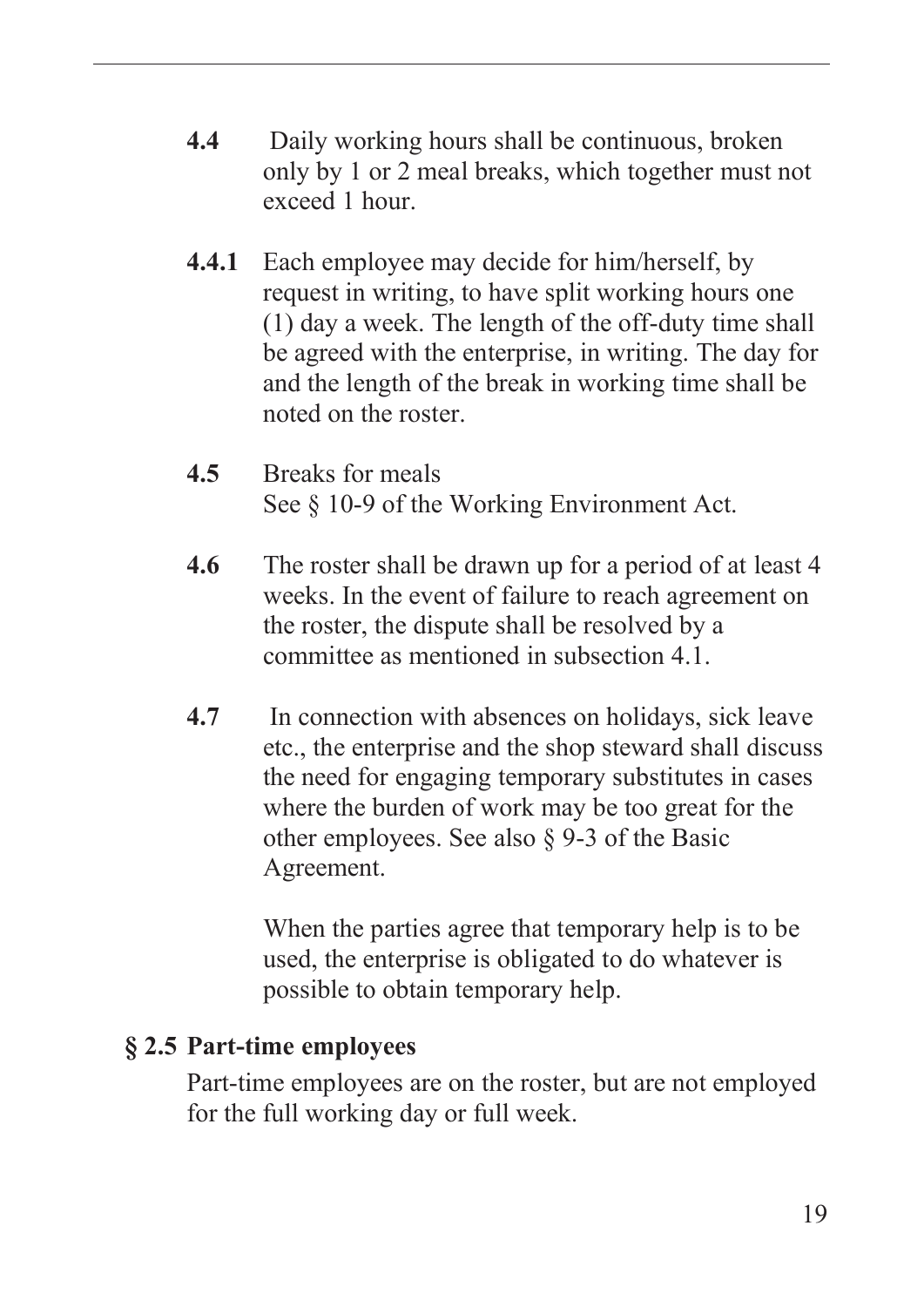**4.4** Daily working hours shall be continuous, broken only by 1 or 2 meal breaks, which together must not exceed 1 hour.

**4.4.1** Each employee may decide for him/herself, by request in writing, to have split working hours one (1) day a week. The length of the off-duty time shall be agreed with the enterprise, in writing. The day for and the length of the break in working time shall be noted on the roster.

**4.5** Breaks for meals
See § 10-9 of the Working Environment Act.

**4.6** The roster shall be drawn up for a period of at least 4 weeks. In the event of failure to reach agreement on the roster, the dispute shall be resolved by a committee as mentioned in subsection 4.1.

**4.7** In connection with absences on holidays, sick leave etc., the enterprise and the shop steward shall discuss the need for engaging temporary substitutes in cases where the burden of work may be too great for the other employees. See also § 9-3 of the Basic Agreement.

When the parties agree that temporary help is to be used, the enterprise is obligated to do whatever is possible to obtain temporary help.

## § 2.5 Part-time employees

Part-time employees are on the roster, but are not employed for the full working day or full week.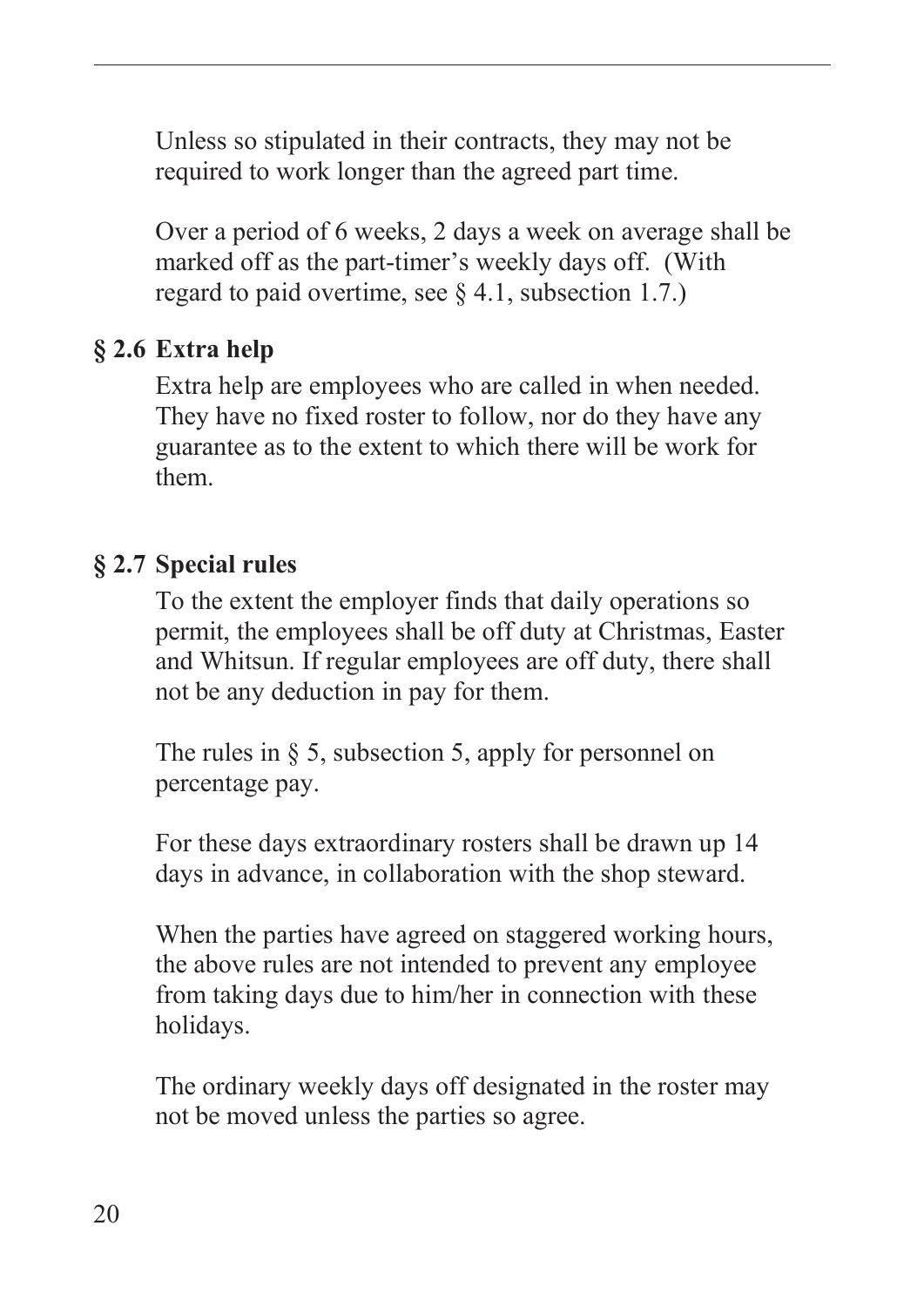Unless so stipulated in their contracts, they may not be required to work longer than the agreed part time.

Over a period of 6 weeks, 2 days a week on average shall be marked off as the part-timer's weekly days off. (With regard to paid overtime, see § 4.1, subsection 1.7.)

### § 2.6 Extra help

Extra help are employees who are called in when needed. They have no fixed roster to follow, nor do they have any guarantee as to the extent to which there will be work for them.

### § 2.7 Special rules

To the extent the employer finds that daily operations so permit, the employees shall be off duty at Christmas, Easter and Whitsun. If regular employees are off duty, there shall not be any deduction in pay for them.

The rules in § 5, subsection 5, apply for personnel on percentage pay.

For these days extraordinary rosters shall be drawn up 14 days in advance, in collaboration with the shop steward.

When the parties have agreed on staggered working hours, the above rules are not intended to prevent any employee from taking days due to him/her in connection with these holidays.

The ordinary weekly days off designated in the roster may not be moved unless the parties so agree.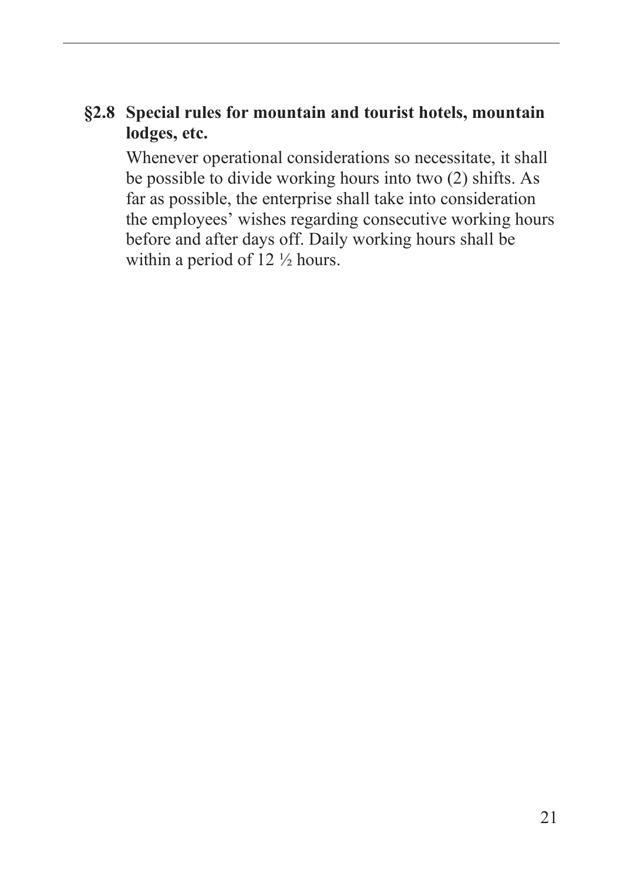### §2.8 Special rules for mountain and tourist hotels, mountain lodges, etc.

Whenever operational considerations so necessitate, it shall be possible to divide working hours into two (2) shifts. As far as possible, the enterprise shall take into consideration the employees' wishes regarding consecutive working hours before and after days off. Daily working hours shall be within a period of 12 ½ hours.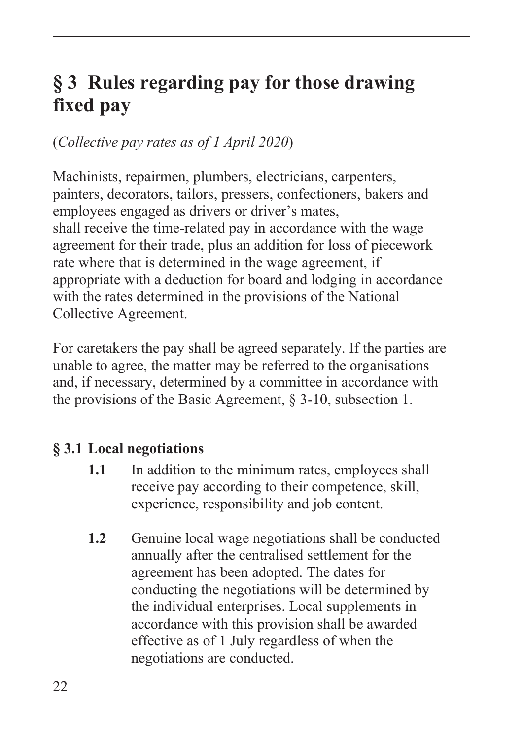## § 3 Rules regarding pay for those drawing fixed pay

(*Collective pay rates as of 1 April 2020*)

Machinists, repairmen, plumbers, electricians, carpenters, painters, decorators, tailors, pressers, confectioners, bakers and employees engaged as drivers or driver's mates, shall receive the time-related pay in accordance with the wage agreement for their trade, plus an addition for loss of piecework rate where that is determined in the wage agreement, if appropriate with a deduction for board and lodging in accordance with the rates determined in the provisions of the National Collective Agreement.

For caretakers the pay shall be agreed separately. If the parties are unable to agree, the matter may be referred to the organisations and, if necessary, determined by a committee in accordance with the provisions of the Basic Agreement, § 3-10, subsection 1.

### § 3.1 Local negotiations

**1.1** In addition to the minimum rates, employees shall receive pay according to their competence, skill, experience, responsibility and job content.

**1.2** Genuine local wage negotiations shall be conducted annually after the centralised settlement for the agreement has been adopted. The dates for conducting the negotiations will be determined by the individual enterprises. Local supplements in accordance with this provision shall be awarded effective as of 1 July regardless of when the negotiations are conducted.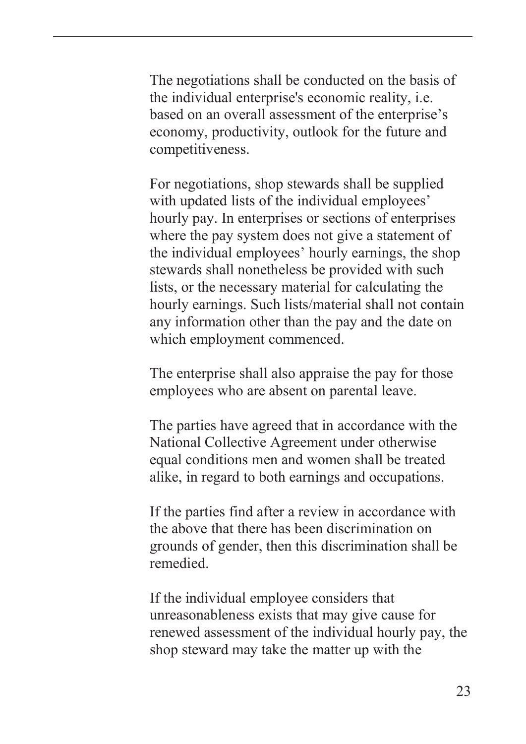The negotiations shall be conducted on the basis of the individual enterprise's economic reality, i.e. based on an overall assessment of the enterprise's economy, productivity, outlook for the future and competitiveness.

For negotiations, shop stewards shall be supplied with updated lists of the individual employees' hourly pay. In enterprises or sections of enterprises where the pay system does not give a statement of the individual employees' hourly earnings, the shop stewards shall nonetheless be provided with such lists, or the necessary material for calculating the hourly earnings. Such lists/material shall not contain any information other than the pay and the date on which employment commenced.

The enterprise shall also appraise the pay for those employees who are absent on parental leave.

The parties have agreed that in accordance with the National Collective Agreement under otherwise equal conditions men and women shall be treated alike, in regard to both earnings and occupations.

If the parties find after a review in accordance with the above that there has been discrimination on grounds of gender, then this discrimination shall be remedied.

If the individual employee considers that unreasonableness exists that may give cause for renewed assessment of the individual hourly pay, the shop steward may take the matter up with the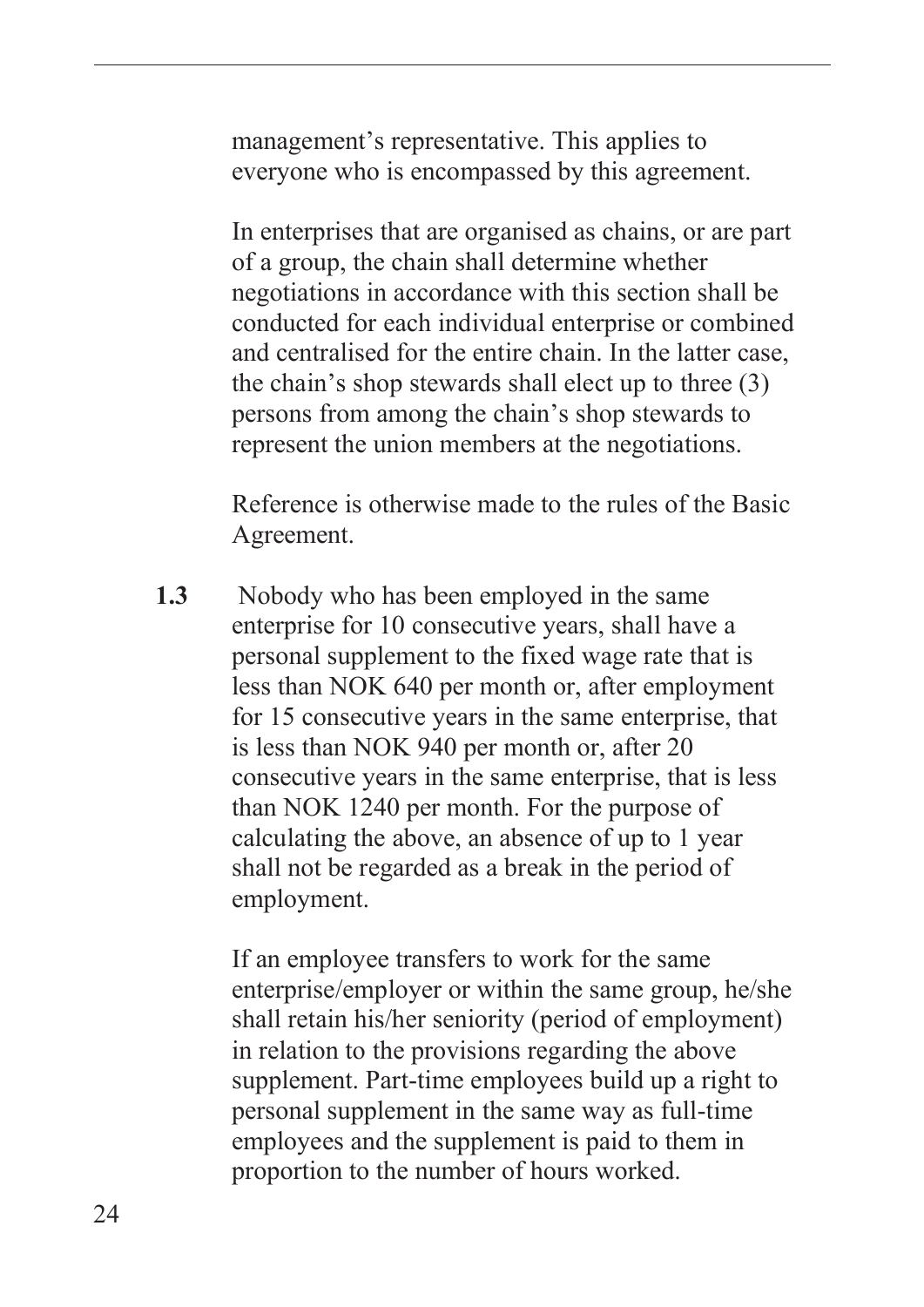management's representative. This applies to everyone who is encompassed by this agreement.

In enterprises that are organised as chains, or are part of a group, the chain shall determine whether negotiations in accordance with this section shall be conducted for each individual enterprise or combined and centralised for the entire chain. In the latter case, the chain's shop stewards shall elect up to three (3) persons from among the chain's shop stewards to represent the union members at the negotiations.

Reference is otherwise made to the rules of the Basic Agreement.

**1.3** Nobody who has been employed in the same enterprise for 10 consecutive years, shall have a personal supplement to the fixed wage rate that is less than NOK 640 per month or, after employment for 15 consecutive years in the same enterprise, that is less than NOK 940 per month or, after 20 consecutive years in the same enterprise, that is less than NOK 1240 per month. For the purpose of calculating the above, an absence of up to 1 year shall not be regarded as a break in the period of employment.

If an employee transfers to work for the same enterprise/employer or within the same group, he/she shall retain his/her seniority (period of employment) in relation to the provisions regarding the above supplement. Part-time employees build up a right to personal supplement in the same way as full-time employees and the supplement is paid to them in proportion to the number of hours worked.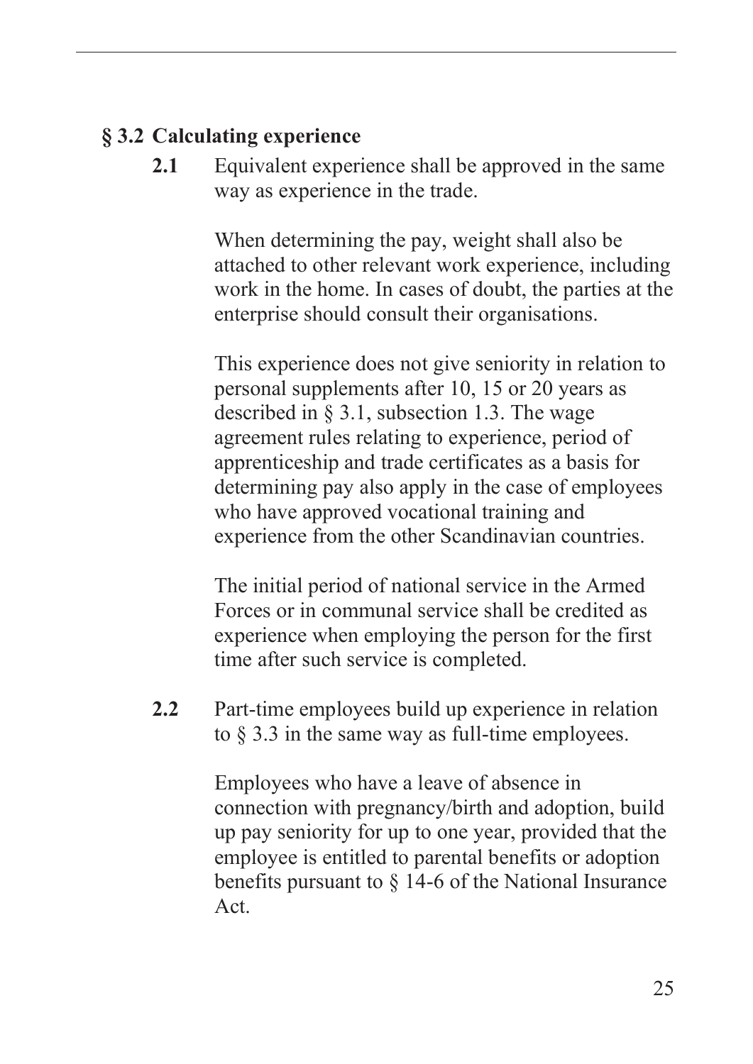### § 3.2 Calculating experience

**2.1** Equivalent experience shall be approved in the same way as experience in the trade.

When determining the pay, weight shall also be attached to other relevant work experience, including work in the home. In cases of doubt, the parties at the enterprise should consult their organisations.

This experience does not give seniority in relation to personal supplements after 10, 15 or 20 years as described in § 3.1, subsection 1.3. The wage agreement rules relating to experience, period of apprenticeship and trade certificates as a basis for determining pay also apply in the case of employees who have approved vocational training and experience from the other Scandinavian countries.

The initial period of national service in the Armed Forces or in communal service shall be credited as experience when employing the person for the first time after such service is completed.

**2.2** Part-time employees build up experience in relation to § 3.3 in the same way as full-time employees.

Employees who have a leave of absence in connection with pregnancy/birth and adoption, build up pay seniority for up to one year, provided that the employee is entitled to parental benefits or adoption benefits pursuant to § 14-6 of the National Insurance Act.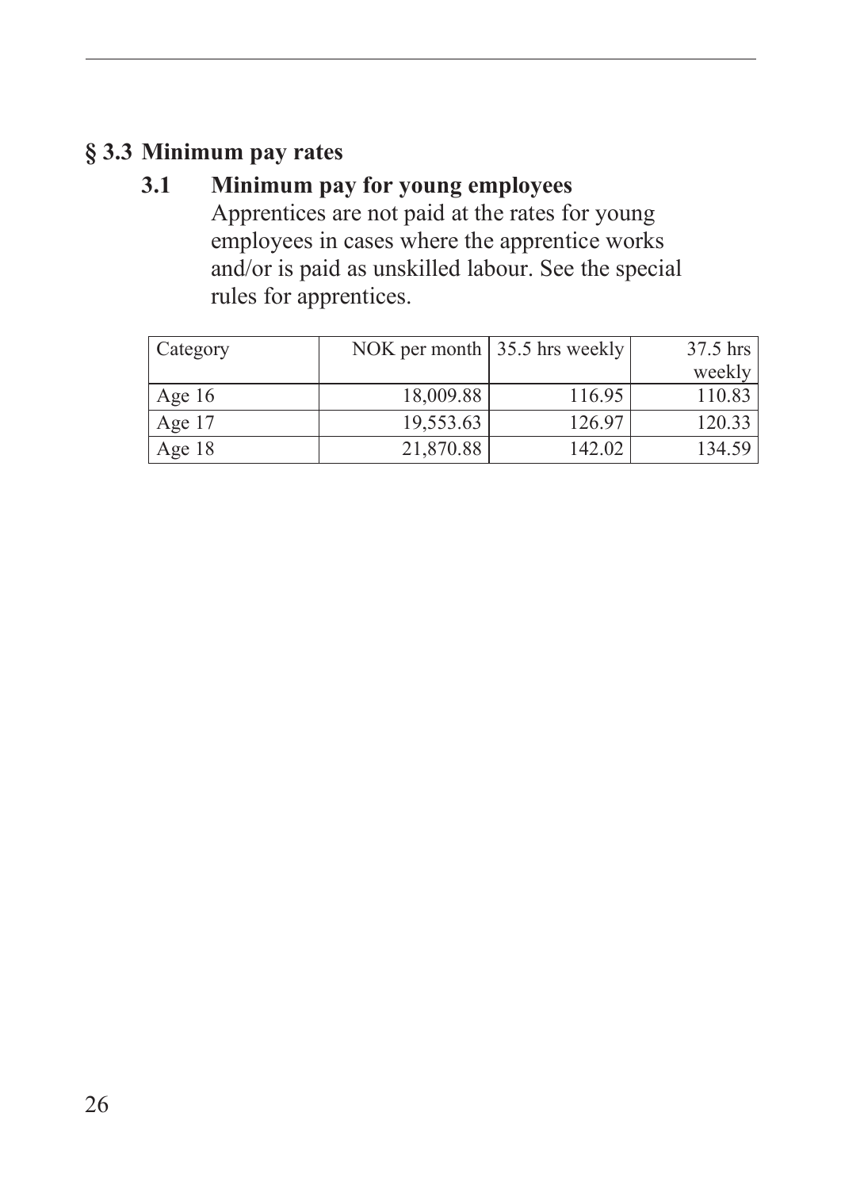## § 3.3 Minimum pay rates

### 3.1 Minimum pay for young employees

Apprentices are not paid at the rates for young employees in cases where the apprentice works and/or is paid as unskilled labour. See the special rules for apprentices.

| Category | NOK per month | 35.5 hrs weekly | 37.5 hrs weekly |
|---|---|---|---|
| Age 16 | 18,009.88 | 116.95 | 110.83 |
| Age 17 | 19,553.63 | 126.97 | 120.33 |
| Age 18 | 21,870.88 | 142.02 | 134.59 |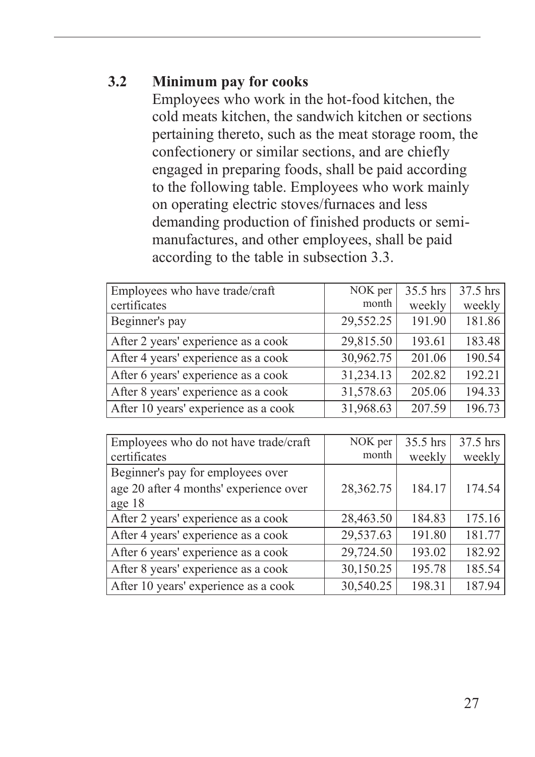## 3.2 Minimum pay for cooks

Employees who work in the hot-food kitchen, the cold meats kitchen, the sandwich kitchen or sections pertaining thereto, such as the meat storage room, the confectionery or similar sections, and are chiefly engaged in preparing foods, shall be paid according to the following table. Employees who work mainly on operating electric stoves/furnaces and less demanding production of finished products or semi-manufactures, and other employees, shall be paid according to the table in subsection 3.3.

| Employees who have trade/craft certificates | NOK per month | 35.5 hrs weekly | 37.5 hrs weekly |
|---|---|---|---|
| Beginner's pay | 29,552.25 | 191.90 | 181.86 |
| After 2 years' experience as a cook | 29,815.50 | 193.61 | 183.48 |
| After 4 years' experience as a cook | 30,962.75 | 201.06 | 190.54 |
| After 6 years' experience as a cook | 31,234.13 | 202.82 | 192.21 |
| After 8 years' experience as a cook | 31,578.63 | 205.06 | 194.33 |
| After 10 years' experience as a cook | 31,968.63 | 207.59 | 196.73 |

| Employees who do not have trade/craft certificates | NOK per month | 35.5 hrs weekly | 37.5 hrs weekly |
|---|---|---|---|
| Beginner's pay for employees over age 20 after 4 months' experience over age 18 | 28,362.75 | 184.17 | 174.54 |
| After 2 years' experience as a cook | 28,463.50 | 184.83 | 175.16 |
| After 4 years' experience as a cook | 29,537.63 | 191.80 | 181.77 |
| After 6 years' experience as a cook | 29,724.50 | 193.02 | 182.92 |
| After 8 years' experience as a cook | 30,150.25 | 195.78 | 185.54 |
| After 10 years' experience as a cook | 30,540.25 | 198.31 | 187.94 |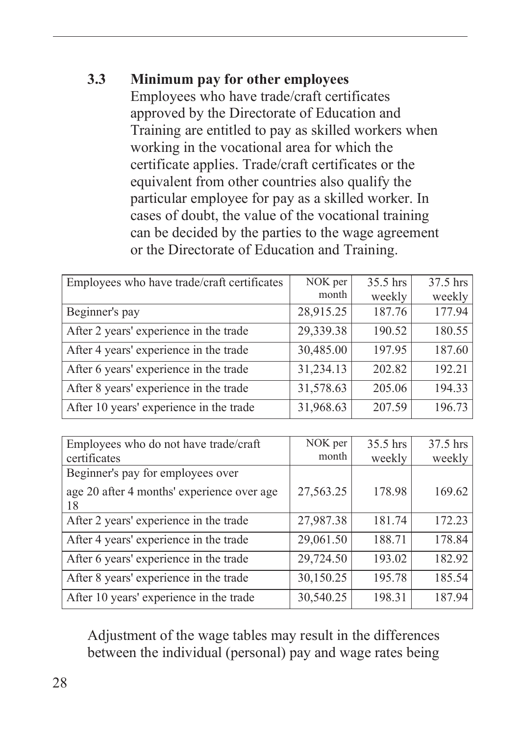### 3.3 Minimum pay for other employees

Employees who have trade/craft certificates approved by the Directorate of Education and Training are entitled to pay as skilled workers when working in the vocational area for which the certificate applies. Trade/craft certificates or the equivalent from other countries also qualify the particular employee for pay as a skilled worker. In cases of doubt, the value of the vocational training can be decided by the parties to the wage agreement or the Directorate of Education and Training.

| Employees who have trade/craft certificates | NOK per month | 35.5 hrs weekly | 37.5 hrs weekly |
|---|---|---|---|
| Beginner's pay | 28,915.25 | 187.76 | 177.94 |
| After 2 years' experience in the trade | 29,339.38 | 190.52 | 180.55 |
| After 4 years' experience in the trade | 30,485.00 | 197.95 | 187.60 |
| After 6 years' experience in the trade | 31,234.13 | 202.82 | 192.21 |
| After 8 years' experience in the trade | 31,578.63 | 205.06 | 194.33 |
| After 10 years' experience in the trade | 31,968.63 | 207.59 | 196.73 |

| Employees who do not have trade/craft certificates | NOK per month | 35.5 hrs weekly | 37.5 hrs weekly |
|---|---|---|---|
| Beginner's pay for employees over age 20 after 4 months' experience over age 18 | 27,563.25 | 178.98 | 169.62 |
| After 2 years' experience in the trade | 27,987.38 | 181.74 | 172.23 |
| After 4 years' experience in the trade | 29,061.50 | 188.71 | 178.84 |
| After 6 years' experience in the trade | 29,724.50 | 193.02 | 182.92 |
| After 8 years' experience in the trade | 30,150.25 | 195.78 | 185.54 |
| After 10 years' experience in the trade | 30,540.25 | 198.31 | 187.94 |

Adjustment of the wage tables may result in the differences between the individual (personal) pay and wage rates being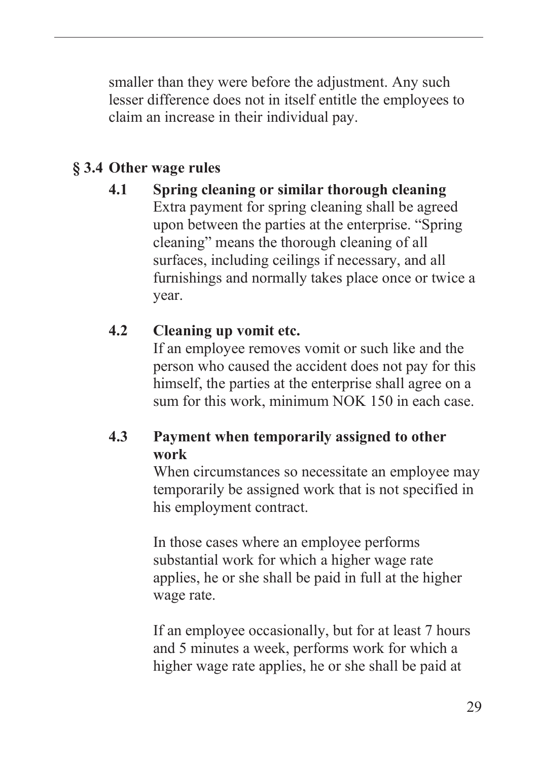smaller than they were before the adjustment. Any such lesser difference does not in itself entitle the employees to claim an increase in their individual pay.

## § 3.4 Other wage rules

### 4.1 Spring cleaning or similar thorough cleaning

Extra payment for spring cleaning shall be agreed upon between the parties at the enterprise. "Spring cleaning" means the thorough cleaning of all surfaces, including ceilings if necessary, and all furnishings and normally takes place once or twice a year.

### 4.2 Cleaning up vomit etc.

If an employee removes vomit or such like and the person who caused the accident does not pay for this himself, the parties at the enterprise shall agree on a sum for this work, minimum NOK 150 in each case.

### 4.3 Payment when temporarily assigned to other work

When circumstances so necessitate an employee may temporarily be assigned work that is not specified in his employment contract.

In those cases where an employee performs substantial work for which a higher wage rate applies, he or she shall be paid in full at the higher wage rate.

If an employee occasionally, but for at least 7 hours and 5 minutes a week, performs work for which a higher wage rate applies, he or she shall be paid at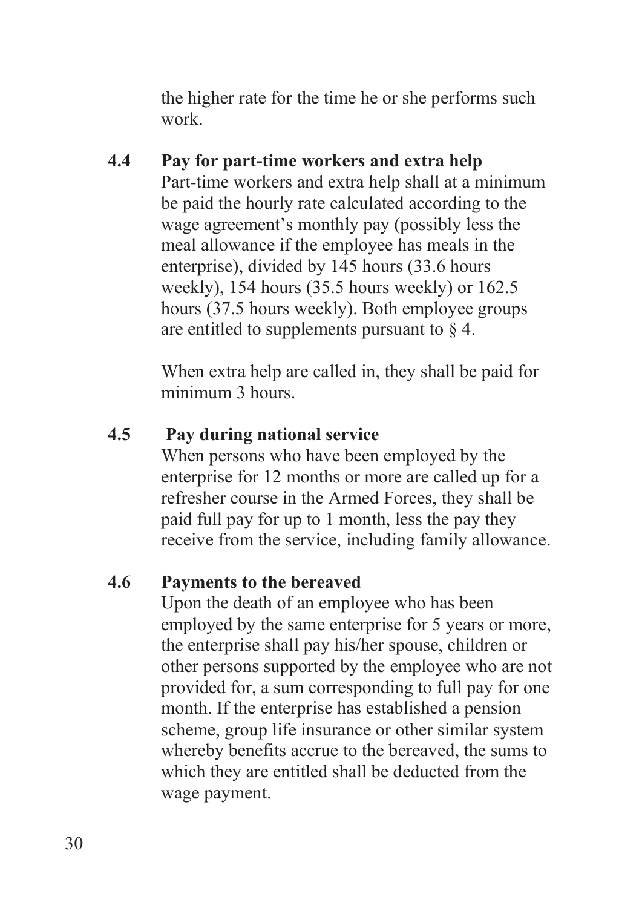the higher rate for the time he or she performs such work.

### 4.4 Pay for part-time workers and extra help

Part-time workers and extra help shall at a minimum be paid the hourly rate calculated according to the wage agreement's monthly pay (possibly less the meal allowance if the employee has meals in the enterprise), divided by 145 hours (33.6 hours weekly), 154 hours (35.5 hours weekly) or 162.5 hours (37.5 hours weekly). Both employee groups are entitled to supplements pursuant to § 4.

When extra help are called in, they shall be paid for minimum 3 hours.

### 4.5 Pay during national service

When persons who have been employed by the enterprise for 12 months or more are called up for a refresher course in the Armed Forces, they shall be paid full pay for up to 1 month, less the pay they receive from the service, including family allowance.

### 4.6 Payments to the bereaved

Upon the death of an employee who has been employed by the same enterprise for 5 years or more, the enterprise shall pay his/her spouse, children or other persons supported by the employee who are not provided for, a sum corresponding to full pay for one month. If the enterprise has established a pension scheme, group life insurance or other similar system whereby benefits accrue to the bereaved, the sums to which they are entitled shall be deducted from the wage payment.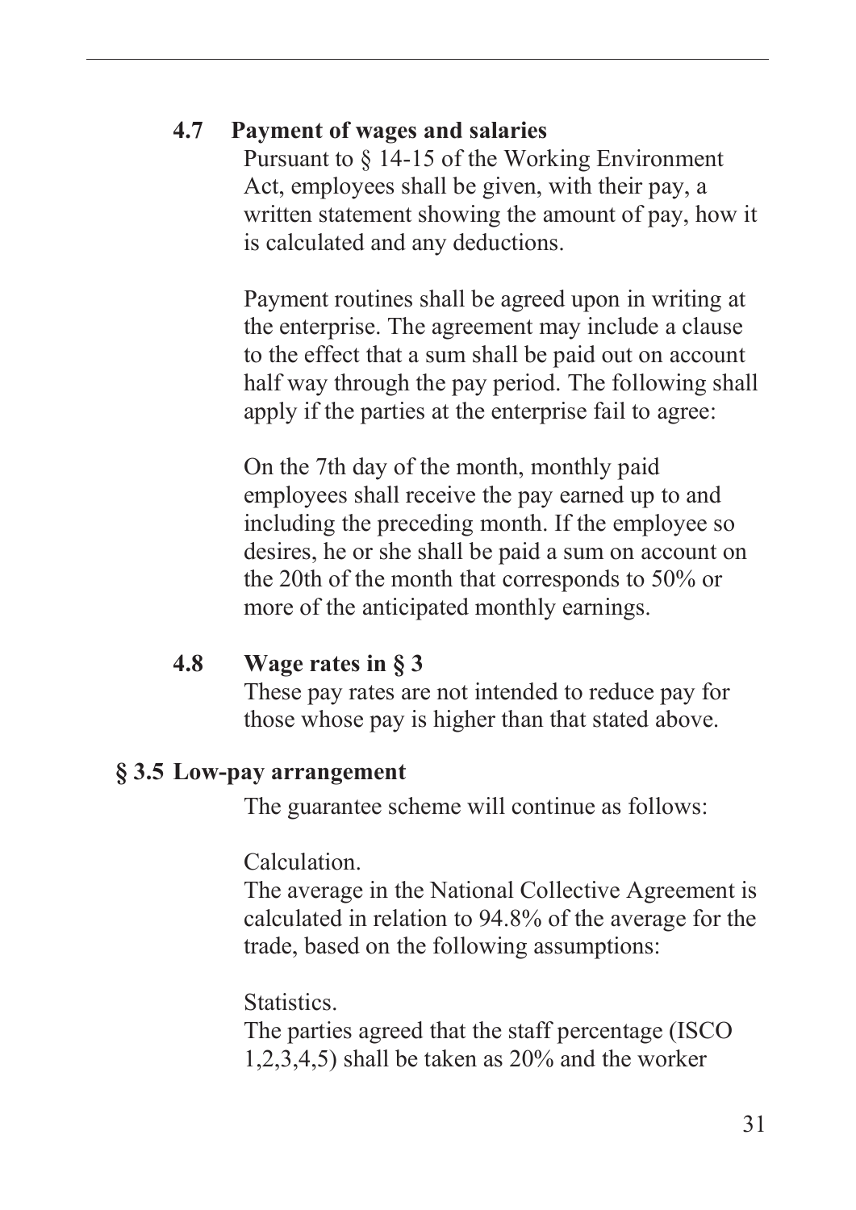### 4.7 Payment of wages and salaries

Pursuant to § 14-15 of the Working Environment Act, employees shall be given, with their pay, a written statement showing the amount of pay, how it is calculated and any deductions.

Payment routines shall be agreed upon in writing at the enterprise. The agreement may include a clause to the effect that a sum shall be paid out on account half way through the pay period. The following shall apply if the parties at the enterprise fail to agree:

On the 7th day of the month, monthly paid employees shall receive the pay earned up to and including the preceding month. If the employee so desires, he or she shall be paid a sum on account on the 20th of the month that corresponds to 50% or more of the anticipated monthly earnings.

### 4.8 Wage rates in § 3

These pay rates are not intended to reduce pay for those whose pay is higher than that stated above.

## § 3.5 Low-pay arrangement

The guarantee scheme will continue as follows:

Calculation.
The average in the National Collective Agreement is calculated in relation to 94.8% of the average for the trade, based on the following assumptions:

Statistics.
The parties agreed that the staff percentage (ISCO 1,2,3,4,5) shall be taken as 20% and the worker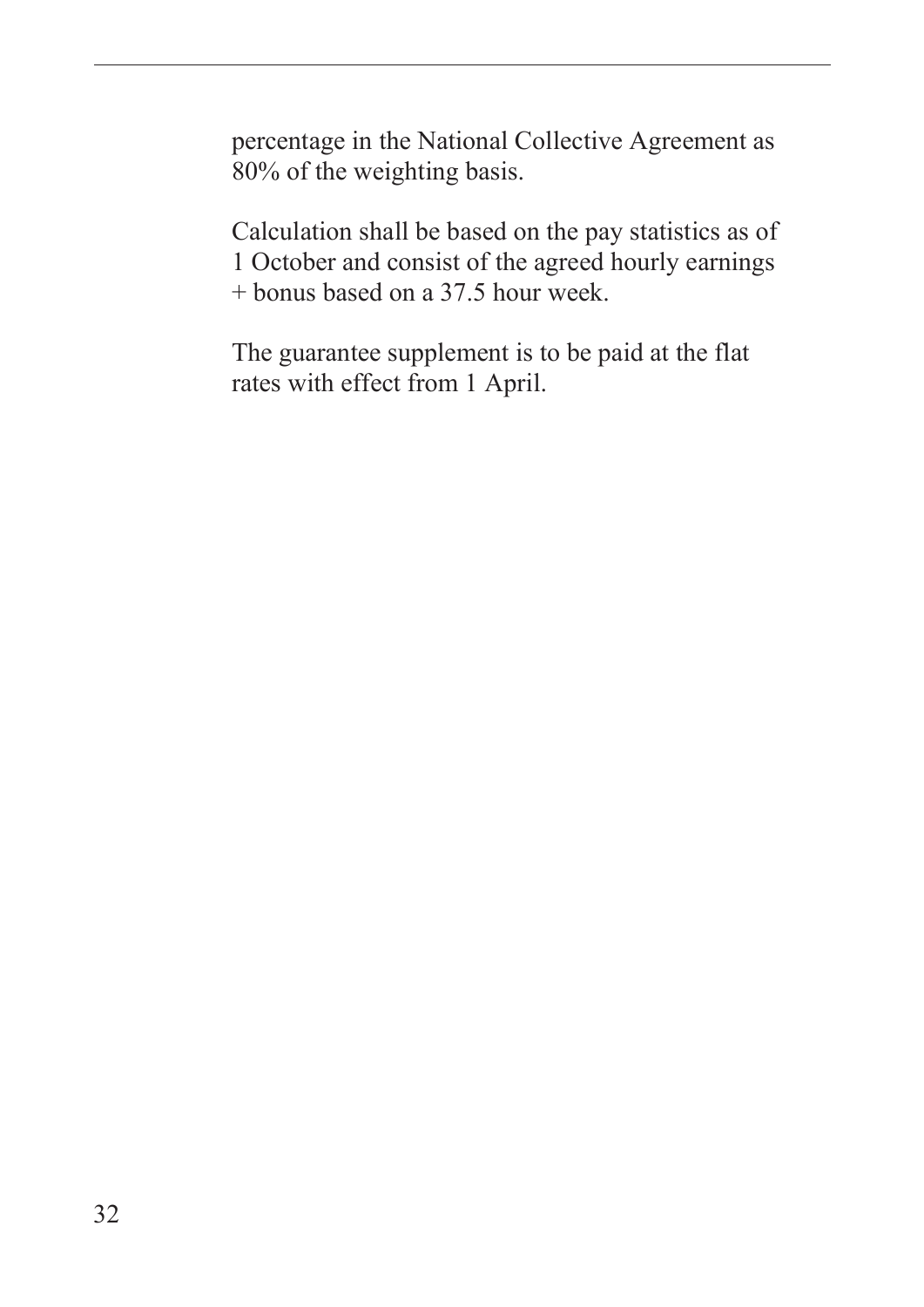percentage in the National Collective Agreement as 80% of the weighting basis.

Calculation shall be based on the pay statistics as of 1 October and consist of the agreed hourly earnings + bonus based on a 37.5 hour week.

The guarantee supplement is to be paid at the flat rates with effect from 1 April.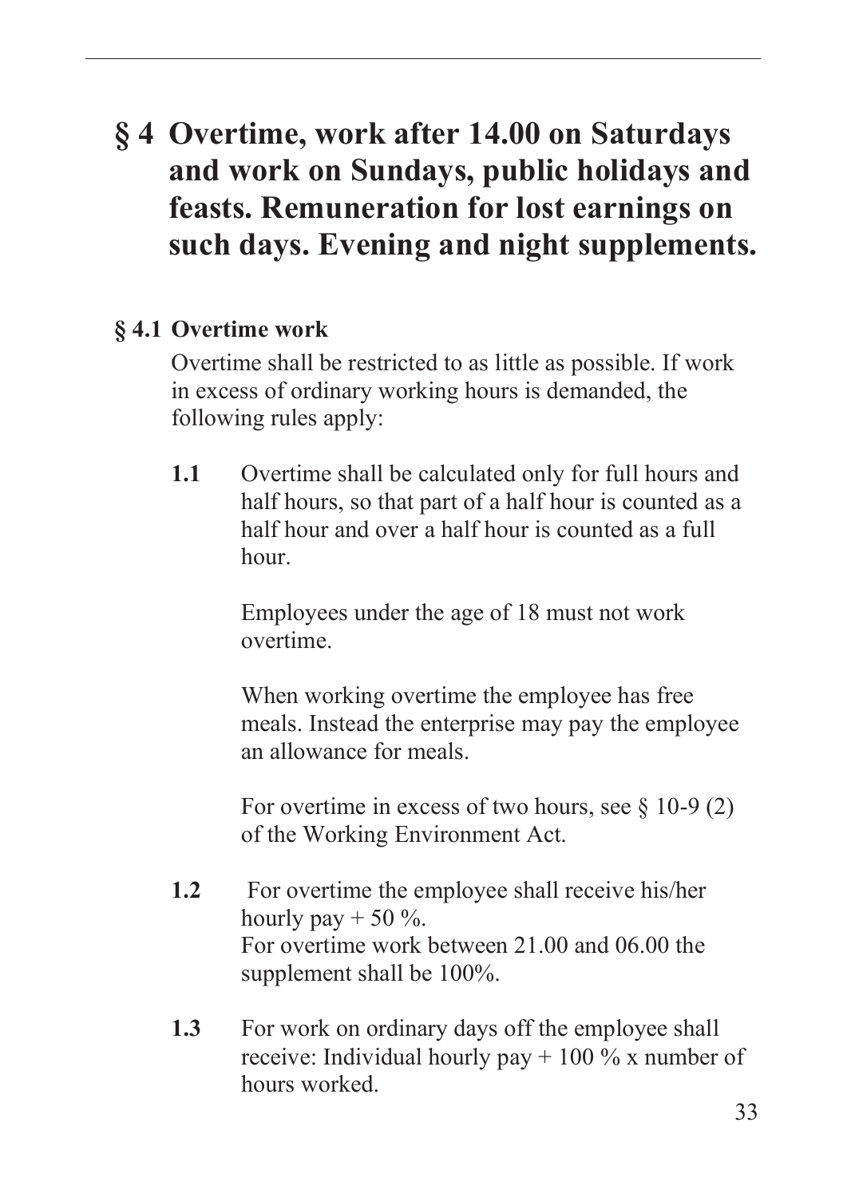# § 4 Overtime, work after 14.00 on Saturdays and work on Sundays, public holidays and feasts. Remuneration for lost earnings on such days. Evening and night supplements.

## § 4.1 Overtime work

Overtime shall be restricted to as little as possible. If work in excess of ordinary working hours is demanded, the following rules apply:

**1.1** Overtime shall be calculated only for full hours and half hours, so that part of a half hour is counted as a half hour and over a half hour is counted as a full hour.

Employees under the age of 18 must not work overtime.

When working overtime the employee has free meals. Instead the enterprise may pay the employee an allowance for meals.

For overtime in excess of two hours, see § 10-9 (2) of the Working Environment Act.

**1.2** For overtime the employee shall receive his/her hourly pay + 50 %.
For overtime work between 21.00 and 06.00 the supplement shall be 100%.

**1.3** For work on ordinary days off the employee shall receive: Individual hourly pay + 100 % x number of hours worked.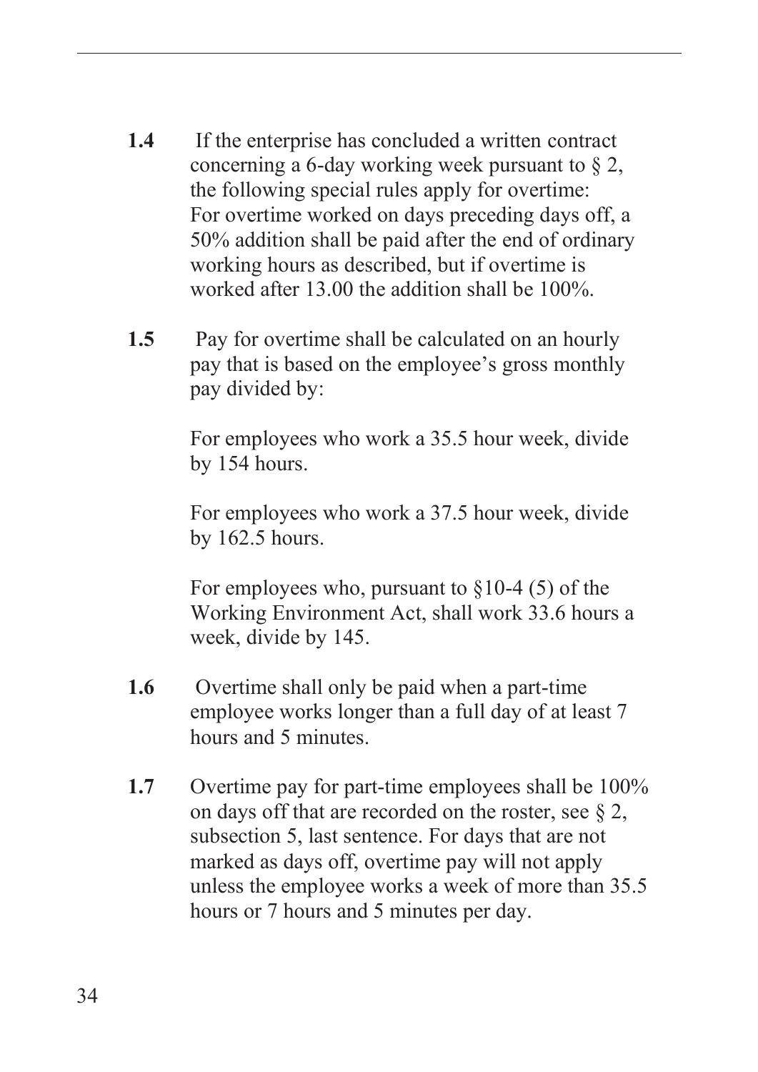**1.4** If the enterprise has concluded a written contract concerning a 6-day working week pursuant to § 2, the following special rules apply for overtime: For overtime worked on days preceding days off, a 50% addition shall be paid after the end of ordinary working hours as described, but if overtime is worked after 13.00 the addition shall be 100%.

**1.5** Pay for overtime shall be calculated on an hourly pay that is based on the employee's gross monthly pay divided by:

For employees who work a 35.5 hour week, divide by 154 hours.

For employees who work a 37.5 hour week, divide by 162.5 hours.

For employees who, pursuant to §10-4 (5) of the Working Environment Act, shall work 33.6 hours a week, divide by 145.

**1.6** Overtime shall only be paid when a part-time employee works longer than a full day of at least 7 hours and 5 minutes.

**1.7** Overtime pay for part-time employees shall be 100% on days off that are recorded on the roster, see § 2, subsection 5, last sentence. For days that are not marked as days off, overtime pay will not apply unless the employee works a week of more than 35.5 hours or 7 hours and 5 minutes per day.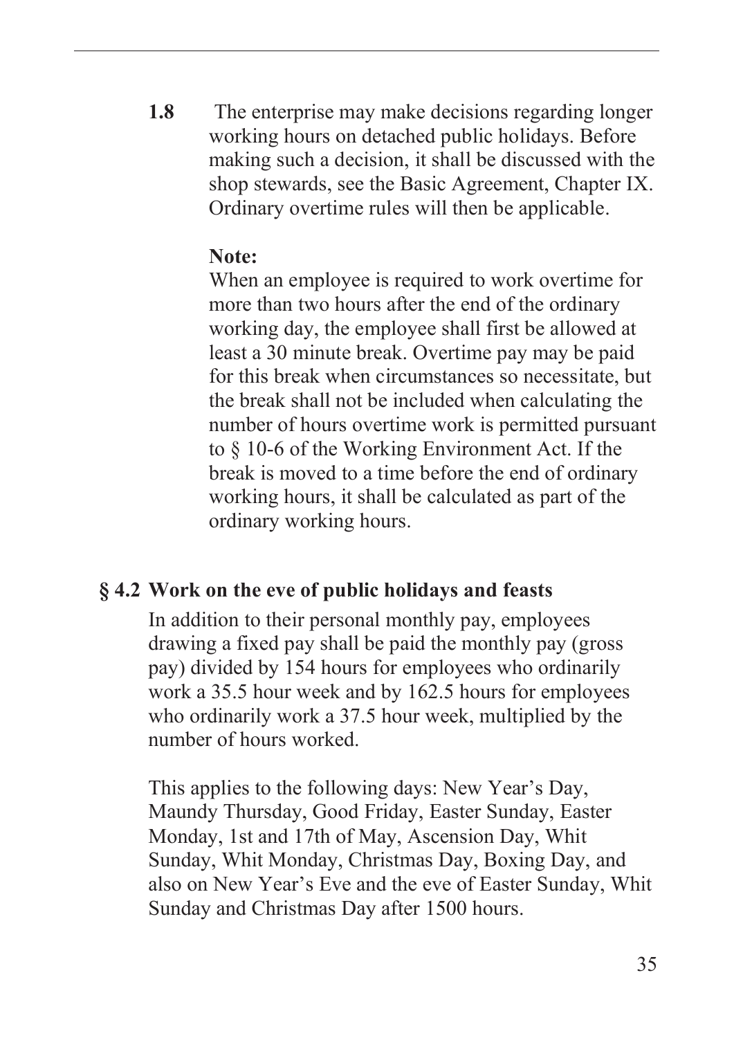**1.8** The enterprise may make decisions regarding longer working hours on detached public holidays. Before making such a decision, it shall be discussed with the shop stewards, see the Basic Agreement, Chapter IX. Ordinary overtime rules will then be applicable.

**Note:**
When an employee is required to work overtime for more than two hours after the end of the ordinary working day, the employee shall first be allowed at least a 30 minute break. Overtime pay may be paid for this break when circumstances so necessitate, but the break shall not be included when calculating the number of hours overtime work is permitted pursuant to § 10-6 of the Working Environment Act. If the break is moved to a time before the end of ordinary working hours, it shall be calculated as part of the ordinary working hours.

## § 4.2 Work on the eve of public holidays and feasts

In addition to their personal monthly pay, employees drawing a fixed pay shall be paid the monthly pay (gross pay) divided by 154 hours for employees who ordinarily work a 35.5 hour week and by 162.5 hours for employees who ordinarily work a 37.5 hour week, multiplied by the number of hours worked.

This applies to the following days: New Year's Day, Maundy Thursday, Good Friday, Easter Sunday, Easter Monday, 1st and 17th of May, Ascension Day, Whit Sunday, Whit Monday, Christmas Day, Boxing Day, and also on New Year's Eve and the eve of Easter Sunday, Whit Sunday and Christmas Day after 1500 hours.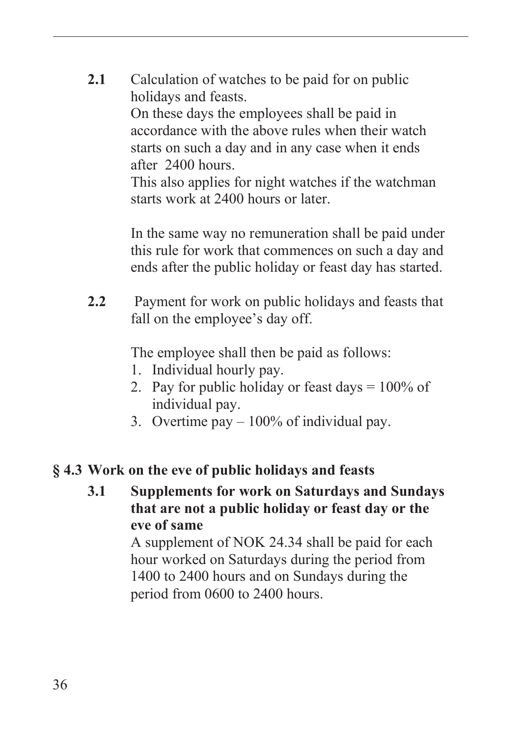**2.1** Calculation of watches to be paid for on public holidays and feasts.
On these days the employees shall be paid in accordance with the above rules when their watch starts on such a day and in any case when it ends after 2400 hours.
This also applies for night watches if the watchman starts work at 2400 hours or later.

In the same way no remuneration shall be paid under this rule for work that commences on such a day and ends after the public holiday or feast day has started.

**2.2** Payment for work on public holidays and feasts that fall on the employee's day off.

The employee shall then be paid as follows:

1. Individual hourly pay.
2. Pay for public holiday or feast days = 100% of individual pay.
3. Overtime pay – 100% of individual pay.

## § 4.3 Work on the eve of public holidays and feasts

**3.1 Supplements for work on Saturdays and Sundays that are not a public holiday or feast day or the eve of same**

A supplement of NOK 24.34 shall be paid for each hour worked on Saturdays during the period from 1400 to 2400 hours and on Sundays during the period from 0600 to 2400 hours.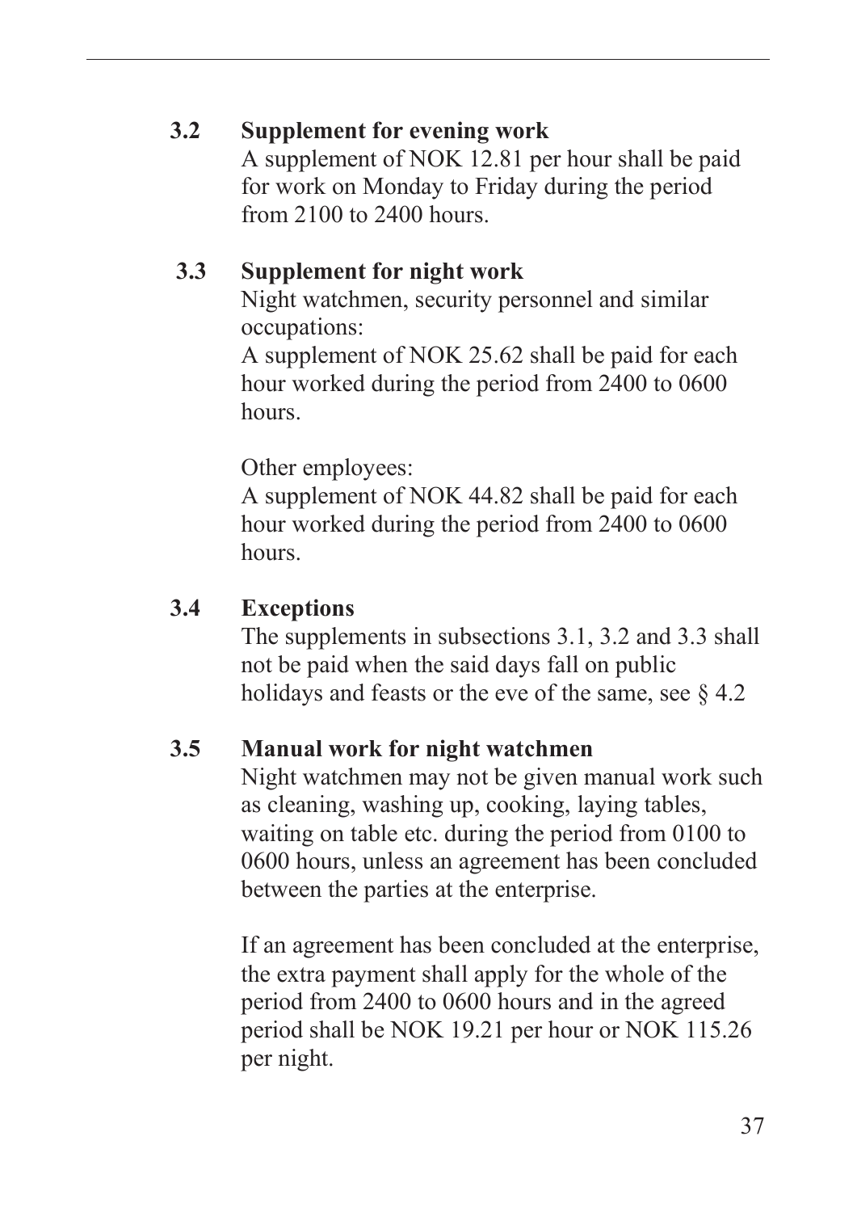### 3.2 Supplement for evening work

A supplement of NOK 12.81 per hour shall be paid for work on Monday to Friday during the period from 2100 to 2400 hours.

### 3.3 Supplement for night work

Night watchmen, security personnel and similar occupations:
A supplement of NOK 25.62 shall be paid for each hour worked during the period from 2400 to 0600 hours.

Other employees:
A supplement of NOK 44.82 shall be paid for each hour worked during the period from 2400 to 0600 hours.

### 3.4 Exceptions

The supplements in subsections 3.1, 3.2 and 3.3 shall not be paid when the said days fall on public holidays and feasts or the eve of the same, see § 4.2

### 3.5 Manual work for night watchmen

Night watchmen may not be given manual work such as cleaning, washing up, cooking, laying tables, waiting on table etc. during the period from 0100 to 0600 hours, unless an agreement has been concluded between the parties at the enterprise.

If an agreement has been concluded at the enterprise, the extra payment shall apply for the whole of the period from 2400 to 0600 hours and in the agreed period shall be NOK 19.21 per hour or NOK 115.26 per night.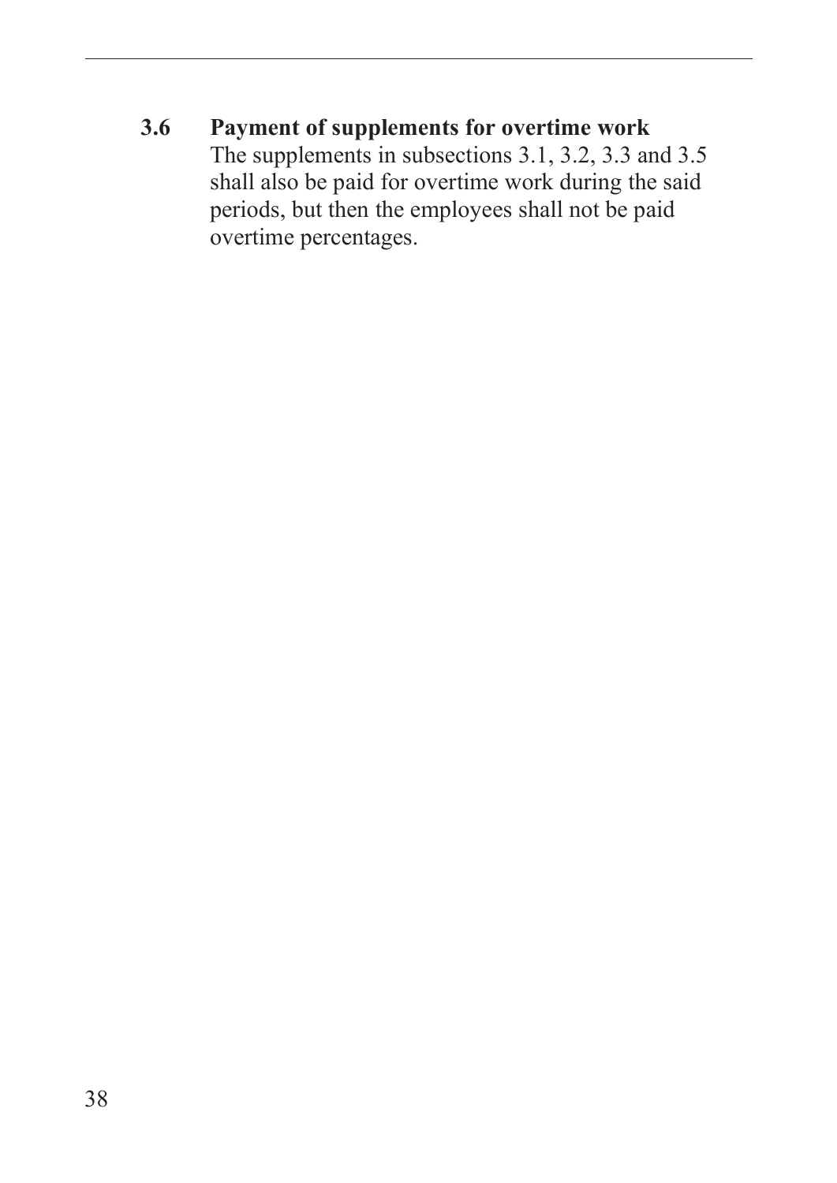### 3.6 Payment of supplements for overtime work

The supplements in subsections 3.1, 3.2, 3.3 and 3.5 shall also be paid for overtime work during the said periods, but then the employees shall not be paid overtime percentages.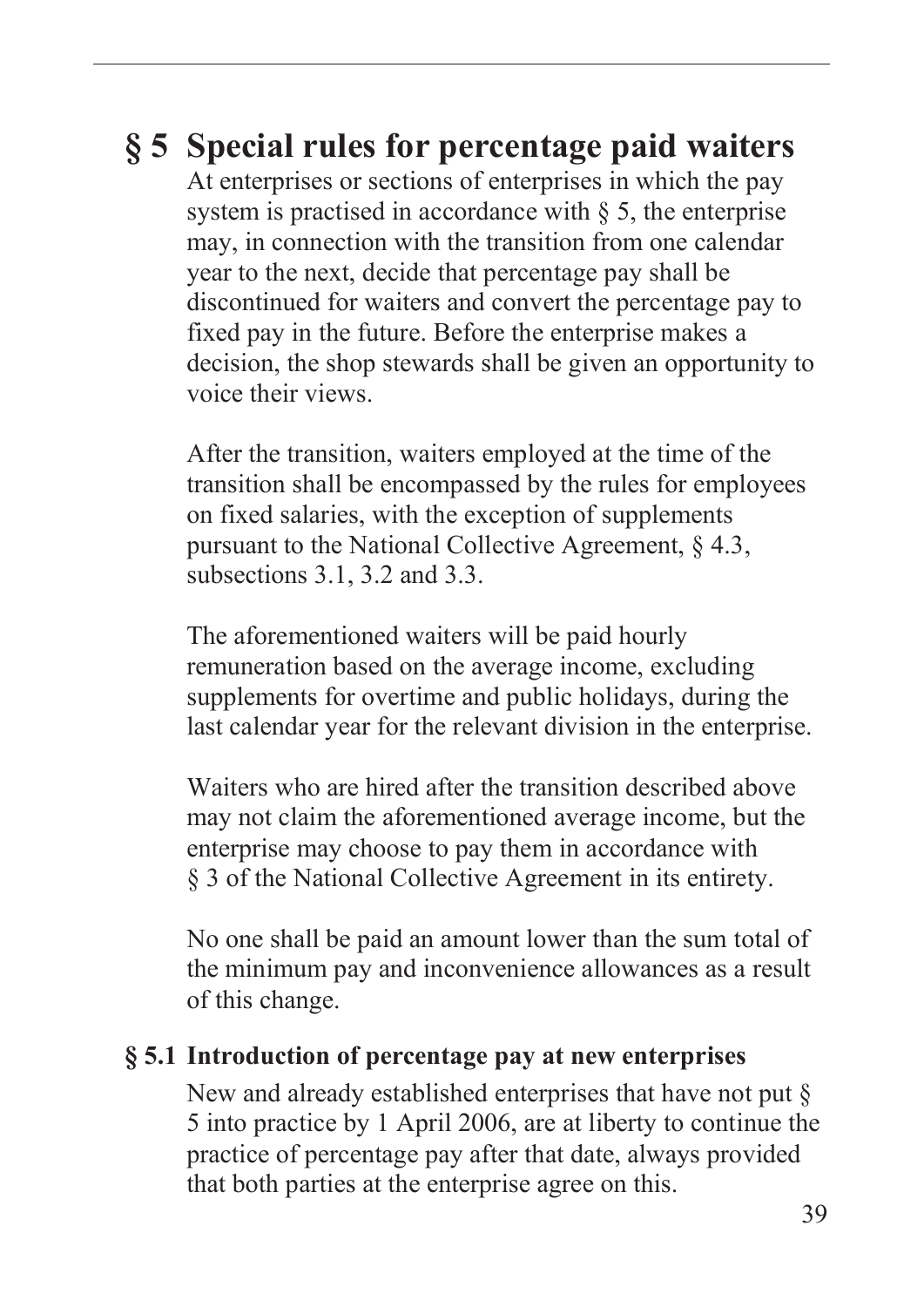## § 5 Special rules for percentage paid waiters

At enterprises or sections of enterprises in which the pay system is practised in accordance with § 5, the enterprise may, in connection with the transition from one calendar year to the next, decide that percentage pay shall be discontinued for waiters and convert the percentage pay to fixed pay in the future. Before the enterprise makes a decision, the shop stewards shall be given an opportunity to voice their views.

After the transition, waiters employed at the time of the transition shall be encompassed by the rules for employees on fixed salaries, with the exception of supplements pursuant to the National Collective Agreement, § 4.3, subsections 3.1, 3.2 and 3.3.

The aforementioned waiters will be paid hourly remuneration based on the average income, excluding supplements for overtime and public holidays, during the last calendar year for the relevant division in the enterprise.

Waiters who are hired after the transition described above may not claim the aforementioned average income, but the enterprise may choose to pay them in accordance with § 3 of the National Collective Agreement in its entirety.

No one shall be paid an amount lower than the sum total of the minimum pay and inconvenience allowances as a result of this change.

### § 5.1 Introduction of percentage pay at new enterprises

New and already established enterprises that have not put § 5 into practice by 1 April 2006, are at liberty to continue the practice of percentage pay after that date, always provided that both parties at the enterprise agree on this.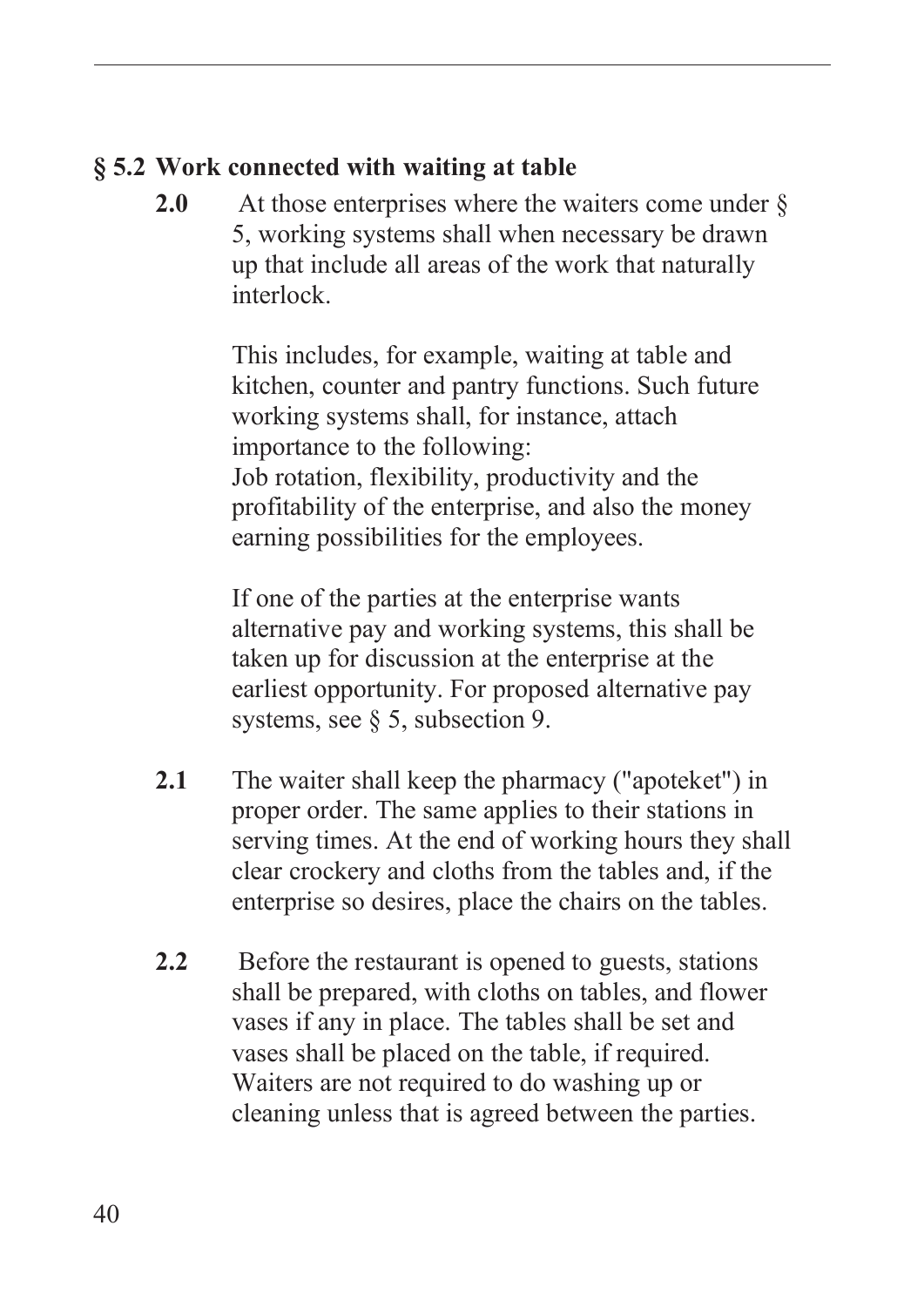## § 5.2 Work connected with waiting at table

**2.0** At those enterprises where the waiters come under § 5, working systems shall when necessary be drawn up that include all areas of the work that naturally interlock.

This includes, for example, waiting at table and kitchen, counter and pantry functions. Such future working systems shall, for instance, attach importance to the following:
Job rotation, flexibility, productivity and the profitability of the enterprise, and also the money earning possibilities for the employees.

If one of the parties at the enterprise wants alternative pay and working systems, this shall be taken up for discussion at the enterprise at the earliest opportunity. For proposed alternative pay systems, see § 5, subsection 9.

**2.1** The waiter shall keep the pharmacy ("apoteket") in proper order. The same applies to their stations in serving times. At the end of working hours they shall clear crockery and cloths from the tables and, if the enterprise so desires, place the chairs on the tables.

**2.2** Before the restaurant is opened to guests, stations shall be prepared, with cloths on tables, and flower vases if any in place. The tables shall be set and vases shall be placed on the table, if required. Waiters are not required to do washing up or cleaning unless that is agreed between the parties.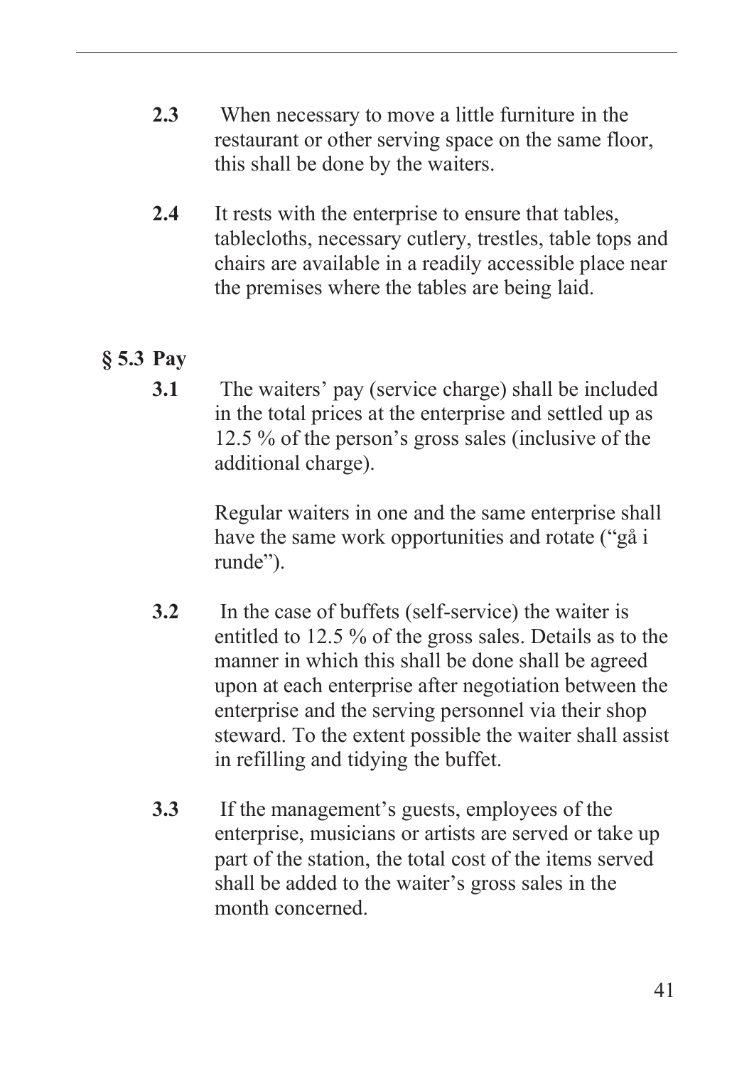**2.3** When necessary to move a little furniture in the restaurant or other serving space on the same floor, this shall be done by the waiters.

**2.4** It rests with the enterprise to ensure that tables, tablecloths, necessary cutlery, trestles, table tops and chairs are available in a readily accessible place near the premises where the tables are being laid.

## § 5.3 Pay

**3.1** The waiters' pay (service charge) shall be included in the total prices at the enterprise and settled up as 12.5 % of the person's gross sales (inclusive of the additional charge).

Regular waiters in one and the same enterprise shall have the same work opportunities and rotate ("gå i runde").

**3.2** In the case of buffets (self-service) the waiter is entitled to 12.5 % of the gross sales. Details as to the manner in which this shall be done shall be agreed upon at each enterprise after negotiation between the enterprise and the serving personnel via their shop steward. To the extent possible the waiter shall assist in refilling and tidying the buffet.

**3.3** If the management's guests, employees of the enterprise, musicians or artists are served or take up part of the station, the total cost of the items served shall be added to the waiter's gross sales in the month concerned.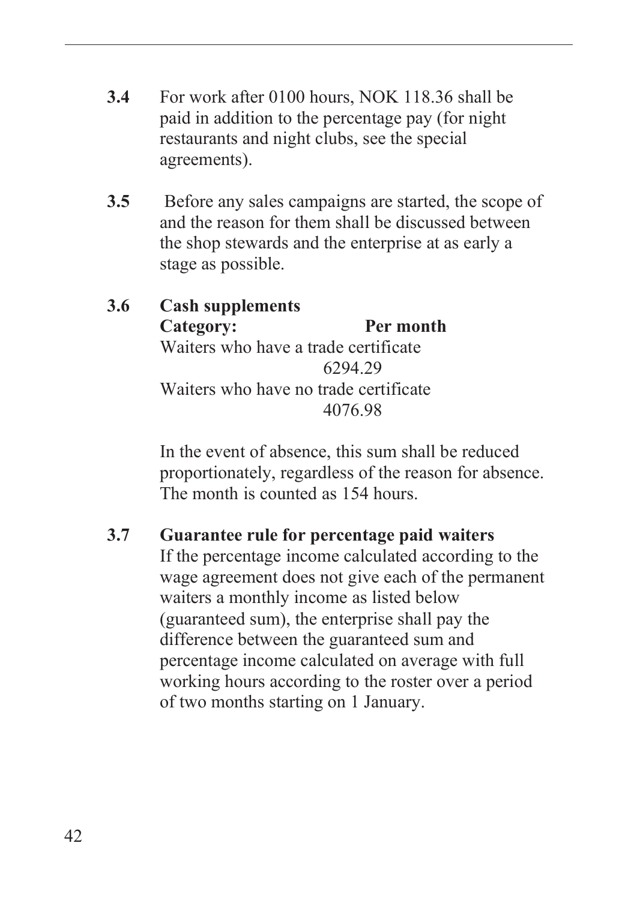**3.4** For work after 0100 hours, NOK 118.36 shall be paid in addition to the percentage pay (for night restaurants and night clubs, see the special agreements).

**3.5** Before any sales campaigns are started, the scope of and the reason for them shall be discussed between the shop stewards and the enterprise at as early a stage as possible.

**3.6 Cash supplements**

| **Category:** | **Per month** |
|---|---|
| Waiters who have a trade certificate | 6294.29 |
| Waiters who have no trade certificate | 4076.98 |

In the event of absence, this sum shall be reduced proportionately, regardless of the reason for absence. The month is counted as 154 hours.

**3.7 Guarantee rule for percentage paid waiters**

If the percentage income calculated according to the wage agreement does not give each of the permanent waiters a monthly income as listed below (guaranteed sum), the enterprise shall pay the difference between the guaranteed sum and percentage income calculated on average with full working hours according to the roster over a period of two months starting on 1 January.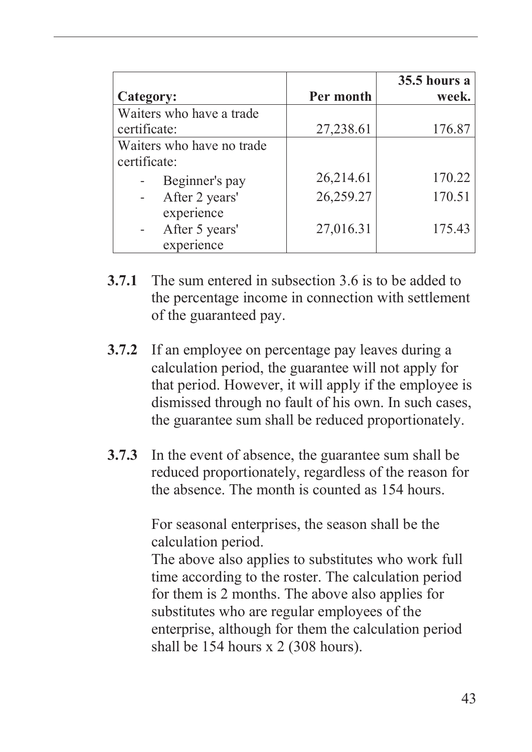| Category: | Per month | 35.5 hours a week. |
|---|---|---|
| Waiters who have a trade certificate: | 27,238.61 | 176.87 |
| Waiters who have no trade certificate: | | |
| - Beginner's pay | 26,214.61 | 170.22 |
| - After 2 years' experience | 26,259.27 | 170.51 |
| - After 5 years' experience | 27,016.31 | 175.43 |

**3.7.1** The sum entered in subsection 3.6 is to be added to the percentage income in connection with settlement of the guaranteed pay.

**3.7.2** If an employee on percentage pay leaves during a calculation period, the guarantee will not apply for that period. However, it will apply if the employee is dismissed through no fault of his own. In such cases, the guarantee sum shall be reduced proportionately.

**3.7.3** In the event of absence, the guarantee sum shall be reduced proportionately, regardless of the reason for the absence. The month is counted as 154 hours.

For seasonal enterprises, the season shall be the calculation period.
The above also applies to substitutes who work full time according to the roster. The calculation period for them is 2 months. The above also applies for substitutes who are regular employees of the enterprise, although for them the calculation period shall be 154 hours x 2 (308 hours).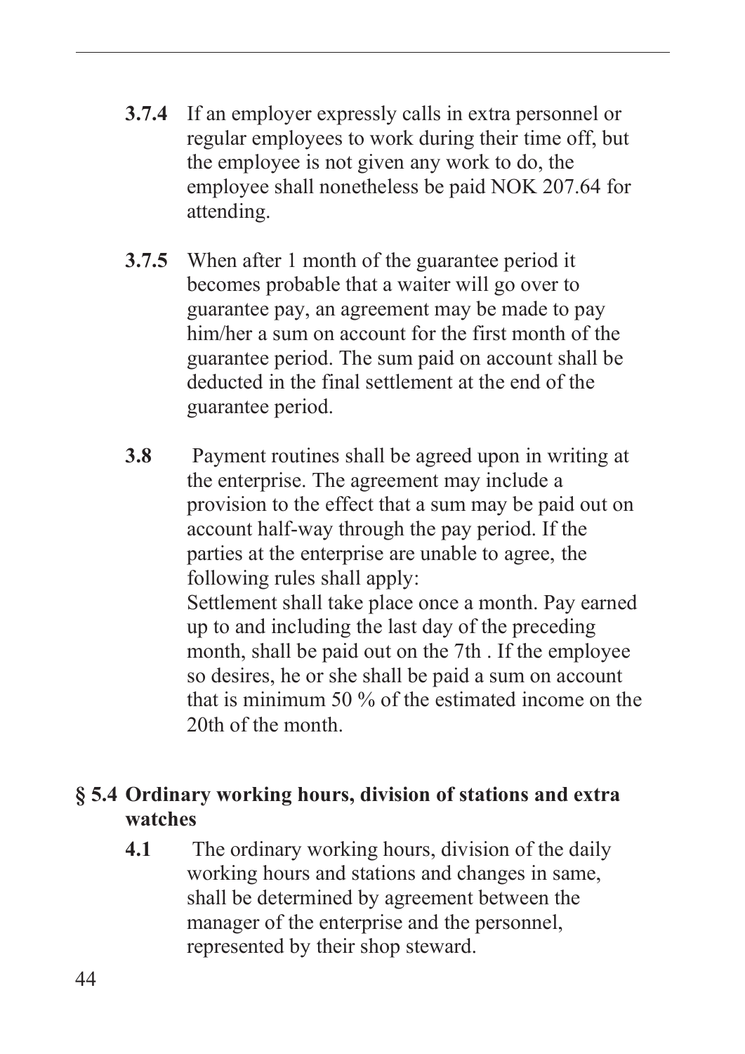**3.7.4** If an employer expressly calls in extra personnel or regular employees to work during their time off, but the employee is not given any work to do, the employee shall nonetheless be paid NOK 207.64 for attending.

**3.7.5** When after 1 month of the guarantee period it becomes probable that a waiter will go over to guarantee pay, an agreement may be made to pay him/her a sum on account for the first month of the guarantee period. The sum paid on account shall be deducted in the final settlement at the end of the guarantee period.

**3.8** Payment routines shall be agreed upon in writing at the enterprise. The agreement may include a provision to the effect that a sum may be paid out on account half-way through the pay period. If the parties at the enterprise are unable to agree, the following rules shall apply:
Settlement shall take place once a month. Pay earned up to and including the last day of the preceding month, shall be paid out on the 7th . If the employee so desires, he or she shall be paid a sum on account that is minimum 50 % of the estimated income on the 20th of the month.

## § 5.4 Ordinary working hours, division of stations and extra watches

**4.1** The ordinary working hours, division of the daily working hours and stations and changes in same, shall be determined by agreement between the manager of the enterprise and the personnel, represented by their shop steward.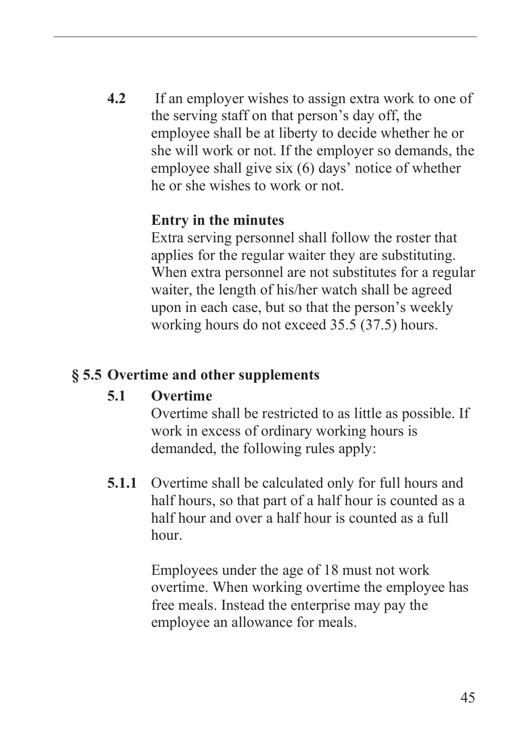**4.2** If an employer wishes to assign extra work to one of the serving staff on that person's day off, the employee shall be at liberty to decide whether he or she will work or not. If the employer so demands, the employee shall give six (6) days' notice of whether he or she wishes to work or not.

**Entry in the minutes**

Extra serving personnel shall follow the roster that applies for the regular waiter they are substituting. When extra personnel are not substitutes for a regular waiter, the length of his/her watch shall be agreed upon in each case, but so that the person's weekly working hours do not exceed 35.5 (37.5) hours.

## § 5.5 Overtime and other supplements

### 5.1 Overtime

Overtime shall be restricted to as little as possible. If work in excess of ordinary working hours is demanded, the following rules apply:

**5.1.1** Overtime shall be calculated only for full hours and half hours, so that part of a half hour is counted as a half hour and over a half hour is counted as a full hour.

Employees under the age of 18 must not work overtime. When working overtime the employee has free meals. Instead the enterprise may pay the employee an allowance for meals.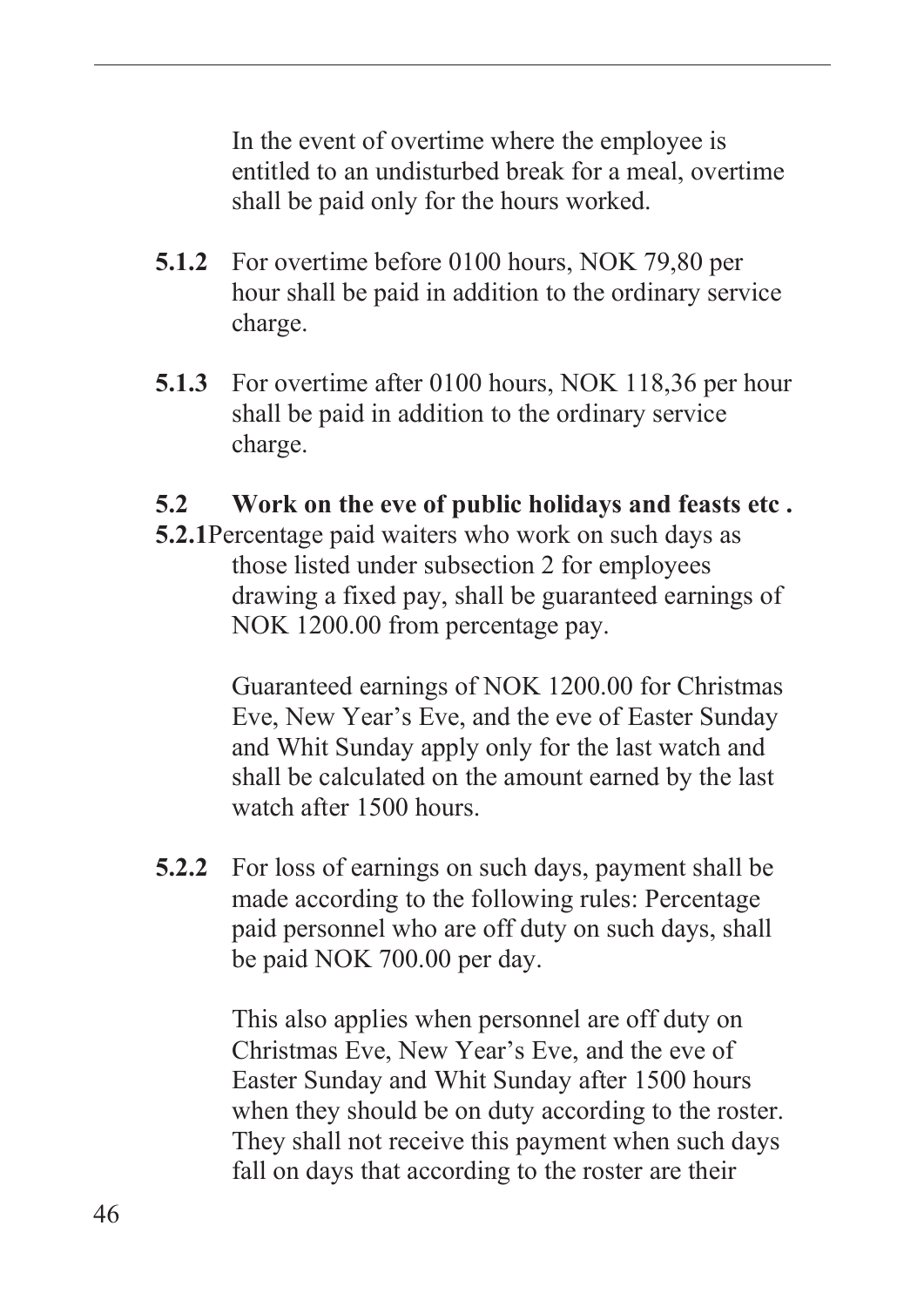In the event of overtime where the employee is entitled to an undisturbed break for a meal, overtime shall be paid only for the hours worked.

**5.1.2** For overtime before 0100 hours, NOK 79,80 per hour shall be paid in addition to the ordinary service charge.

**5.1.3** For overtime after 0100 hours, NOK 118,36 per hour shall be paid in addition to the ordinary service charge.

### 5.2 Work on the eve of public holidays and feasts etc .

**5.2.1** Percentage paid waiters who work on such days as those listed under subsection 2 for employees drawing a fixed pay, shall be guaranteed earnings of NOK 1200.00 from percentage pay.

Guaranteed earnings of NOK 1200.00 for Christmas Eve, New Year's Eve, and the eve of Easter Sunday and Whit Sunday apply only for the last watch and shall be calculated on the amount earned by the last watch after 1500 hours.

**5.2.2** For loss of earnings on such days, payment shall be made according to the following rules: Percentage paid personnel who are off duty on such days, shall be paid NOK 700.00 per day.

This also applies when personnel are off duty on Christmas Eve, New Year's Eve, and the eve of Easter Sunday and Whit Sunday after 1500 hours when they should be on duty according to the roster. They shall not receive this payment when such days fall on days that according to the roster are their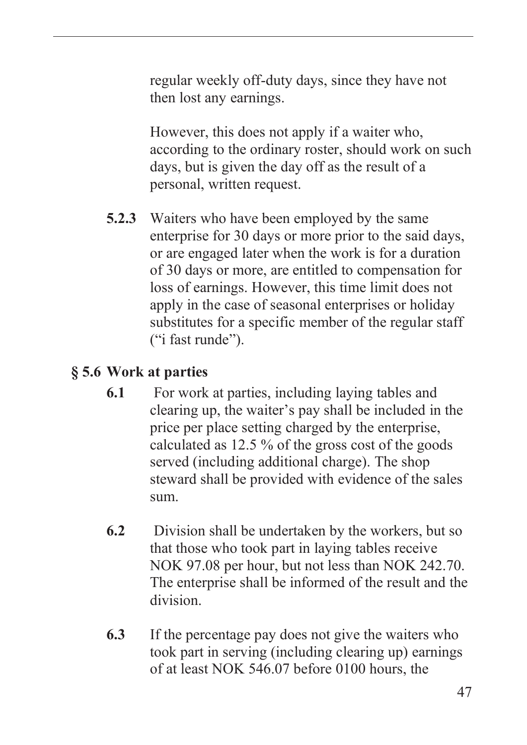regular weekly off-duty days, since they have not then lost any earnings.

However, this does not apply if a waiter who, according to the ordinary roster, should work on such days, but is given the day off as the result of a personal, written request.

**5.2.3** Waiters who have been employed by the same enterprise for 30 days or more prior to the said days, or are engaged later when the work is for a duration of 30 days or more, are entitled to compensation for loss of earnings. However, this time limit does not apply in the case of seasonal enterprises or holiday substitutes for a specific member of the regular staff ("i fast runde").

## § 5.6 Work at parties

**6.1** For work at parties, including laying tables and clearing up, the waiter's pay shall be included in the price per place setting charged by the enterprise, calculated as 12.5 % of the gross cost of the goods served (including additional charge). The shop steward shall be provided with evidence of the sales sum.

**6.2** Division shall be undertaken by the workers, but so that those who took part in laying tables receive NOK 97.08 per hour, but not less than NOK 242.70. The enterprise shall be informed of the result and the division.

**6.3** If the percentage pay does not give the waiters who took part in serving (including clearing up) earnings of at least NOK 546.07 before 0100 hours, the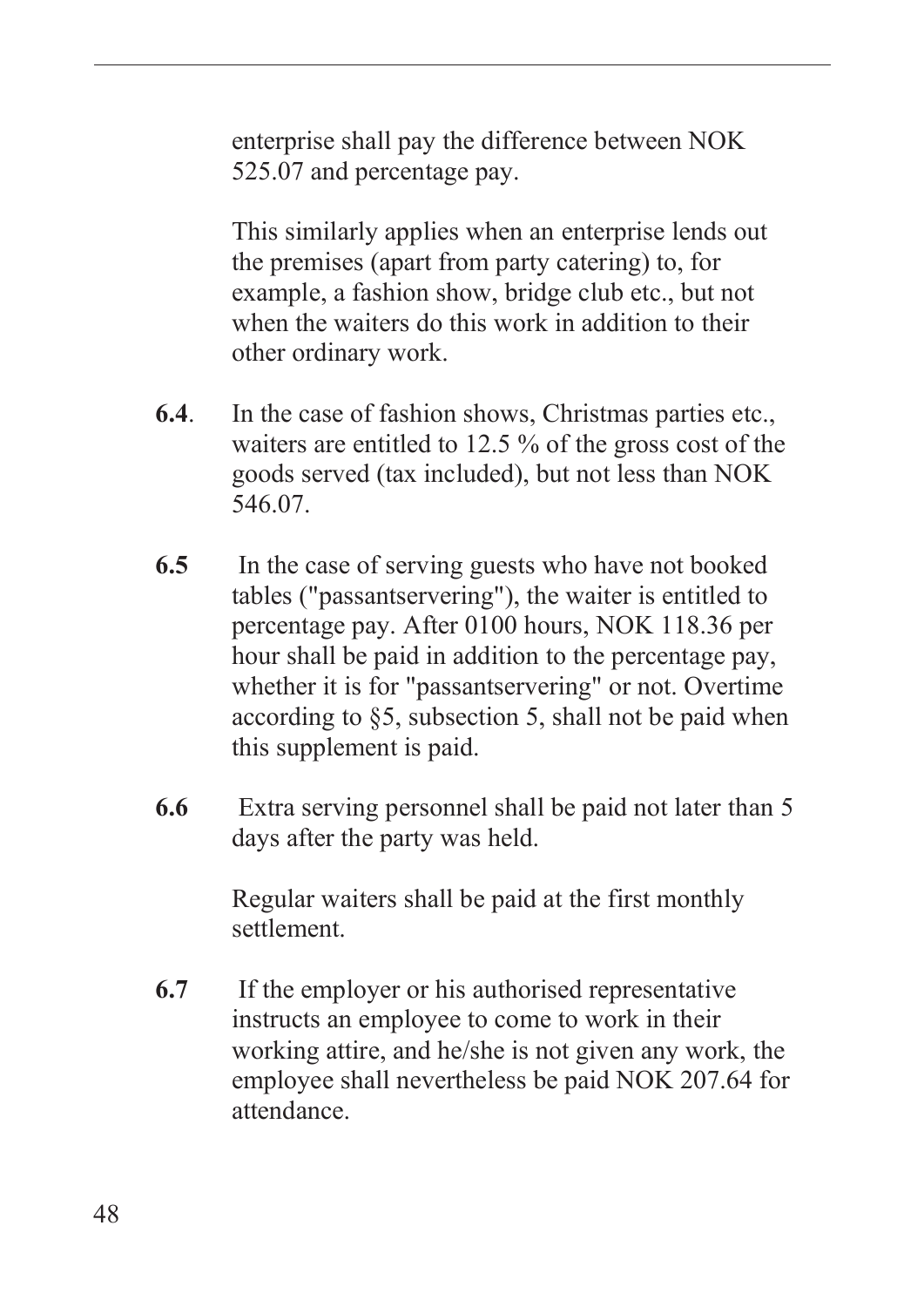enterprise shall pay the difference between NOK 525.07 and percentage pay.

This similarly applies when an enterprise lends out the premises (apart from party catering) to, for example, a fashion show, bridge club etc., but not when the waiters do this work in addition to their other ordinary work.

**6.4**. In the case of fashion shows, Christmas parties etc., waiters are entitled to 12.5 % of the gross cost of the goods served (tax included), but not less than NOK 546.07.

**6.5** In the case of serving guests who have not booked tables ("passantservering"), the waiter is entitled to percentage pay. After 0100 hours, NOK 118.36 per hour shall be paid in addition to the percentage pay, whether it is for "passantservering" or not. Overtime according to §5, subsection 5, shall not be paid when this supplement is paid.

**6.6** Extra serving personnel shall be paid not later than 5 days after the party was held.

Regular waiters shall be paid at the first monthly settlement.

**6.7** If the employer or his authorised representative instructs an employee to come to work in their working attire, and he/she is not given any work, the employee shall nevertheless be paid NOK 207.64 for attendance.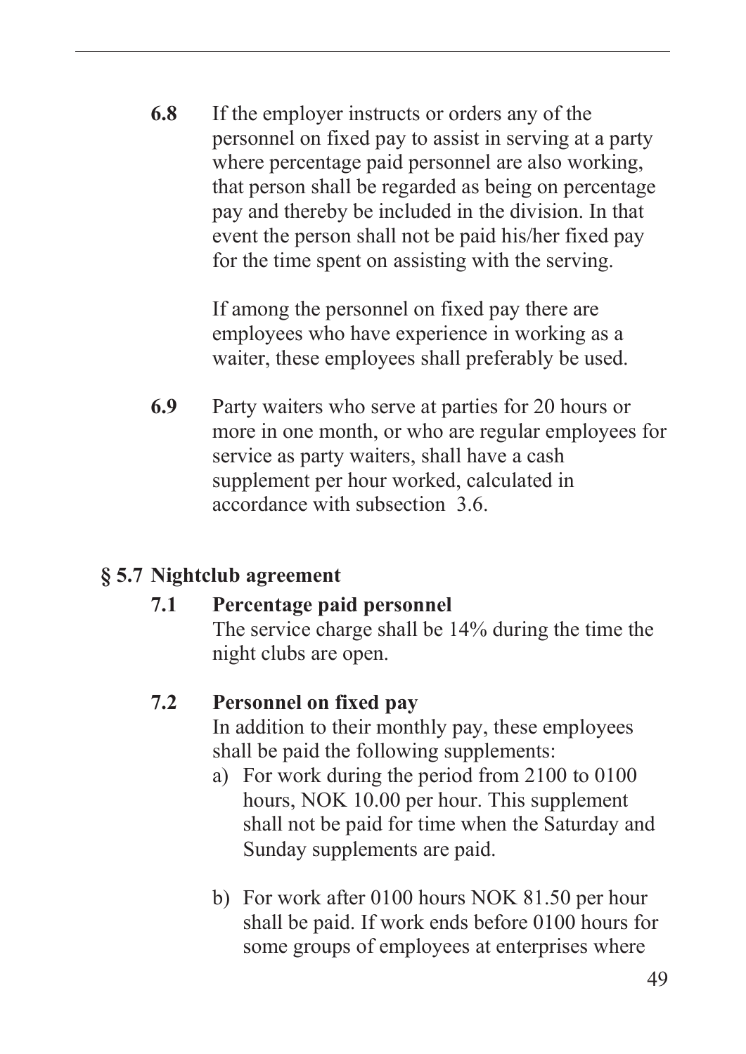**6.8** If the employer instructs or orders any of the personnel on fixed pay to assist in serving at a party where percentage paid personnel are also working, that person shall be regarded as being on percentage pay and thereby be included in the division. In that event the person shall not be paid his/her fixed pay for the time spent on assisting with the serving.

If among the personnel on fixed pay there are employees who have experience in working as a waiter, these employees shall preferably be used.

**6.9** Party waiters who serve at parties for 20 hours or more in one month, or who are regular employees for service as party waiters, shall have a cash supplement per hour worked, calculated in accordance with subsection 3.6.

## § 5.7 Nightclub agreement

**7.1 Percentage paid personnel**

The service charge shall be 14% during the time the night clubs are open.

**7.2 Personnel on fixed pay**

In addition to their monthly pay, these employees shall be paid the following supplements:

a) For work during the period from 2100 to 0100 hours, NOK 10.00 per hour. This supplement shall not be paid for time when the Saturday and Sunday supplements are paid.

b) For work after 0100 hours NOK 81.50 per hour shall be paid. If work ends before 0100 hours for some groups of employees at enterprises where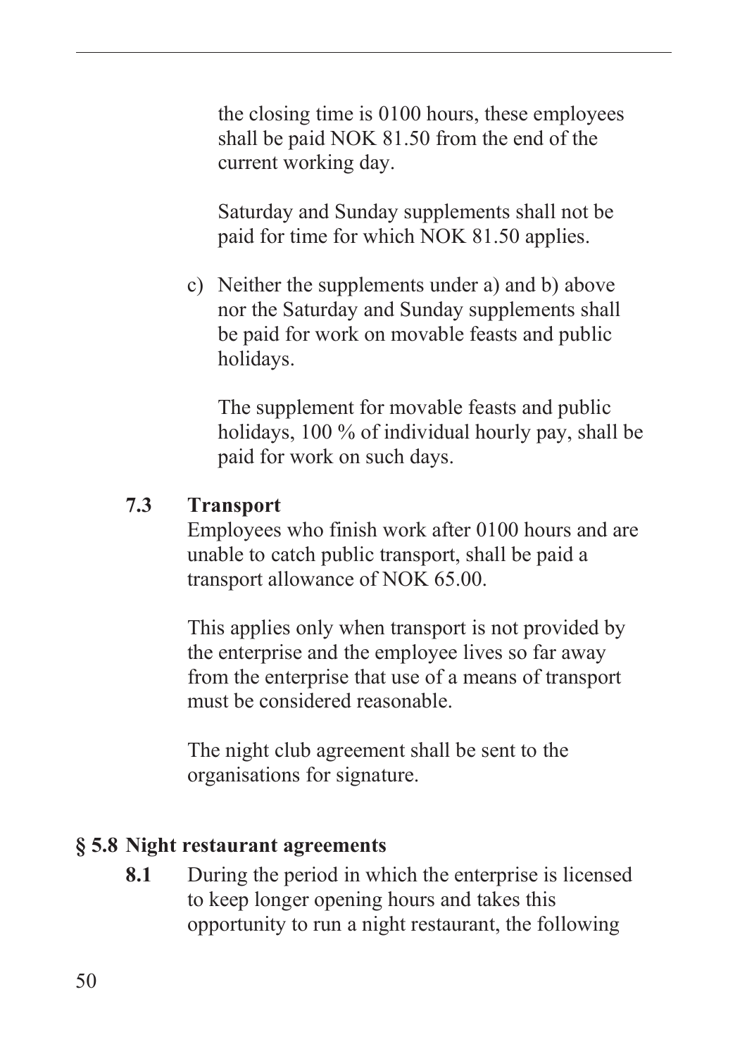the closing time is 0100 hours, these employees shall be paid NOK 81.50 from the end of the current working day.

Saturday and Sunday supplements shall not be paid for time for which NOK 81.50 applies.

c) Neither the supplements under a) and b) above nor the Saturday and Sunday supplements shall be paid for work on movable feasts and public holidays.

The supplement for movable feasts and public holidays, 100 % of individual hourly pay, shall be paid for work on such days.

**7.3 Transport**

Employees who finish work after 0100 hours and are unable to catch public transport, shall be paid a transport allowance of NOK 65.00.

This applies only when transport is not provided by the enterprise and the employee lives so far away from the enterprise that use of a means of transport must be considered reasonable.

The night club agreement shall be sent to the organisations for signature.

## § 5.8 Night restaurant agreements

**8.1** During the period in which the enterprise is licensed to keep longer opening hours and takes this opportunity to run a night restaurant, the following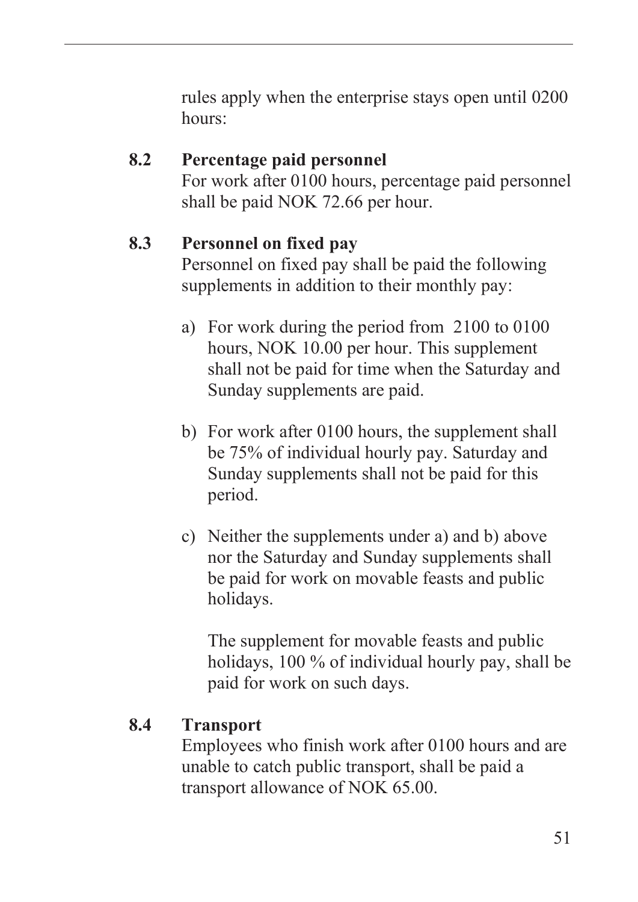rules apply when the enterprise stays open until 0200 hours:

**8.2 Percentage paid personnel**

For work after 0100 hours, percentage paid personnel shall be paid NOK 72.66 per hour.

**8.3 Personnel on fixed pay**

Personnel on fixed pay shall be paid the following supplements in addition to their monthly pay:

a) For work during the period from 2100 to 0100 hours, NOK 10.00 per hour. This supplement shall not be paid for time when the Saturday and Sunday supplements are paid.

b) For work after 0100 hours, the supplement shall be 75% of individual hourly pay. Saturday and Sunday supplements shall not be paid for this period.

c) Neither the supplements under a) and b) above nor the Saturday and Sunday supplements shall be paid for work on movable feasts and public holidays.

   The supplement for movable feasts and public holidays, 100 % of individual hourly pay, shall be paid for work on such days.

**8.4 Transport**

Employees who finish work after 0100 hours and are unable to catch public transport, shall be paid a transport allowance of NOK 65.00.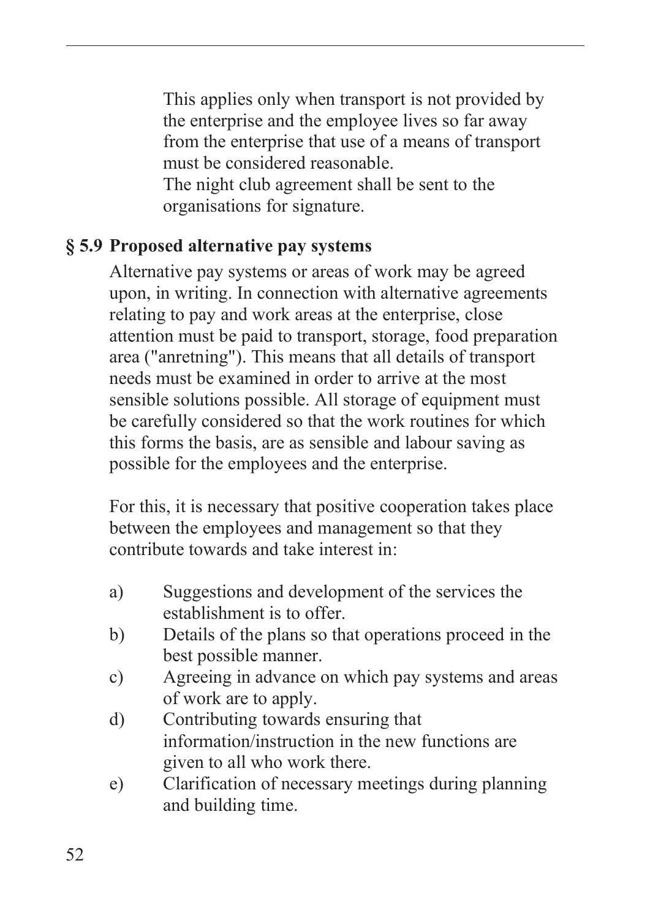This applies only when transport is not provided by the enterprise and the employee lives so far away from the enterprise that use of a means of transport must be considered reasonable.
The night club agreement shall be sent to the organisations for signature.

### § 5.9 Proposed alternative pay systems

Alternative pay systems or areas of work may be agreed upon, in writing. In connection with alternative agreements relating to pay and work areas at the enterprise, close attention must be paid to transport, storage, food preparation area ("anretning"). This means that all details of transport needs must be examined in order to arrive at the most sensible solutions possible. All storage of equipment must be carefully considered so that the work routines for which this forms the basis, are as sensible and labour saving as possible for the employees and the enterprise.

For this, it is necessary that positive cooperation takes place between the employees and management so that they contribute towards and take interest in:

a) Suggestions and development of the services the establishment is to offer.
b) Details of the plans so that operations proceed in the best possible manner.
c) Agreeing in advance on which pay systems and areas of work are to apply.
d) Contributing towards ensuring that information/instruction in the new functions are given to all who work there.
e) Clarification of necessary meetings during planning and building time.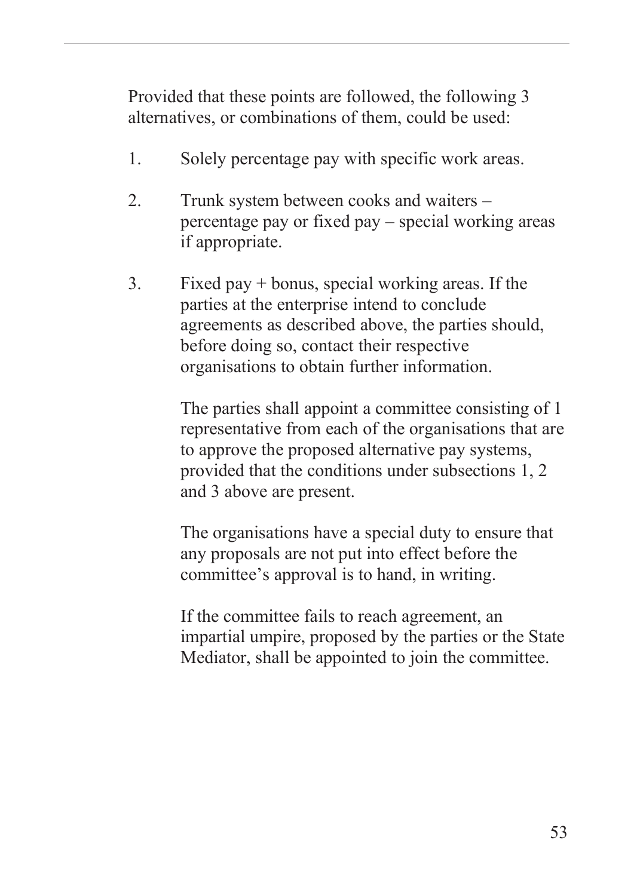Provided that these points are followed, the following 3 alternatives, or combinations of them, could be used:

1. Solely percentage pay with specific work areas.

2. Trunk system between cooks and waiters – percentage pay or fixed pay – special working areas if appropriate.

3. Fixed pay + bonus, special working areas. If the parties at the enterprise intend to conclude agreements as described above, the parties should, before doing so, contact their respective organisations to obtain further information.

   The parties shall appoint a committee consisting of 1 representative from each of the organisations that are to approve the proposed alternative pay systems, provided that the conditions under subsections 1, 2 and 3 above are present.

   The organisations have a special duty to ensure that any proposals are not put into effect before the committee's approval is to hand, in writing.

   If the committee fails to reach agreement, an impartial umpire, proposed by the parties or the State Mediator, shall be appointed to join the committee.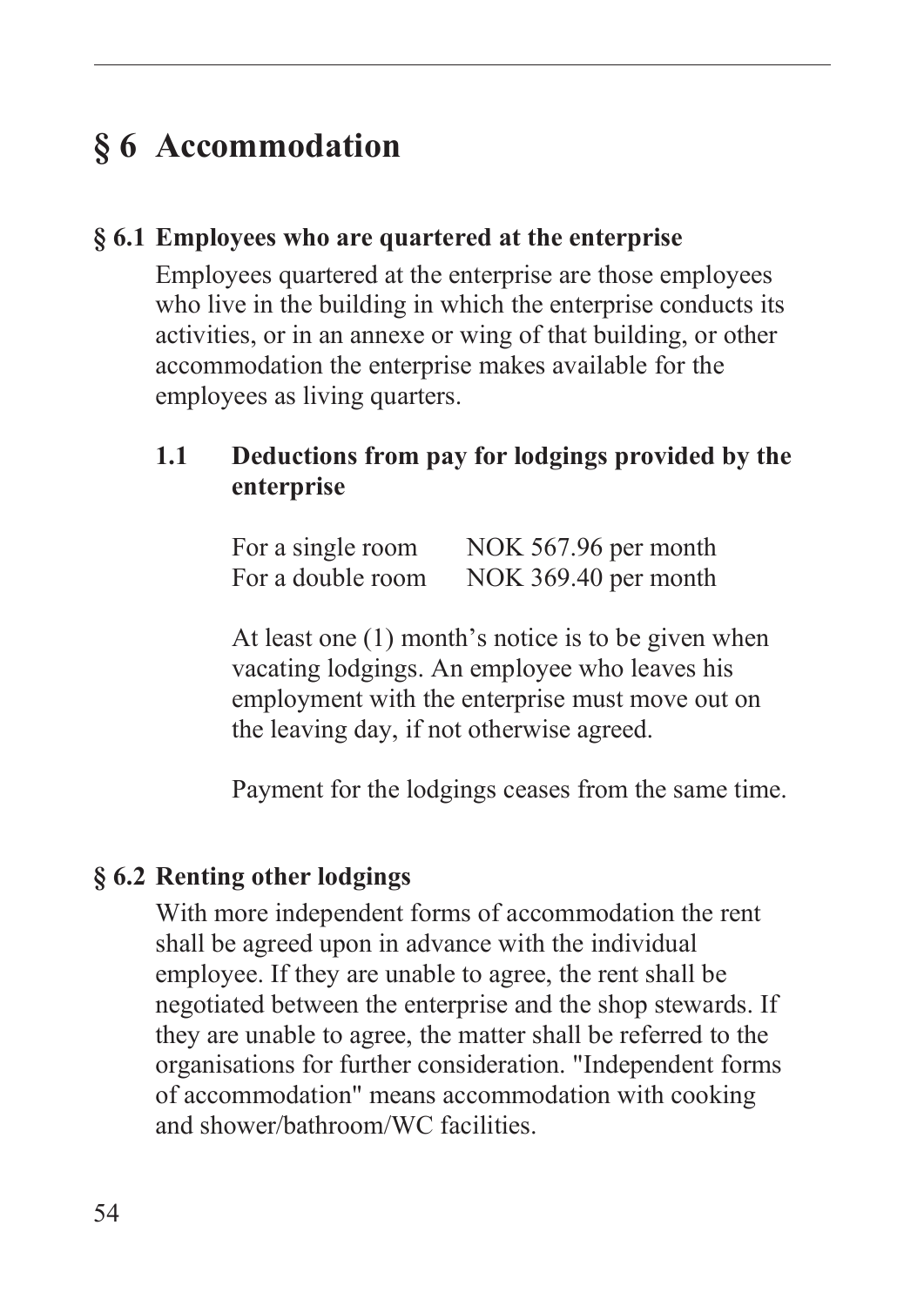# § 6 Accommodation

## § 6.1 Employees who are quartered at the enterprise

Employees quartered at the enterprise are those employees who live in the building in which the enterprise conducts its activities, or in an annexe or wing of that building, or other accommodation the enterprise makes available for the employees as living quarters.

### 1.1 Deductions from pay for lodgings provided by the enterprise

| | |
|---|---|
| For a single room | NOK 567.96 per month |
| For a double room | NOK 369.40 per month |

At least one (1) month's notice is to be given when vacating lodgings. An employee who leaves his employment with the enterprise must move out on the leaving day, if not otherwise agreed.

Payment for the lodgings ceases from the same time.

## § 6.2 Renting other lodgings

With more independent forms of accommodation the rent shall be agreed upon in advance with the individual employee. If they are unable to agree, the rent shall be negotiated between the enterprise and the shop stewards. If they are unable to agree, the matter shall be referred to the organisations for further consideration. "Independent forms of accommodation" means accommodation with cooking and shower/bathroom/WC facilities.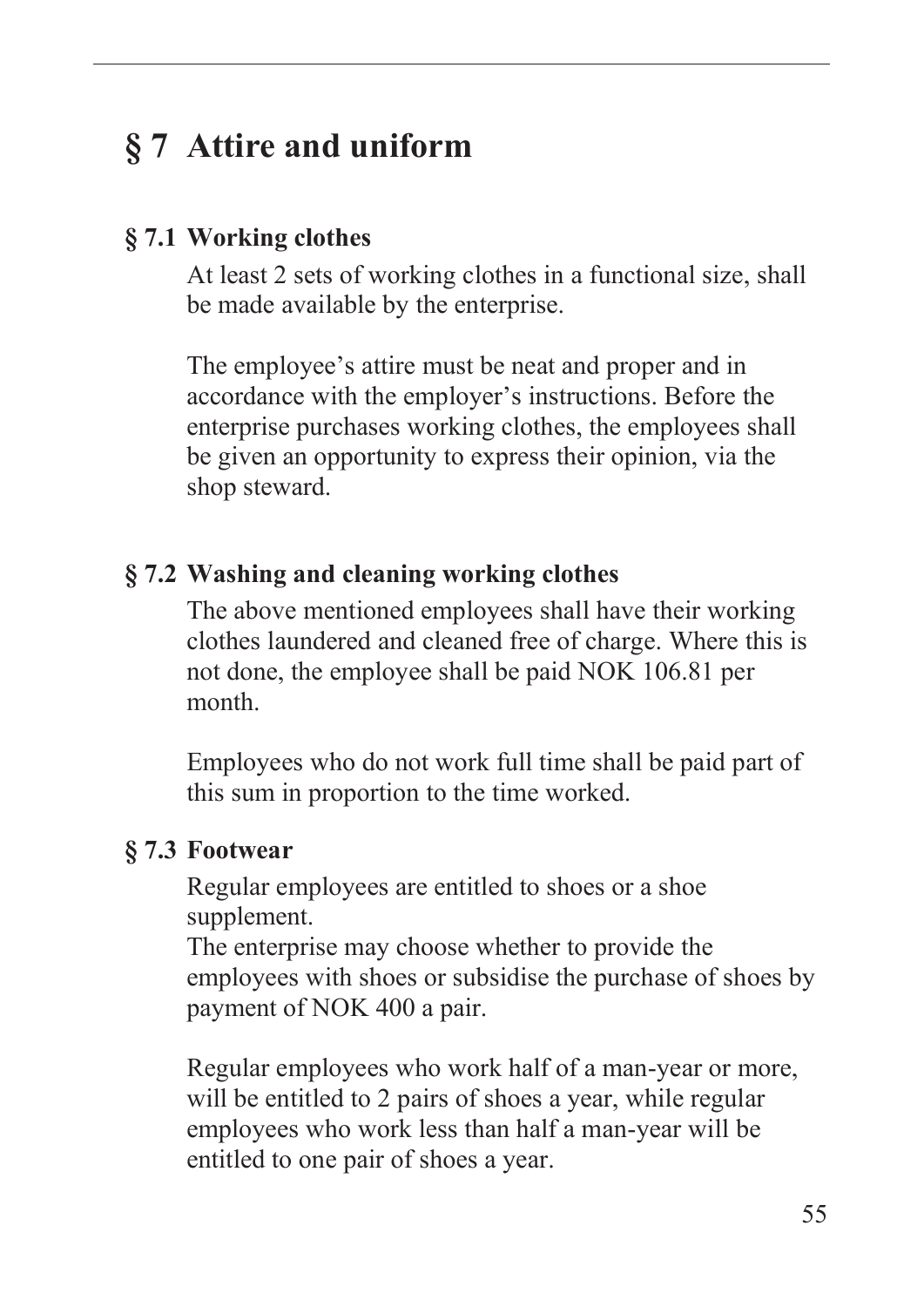# § 7 Attire and uniform

## § 7.1 Working clothes

At least 2 sets of working clothes in a functional size, shall be made available by the enterprise.

The employee's attire must be neat and proper and in accordance with the employer's instructions. Before the enterprise purchases working clothes, the employees shall be given an opportunity to express their opinion, via the shop steward.

## § 7.2 Washing and cleaning working clothes

The above mentioned employees shall have their working clothes laundered and cleaned free of charge. Where this is not done, the employee shall be paid NOK 106.81 per month.

Employees who do not work full time shall be paid part of this sum in proportion to the time worked.

## § 7.3 Footwear

Regular employees are entitled to shoes or a shoe supplement.
The enterprise may choose whether to provide the employees with shoes or subsidise the purchase of shoes by payment of NOK 400 a pair.

Regular employees who work half of a man-year or more, will be entitled to 2 pairs of shoes a year, while regular employees who work less than half a man-year will be entitled to one pair of shoes a year.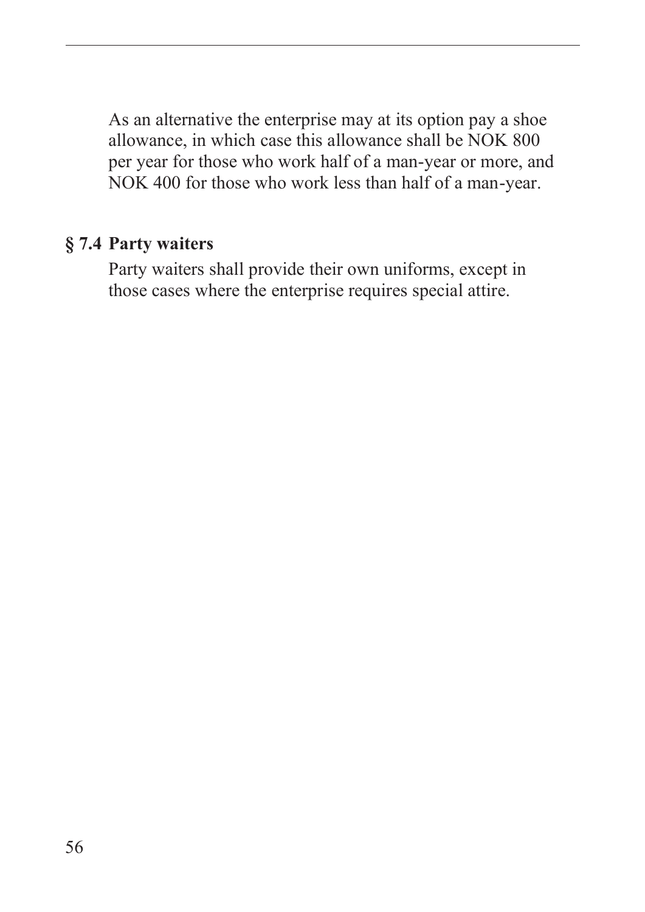As an alternative the enterprise may at its option pay a shoe allowance, in which case this allowance shall be NOK 800 per year for those who work half of a man-year or more, and NOK 400 for those who work less than half of a man-year.

### § 7.4 Party waiters

Party waiters shall provide their own uniforms, except in those cases where the enterprise requires special attire.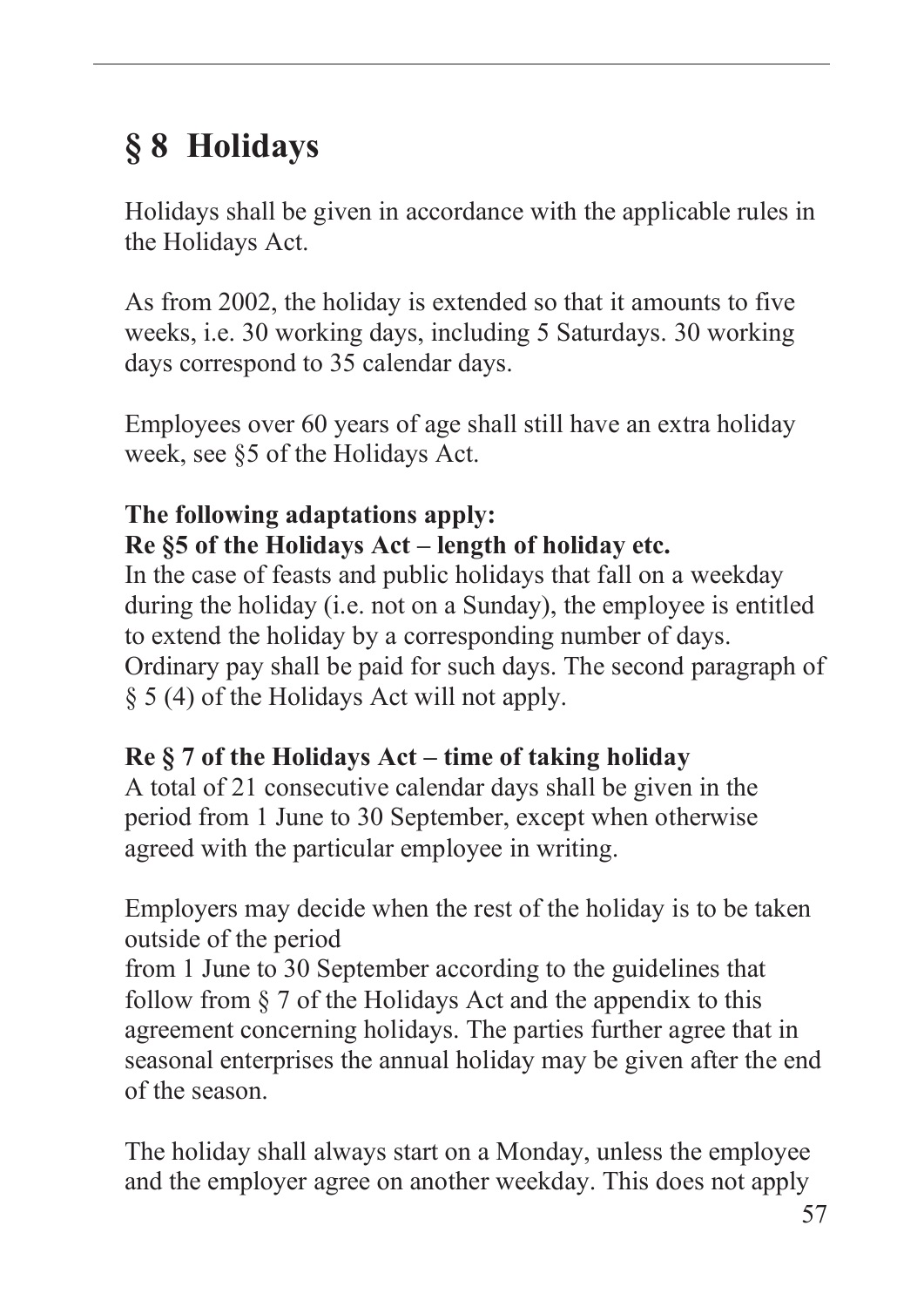# § 8 Holidays

Holidays shall be given in accordance with the applicable rules in the Holidays Act.

As from 2002, the holiday is extended so that it amounts to five weeks, i.e. 30 working days, including 5 Saturdays. 30 working days correspond to 35 calendar days.

Employees over 60 years of age shall still have an extra holiday week, see §5 of the Holidays Act.

**The following adaptations apply:**
**Re §5 of the Holidays Act – length of holiday etc.**
In the case of feasts and public holidays that fall on a weekday during the holiday (i.e. not on a Sunday), the employee is entitled to extend the holiday by a corresponding number of days. Ordinary pay shall be paid for such days. The second paragraph of § 5 (4) of the Holidays Act will not apply.

**Re § 7 of the Holidays Act – time of taking holiday**
A total of 21 consecutive calendar days shall be given in the period from 1 June to 30 September, except when otherwise agreed with the particular employee in writing.

Employers may decide when the rest of the holiday is to be taken outside of the period
from 1 June to 30 September according to the guidelines that follow from § 7 of the Holidays Act and the appendix to this agreement concerning holidays. The parties further agree that in seasonal enterprises the annual holiday may be given after the end of the season.

The holiday shall always start on a Monday, unless the employee and the employer agree on another weekday. This does not apply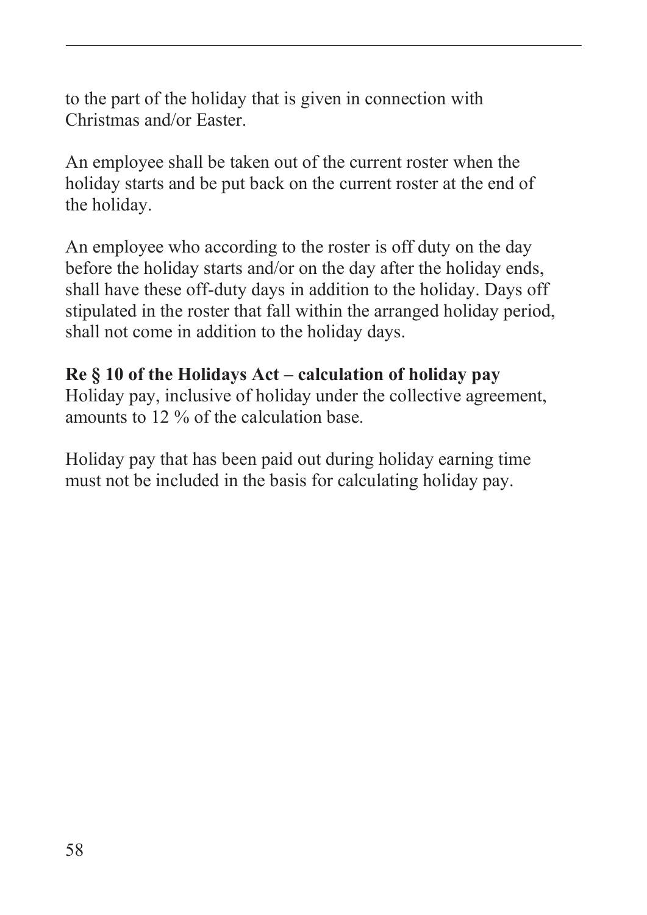to the part of the holiday that is given in connection with Christmas and/or Easter.

An employee shall be taken out of the current roster when the holiday starts and be put back on the current roster at the end of the holiday.

An employee who according to the roster is off duty on the day before the holiday starts and/or on the day after the holiday ends, shall have these off-duty days in addition to the holiday. Days off stipulated in the roster that fall within the arranged holiday period, shall not come in addition to the holiday days.

**Re § 10 of the Holidays Act – calculation of holiday pay**
Holiday pay, inclusive of holiday under the collective agreement, amounts to 12 % of the calculation base.

Holiday pay that has been paid out during holiday earning time must not be included in the basis for calculating holiday pay.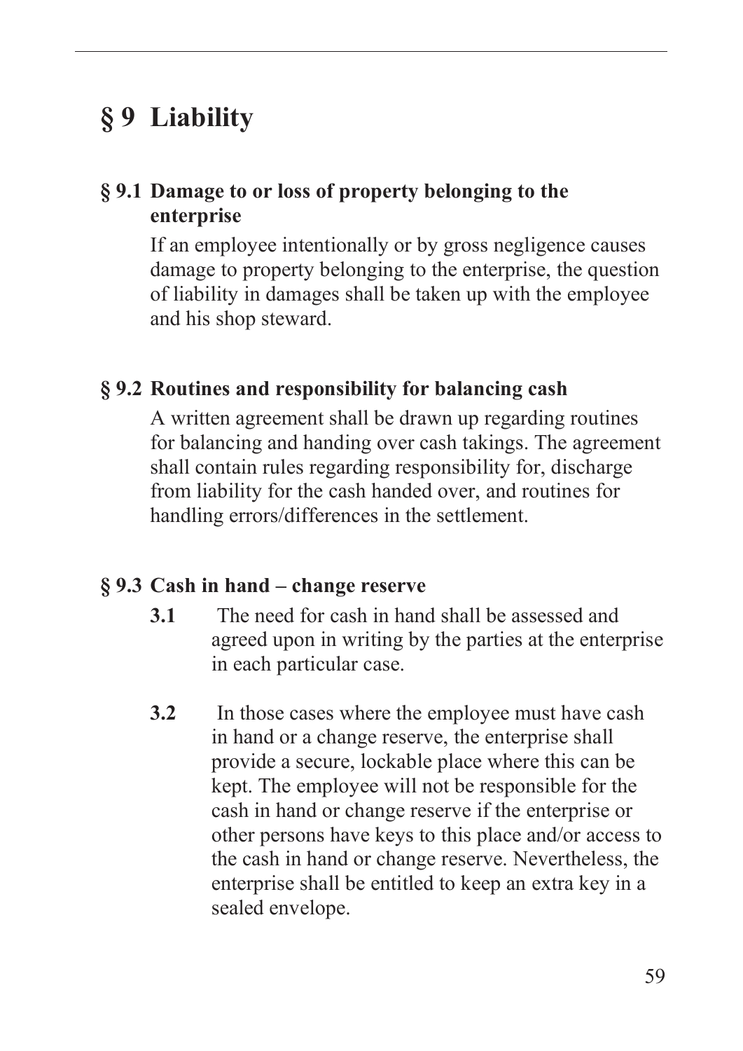# § 9 Liability

## § 9.1 Damage to or loss of property belonging to the enterprise

If an employee intentionally or by gross negligence causes damage to property belonging to the enterprise, the question of liability in damages shall be taken up with the employee and his shop steward.

## § 9.2 Routines and responsibility for balancing cash

A written agreement shall be drawn up regarding routines for balancing and handing over cash takings. The agreement shall contain rules regarding responsibility for, discharge from liability for the cash handed over, and routines for handling errors/differences in the settlement.

## § 9.3 Cash in hand – change reserve

**3.1** The need for cash in hand shall be assessed and agreed upon in writing by the parties at the enterprise in each particular case.

**3.2** In those cases where the employee must have cash in hand or a change reserve, the enterprise shall provide a secure, lockable place where this can be kept. The employee will not be responsible for the cash in hand or change reserve if the enterprise or other persons have keys to this place and/or access to the cash in hand or change reserve. Nevertheless, the enterprise shall be entitled to keep an extra key in a sealed envelope.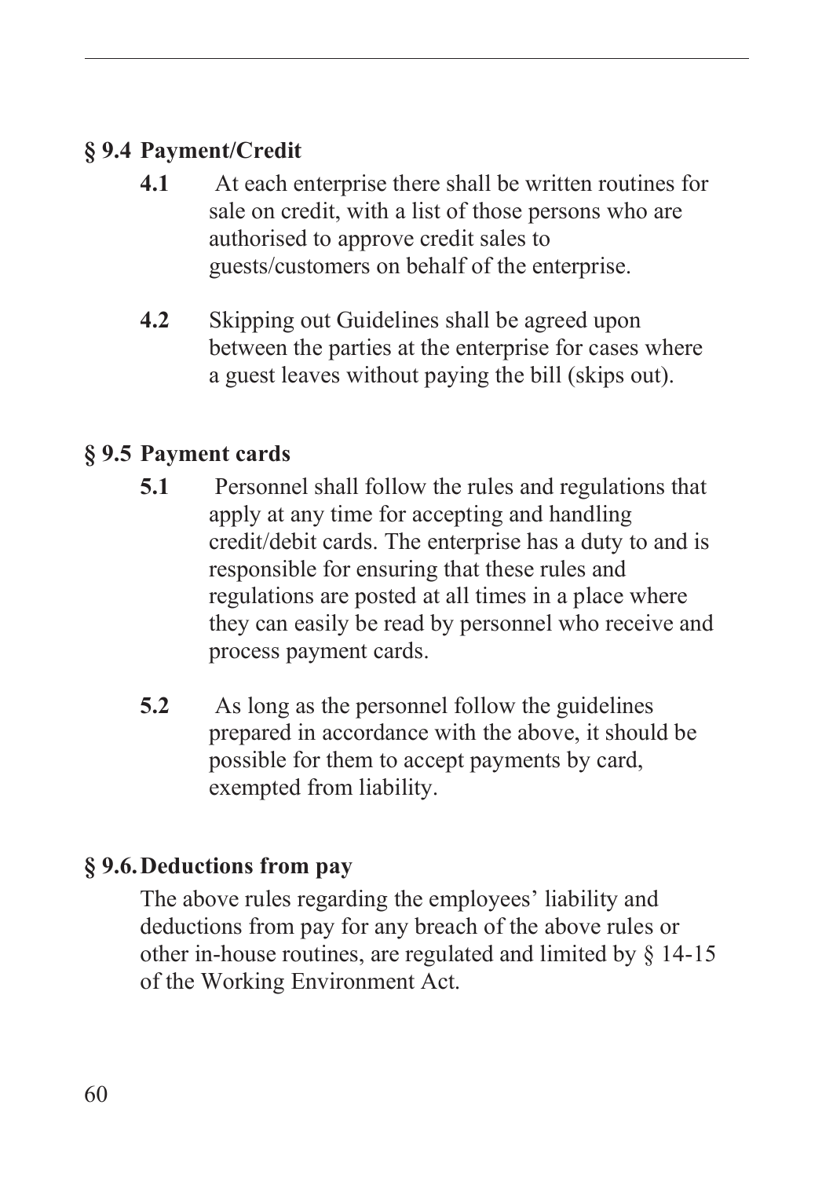## § 9.4 Payment/Credit

**4.1** At each enterprise there shall be written routines for sale on credit, with a list of those persons who are authorised to approve credit sales to guests/customers on behalf of the enterprise.

**4.2** Skipping out Guidelines shall be agreed upon between the parties at the enterprise for cases where a guest leaves without paying the bill (skips out).

## § 9.5 Payment cards

**5.1** Personnel shall follow the rules and regulations that apply at any time for accepting and handling credit/debit cards. The enterprise has a duty to and is responsible for ensuring that these rules and regulations are posted at all times in a place where they can easily be read by personnel who receive and process payment cards.

**5.2** As long as the personnel follow the guidelines prepared in accordance with the above, it should be possible for them to accept payments by card, exempted from liability.

## § 9.6. Deductions from pay

The above rules regarding the employees' liability and deductions from pay for any breach of the above rules or other in-house routines, are regulated and limited by § 14-15 of the Working Environment Act.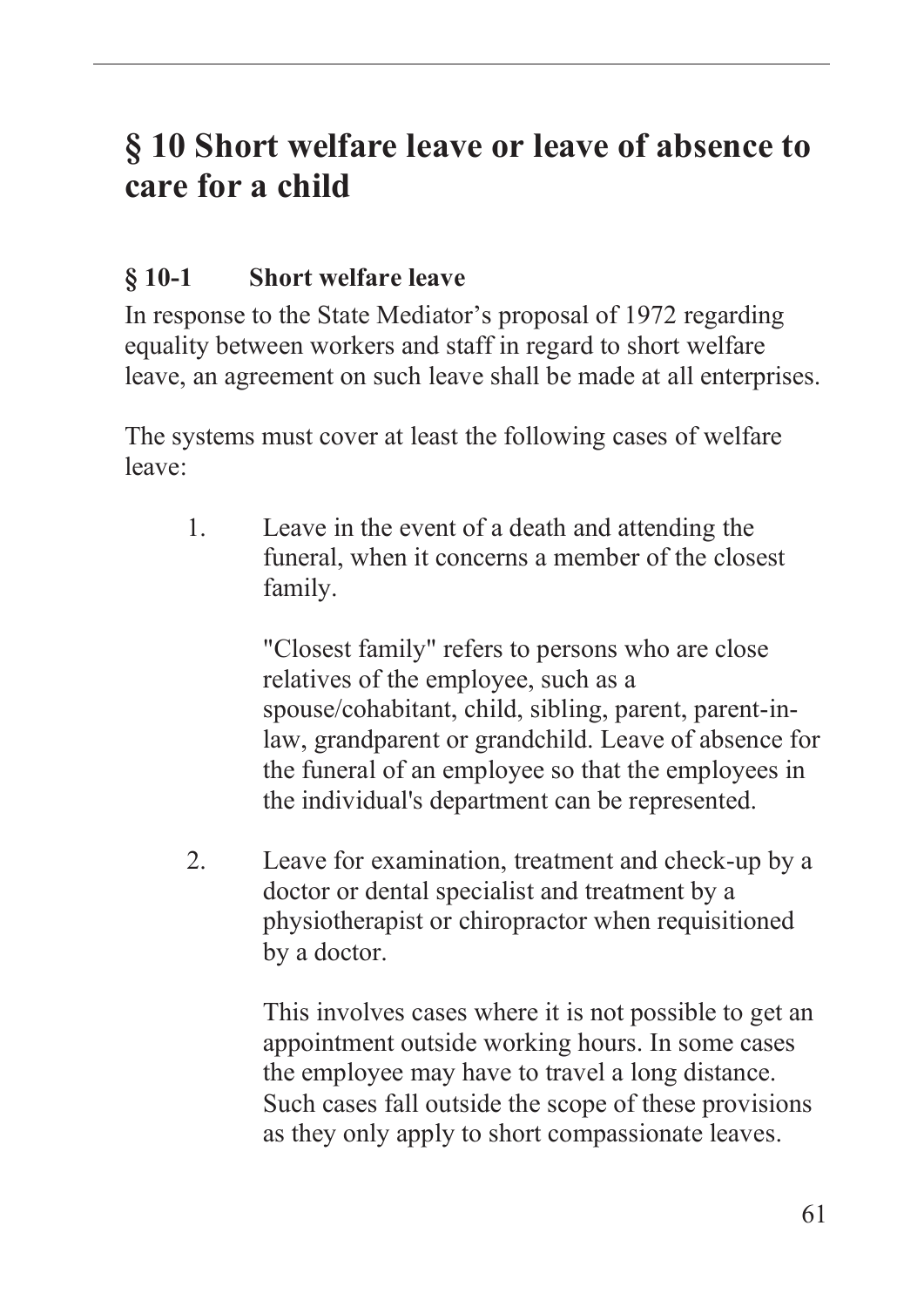# § 10 Short welfare leave or leave of absence to care for a child

## § 10-1 Short welfare leave

In response to the State Mediator's proposal of 1972 regarding equality between workers and staff in regard to short welfare leave, an agreement on such leave shall be made at all enterprises.

The systems must cover at least the following cases of welfare leave:

1. Leave in the event of a death and attending the funeral, when it concerns a member of the closest family.

   "Closest family" refers to persons who are close relatives of the employee, such as a spouse/cohabitant, child, sibling, parent, parent-in-law, grandparent or grandchild. Leave of absence for the funeral of an employee so that the employees in the individual's department can be represented.

2. Leave for examination, treatment and check-up by a doctor or dental specialist and treatment by a physiotherapist or chiropractor when requisitioned by a doctor.

   This involves cases where it is not possible to get an appointment outside working hours. In some cases the employee may have to travel a long distance. Such cases fall outside the scope of these provisions as they only apply to short compassionate leaves.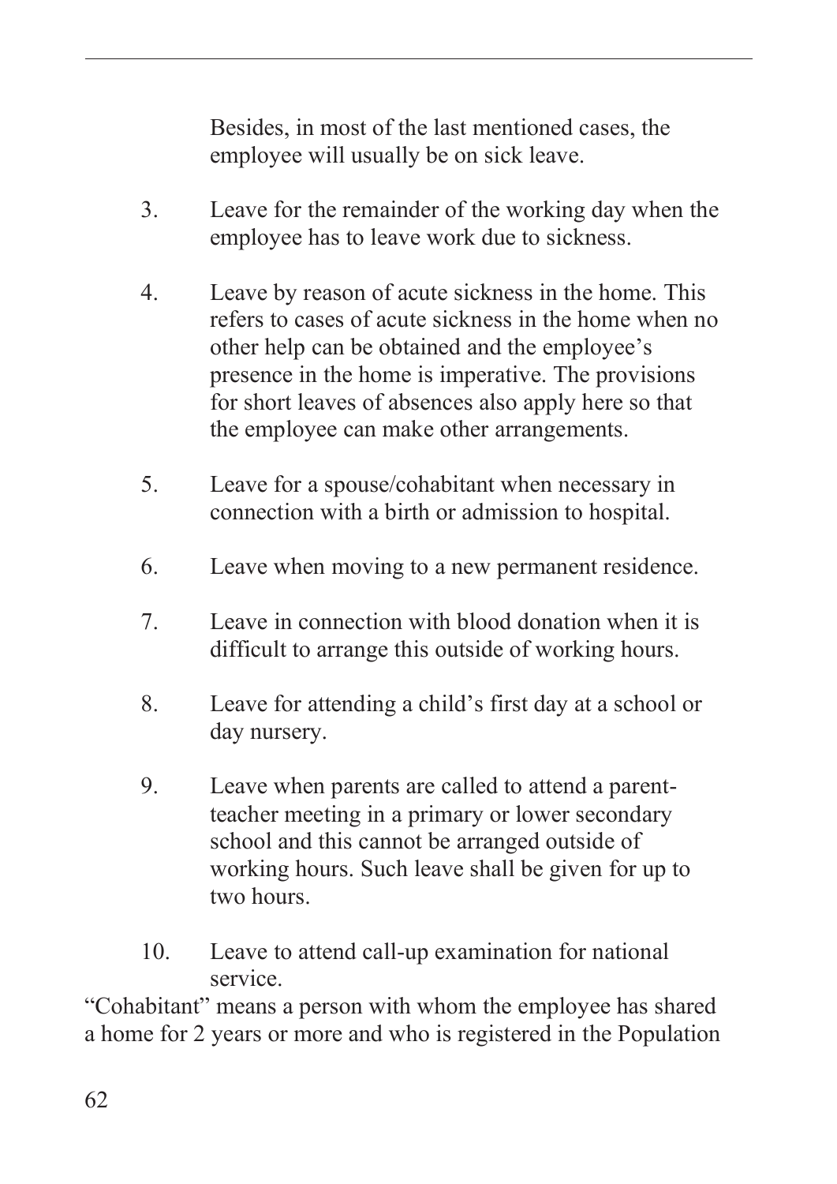Besides, in most of the last mentioned cases, the employee will usually be on sick leave.

3. Leave for the remainder of the working day when the employee has to leave work due to sickness.

4. Leave by reason of acute sickness in the home. This refers to cases of acute sickness in the home when no other help can be obtained and the employee's presence in the home is imperative. The provisions for short leaves of absences also apply here so that the employee can make other arrangements.

5. Leave for a spouse/cohabitant when necessary in connection with a birth or admission to hospital.

6. Leave when moving to a new permanent residence.

7. Leave in connection with blood donation when it is difficult to arrange this outside of working hours.

8. Leave for attending a child's first day at a school or day nursery.

9. Leave when parents are called to attend a parent-teacher meeting in a primary or lower secondary school and this cannot be arranged outside of working hours. Such leave shall be given for up to two hours.

10. Leave to attend call-up examination for national service.

"Cohabitant" means a person with whom the employee has shared a home for 2 years or more and who is registered in the Population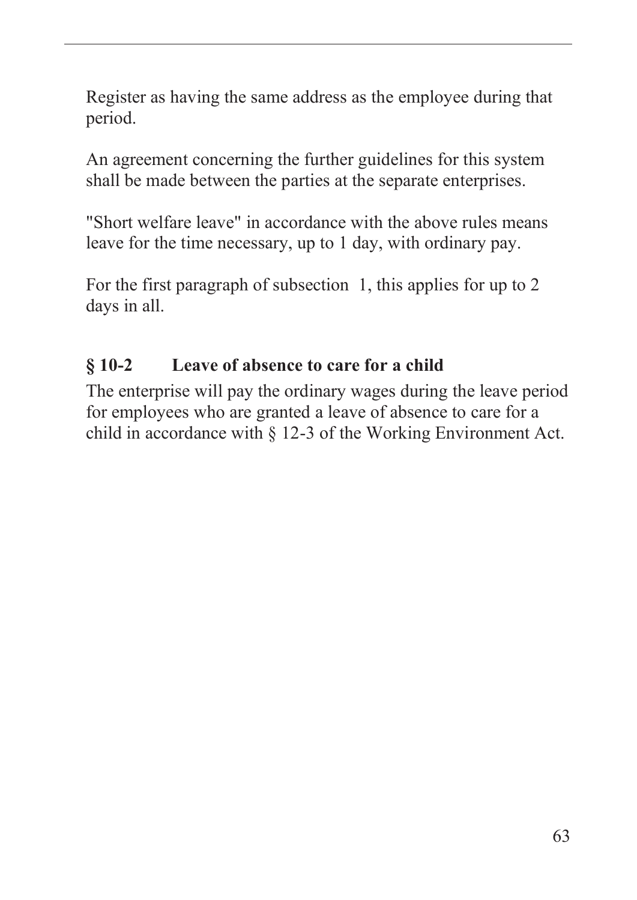Register as having the same address as the employee during that period.

An agreement concerning the further guidelines for this system shall be made between the parties at the separate enterprises.

"Short welfare leave" in accordance with the above rules means leave for the time necessary, up to 1 day, with ordinary pay.

For the first paragraph of subsection 1, this applies for up to 2 days in all.

### § 10-2 Leave of absence to care for a child

The enterprise will pay the ordinary wages during the leave period for employees who are granted a leave of absence to care for a child in accordance with § 12-3 of the Working Environment Act.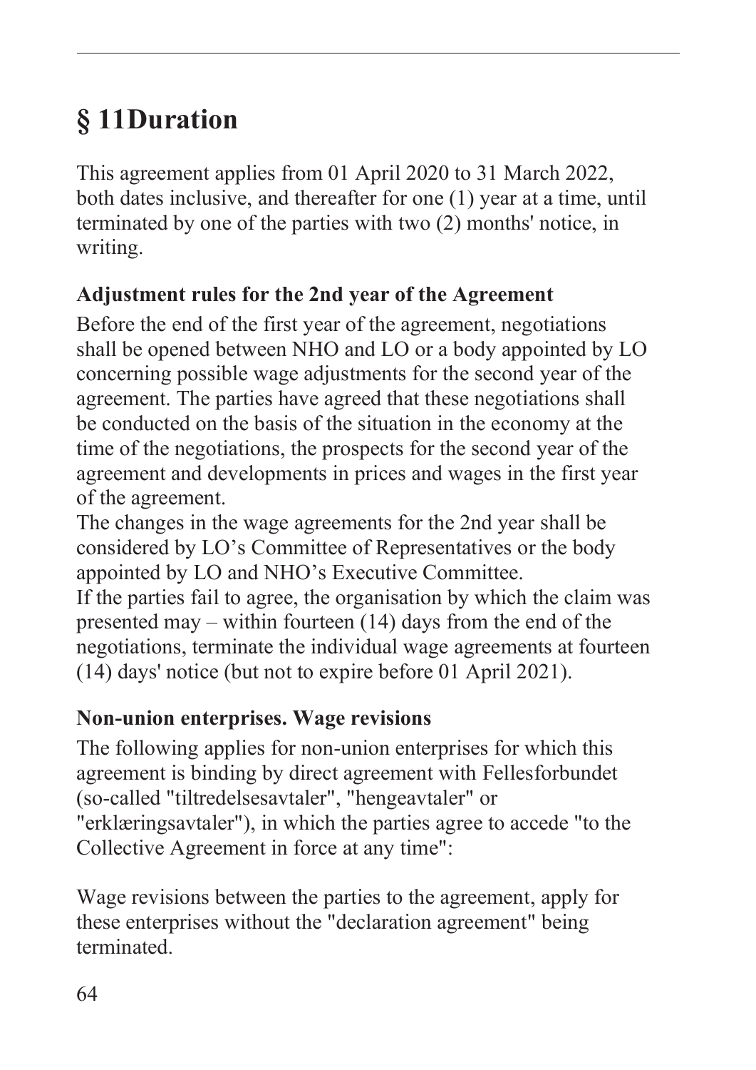# § 11Duration

This agreement applies from 01 April 2020 to 31 March 2022, both dates inclusive, and thereafter for one (1) year at a time, until terminated by one of the parties with two (2) months' notice, in writing.

### Adjustment rules for the 2nd year of the Agreement

Before the end of the first year of the agreement, negotiations shall be opened between NHO and LO or a body appointed by LO concerning possible wage adjustments for the second year of the agreement. The parties have agreed that these negotiations shall be conducted on the basis of the situation in the economy at the time of the negotiations, the prospects for the second year of the agreement and developments in prices and wages in the first year of the agreement.
The changes in the wage agreements for the 2nd year shall be considered by LO's Committee of Representatives or the body appointed by LO and NHO's Executive Committee.
If the parties fail to agree, the organisation by which the claim was presented may – within fourteen (14) days from the end of the negotiations, terminate the individual wage agreements at fourteen (14) days' notice (but not to expire before 01 April 2021).

### Non-union enterprises. Wage revisions

The following applies for non-union enterprises for which this agreement is binding by direct agreement with Fellesforbundet (so-called "tiltredelsesavtaler", "hengeavtaler" or "erklæringsavtaler"), in which the parties agree to accede "to the Collective Agreement in force at any time":

Wage revisions between the parties to the agreement, apply for these enterprises without the "declaration agreement" being terminated.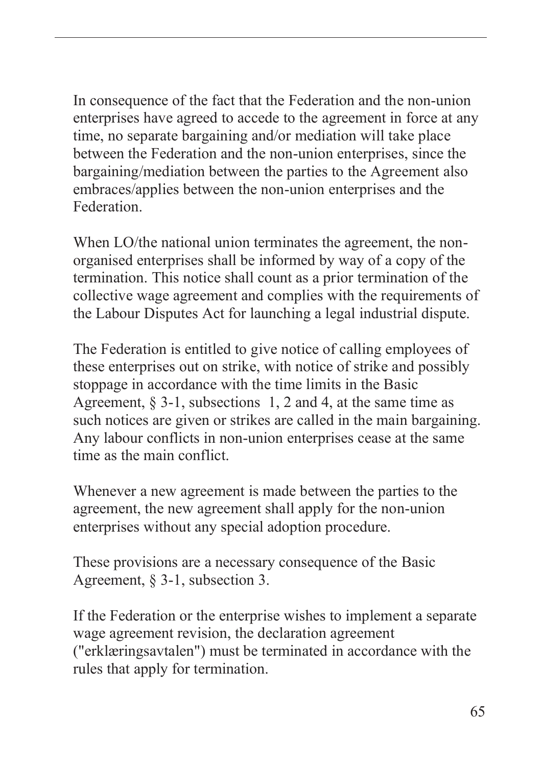In consequence of the fact that the Federation and the non-union enterprises have agreed to accede to the agreement in force at any time, no separate bargaining and/or mediation will take place between the Federation and the non-union enterprises, since the bargaining/mediation between the parties to the Agreement also embraces/applies between the non-union enterprises and the Federation.

When LO/the national union terminates the agreement, the non-organised enterprises shall be informed by way of a copy of the termination. This notice shall count as a prior termination of the collective wage agreement and complies with the requirements of the Labour Disputes Act for launching a legal industrial dispute.

The Federation is entitled to give notice of calling employees of these enterprises out on strike, with notice of strike and possibly stoppage in accordance with the time limits in the Basic Agreement, § 3-1, subsections 1, 2 and 4, at the same time as such notices are given or strikes are called in the main bargaining. Any labour conflicts in non-union enterprises cease at the same time as the main conflict.

Whenever a new agreement is made between the parties to the agreement, the new agreement shall apply for the non-union enterprises without any special adoption procedure.

These provisions are a necessary consequence of the Basic Agreement, § 3-1, subsection 3.

If the Federation or the enterprise wishes to implement a separate wage agreement revision, the declaration agreement ("erklæringsavtalen") must be terminated in accordance with the rules that apply for termination.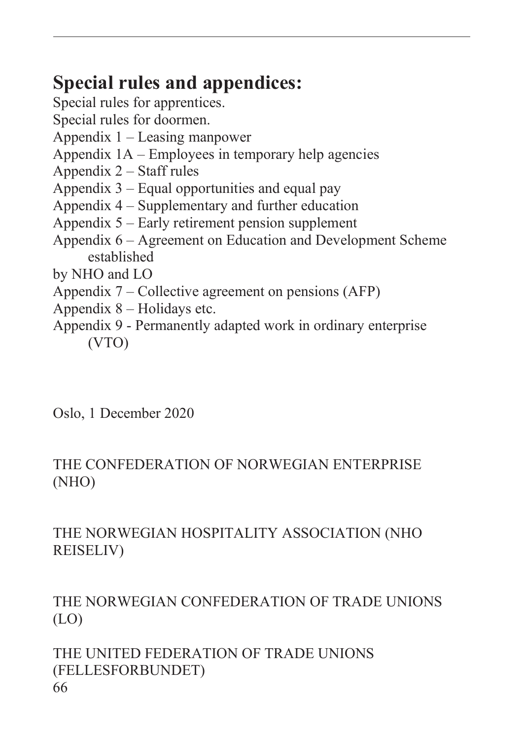## Special rules and appendices:

Special rules for apprentices.
Special rules for doormen.
Appendix 1 – Leasing manpower
Appendix 1A – Employees in temporary help agencies
Appendix 2 – Staff rules
Appendix 3 – Equal opportunities and equal pay
Appendix 4 – Supplementary and further education
Appendix 5 – Early retirement pension supplement
Appendix 6 – Agreement on Education and Development Scheme established
by NHO and LO
Appendix 7 – Collective agreement on pensions (AFP)
Appendix 8 – Holidays etc.
Appendix 9 - Permanently adapted work in ordinary enterprise (VTO)

Oslo, 1 December 2020

THE CONFEDERATION OF NORWEGIAN ENTERPRISE (NHO)

THE NORWEGIAN HOSPITALITY ASSOCIATION (NHO REISELIV)

THE NORWEGIAN CONFEDERATION OF TRADE UNIONS (LO)

THE UNITED FEDERATION OF TRADE UNIONS (FELLESFORBUNDET)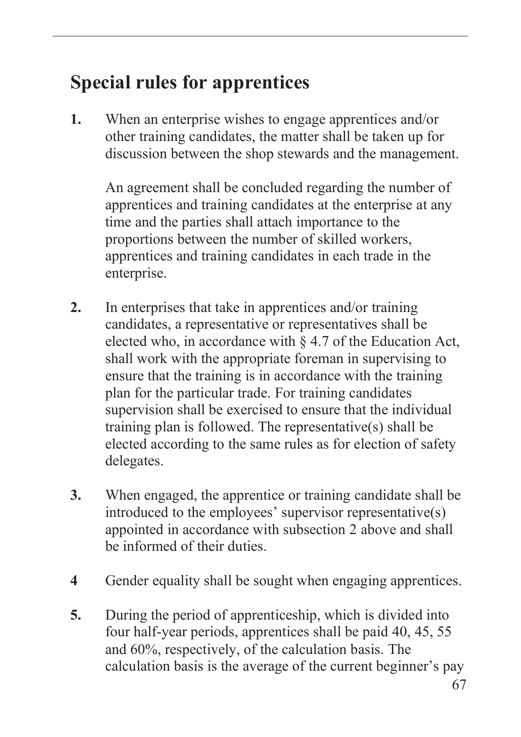## Special rules for apprentices

**1.** When an enterprise wishes to engage apprentices and/or other training candidates, the matter shall be taken up for discussion between the shop stewards and the management.

An agreement shall be concluded regarding the number of apprentices and training candidates at the enterprise at any time and the parties shall attach importance to the proportions between the number of skilled workers, apprentices and training candidates in each trade in the enterprise.

**2.** In enterprises that take in apprentices and/or training candidates, a representative or representatives shall be elected who, in accordance with § 4.7 of the Education Act, shall work with the appropriate foreman in supervising to ensure that the training is in accordance with the training plan for the particular trade. For training candidates supervision shall be exercised to ensure that the individual training plan is followed. The representative(s) shall be elected according to the same rules as for election of safety delegates.

**3.** When engaged, the apprentice or training candidate shall be introduced to the employees' supervisor representative(s) appointed in accordance with subsection 2 above and shall be informed of their duties.

**4** Gender equality shall be sought when engaging apprentices.

**5.** During the period of apprenticeship, which is divided into four half-year periods, apprentices shall be paid 40, 45, 55 and 60%, respectively, of the calculation basis. The calculation basis is the average of the current beginner's pay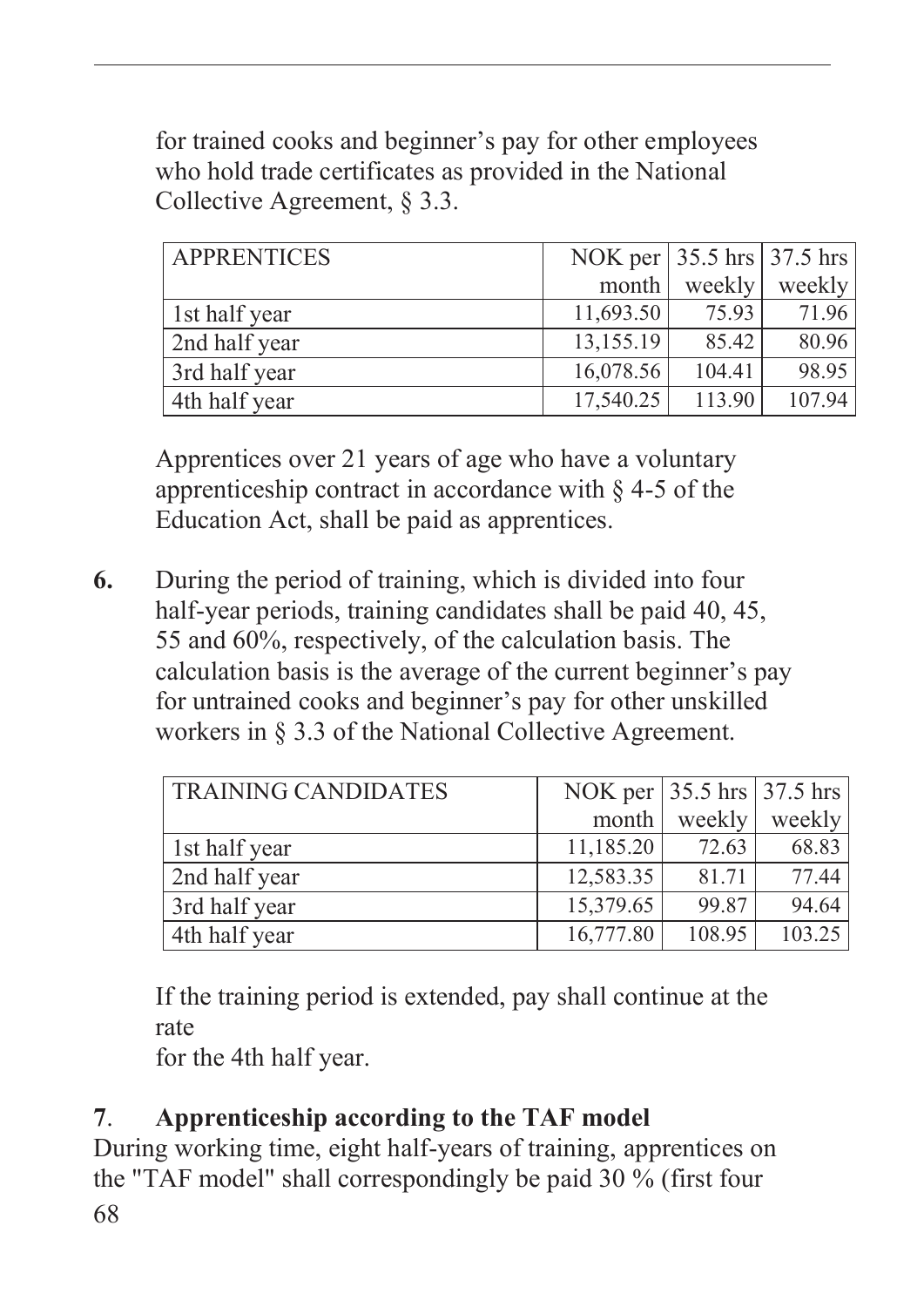for trained cooks and beginner's pay for other employees who hold trade certificates as provided in the National Collective Agreement, § 3.3.

| APPRENTICES | NOK per month | 35.5 hrs weekly | 37.5 hrs weekly |
|---|---|---|---|
| 1st half year | 11,693.50 | 75.93 | 71.96 |
| 2nd half year | 13,155.19 | 85.42 | 80.96 |
| 3rd half year | 16,078.56 | 104.41 | 98.95 |
| 4th half year | 17,540.25 | 113.90 | 107.94 |

Apprentices over 21 years of age who have a voluntary apprenticeship contract in accordance with § 4-5 of the Education Act, shall be paid as apprentices.

**6.** During the period of training, which is divided into four half-year periods, training candidates shall be paid 40, 45, 55 and 60%, respectively, of the calculation basis. The calculation basis is the average of the current beginner's pay for untrained cooks and beginner's pay for other unskilled workers in § 3.3 of the National Collective Agreement.

| TRAINING CANDIDATES | NOK per month | 35.5 hrs weekly | 37.5 hrs weekly |
|---|---|---|---|
| 1st half year | 11,185.20 | 72.63 | 68.83 |
| 2nd half year | 12,583.35 | 81.71 | 77.44 |
| 3rd half year | 15,379.65 | 99.87 | 94.64 |
| 4th half year | 16,777.80 | 108.95 | 103.25 |

If the training period is extended, pay shall continue at the rate
for the 4th half year.

**7**. **Apprenticeship according to the TAF model**

During working time, eight half-years of training, apprentices on the "TAF model" shall correspondingly be paid 30 % (first four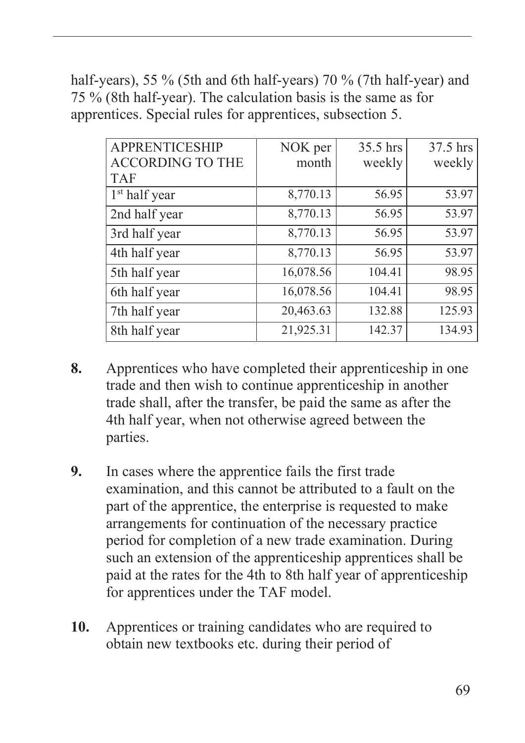half-years), 55 % (5th and 6th half-years) 70 % (7th half-year) and 75 % (8th half-year). The calculation basis is the same as for apprentices. Special rules for apprentices, subsection 5.

| APPRENTICESHIP ACCORDING TO THE TAF | NOK per month | 35.5 hrs weekly | 37.5 hrs weekly |
|---|---|---|---|
| 1st half year | 8,770.13 | 56.95 | 53.97 |
| 2nd half year | 8,770.13 | 56.95 | 53.97 |
| 3rd half year | 8,770.13 | 56.95 | 53.97 |
| 4th half year | 8,770.13 | 56.95 | 53.97 |
| 5th half year | 16,078.56 | 104.41 | 98.95 |
| 6th half year | 16,078.56 | 104.41 | 98.95 |
| 7th half year | 20,463.63 | 132.88 | 125.93 |
| 8th half year | 21,925.31 | 142.37 | 134.93 |

**8.** Apprentices who have completed their apprenticeship in one trade and then wish to continue apprenticeship in another trade shall, after the transfer, be paid the same as after the 4th half year, when not otherwise agreed between the parties.

**9.** In cases where the apprentice fails the first trade examination, and this cannot be attributed to a fault on the part of the apprentice, the enterprise is requested to make arrangements for continuation of the necessary practice period for completion of a new trade examination. During such an extension of the apprenticeship apprentices shall be paid at the rates for the 4th to 8th half year of apprenticeship for apprentices under the TAF model.

**10.** Apprentices or training candidates who are required to obtain new textbooks etc. during their period of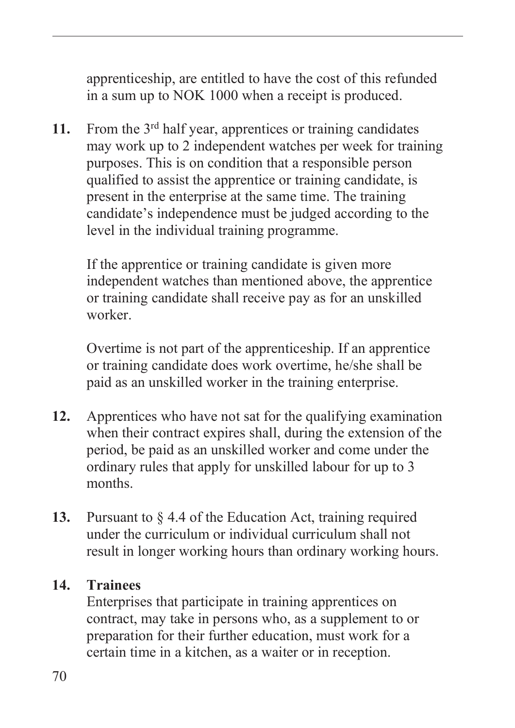apprenticeship, are entitled to have the cost of this refunded in a sum up to NOK 1000 when a receipt is produced.

**11.** From the 3rd half year, apprentices or training candidates may work up to 2 independent watches per week for training purposes. This is on condition that a responsible person qualified to assist the apprentice or training candidate, is present in the enterprise at the same time. The training candidate's independence must be judged according to the level in the individual training programme.

If the apprentice or training candidate is given more independent watches than mentioned above, the apprentice or training candidate shall receive pay as for an unskilled worker.

Overtime is not part of the apprenticeship. If an apprentice or training candidate does work overtime, he/she shall be paid as an unskilled worker in the training enterprise.

**12.** Apprentices who have not sat for the qualifying examination when their contract expires shall, during the extension of the period, be paid as an unskilled worker and come under the ordinary rules that apply for unskilled labour for up to 3 months.

**13.** Pursuant to § 4.4 of the Education Act, training required under the curriculum or individual curriculum shall not result in longer working hours than ordinary working hours.

**14. Trainees**

Enterprises that participate in training apprentices on contract, may take in persons who, as a supplement to or preparation for their further education, must work for a certain time in a kitchen, as a waiter or in reception.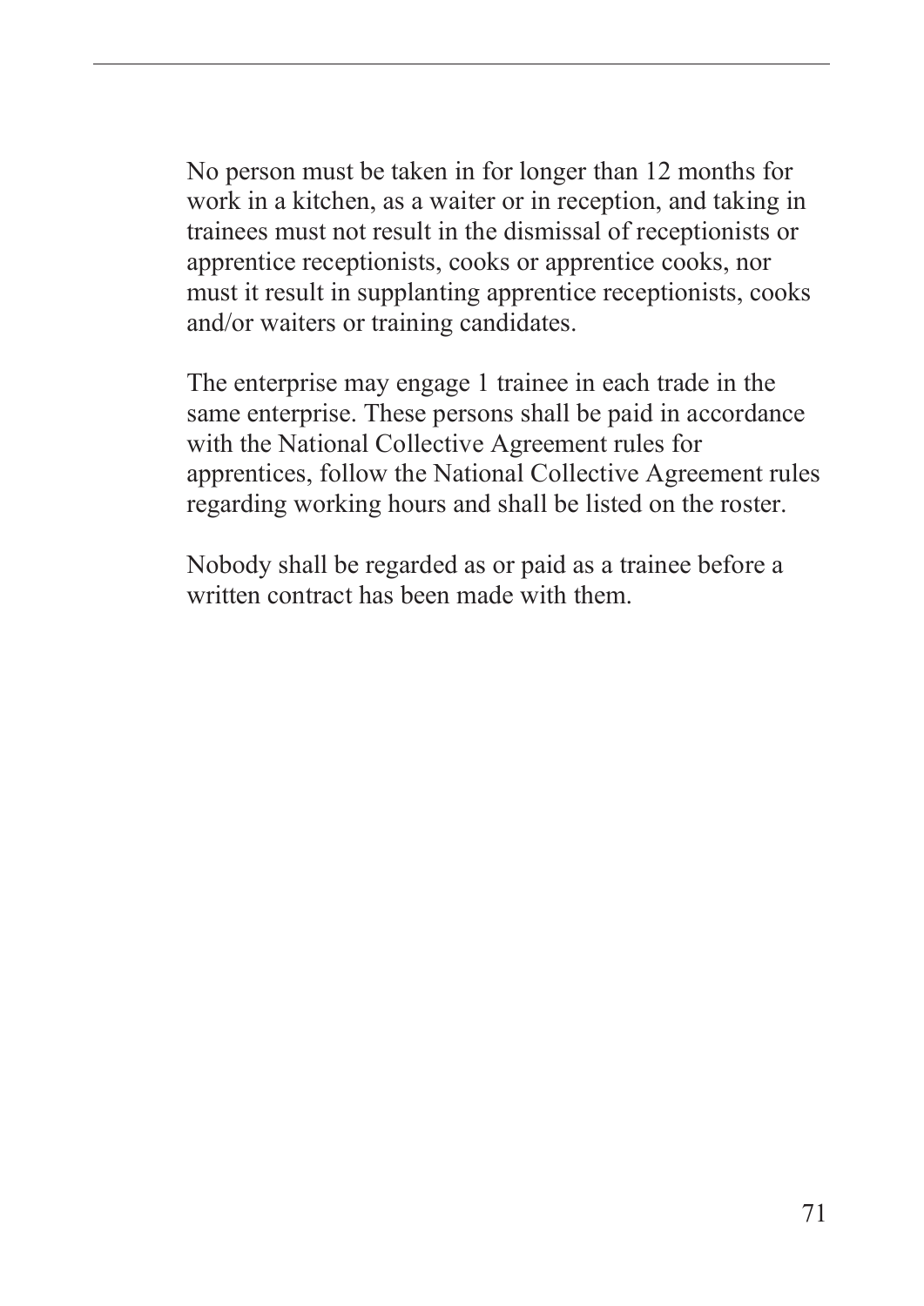No person must be taken in for longer than 12 months for work in a kitchen, as a waiter or in reception, and taking in trainees must not result in the dismissal of receptionists or apprentice receptionists, cooks or apprentice cooks, nor must it result in supplanting apprentice receptionists, cooks and/or waiters or training candidates.

The enterprise may engage 1 trainee in each trade in the same enterprise. These persons shall be paid in accordance with the National Collective Agreement rules for apprentices, follow the National Collective Agreement rules regarding working hours and shall be listed on the roster.

Nobody shall be regarded as or paid as a trainee before a written contract has been made with them.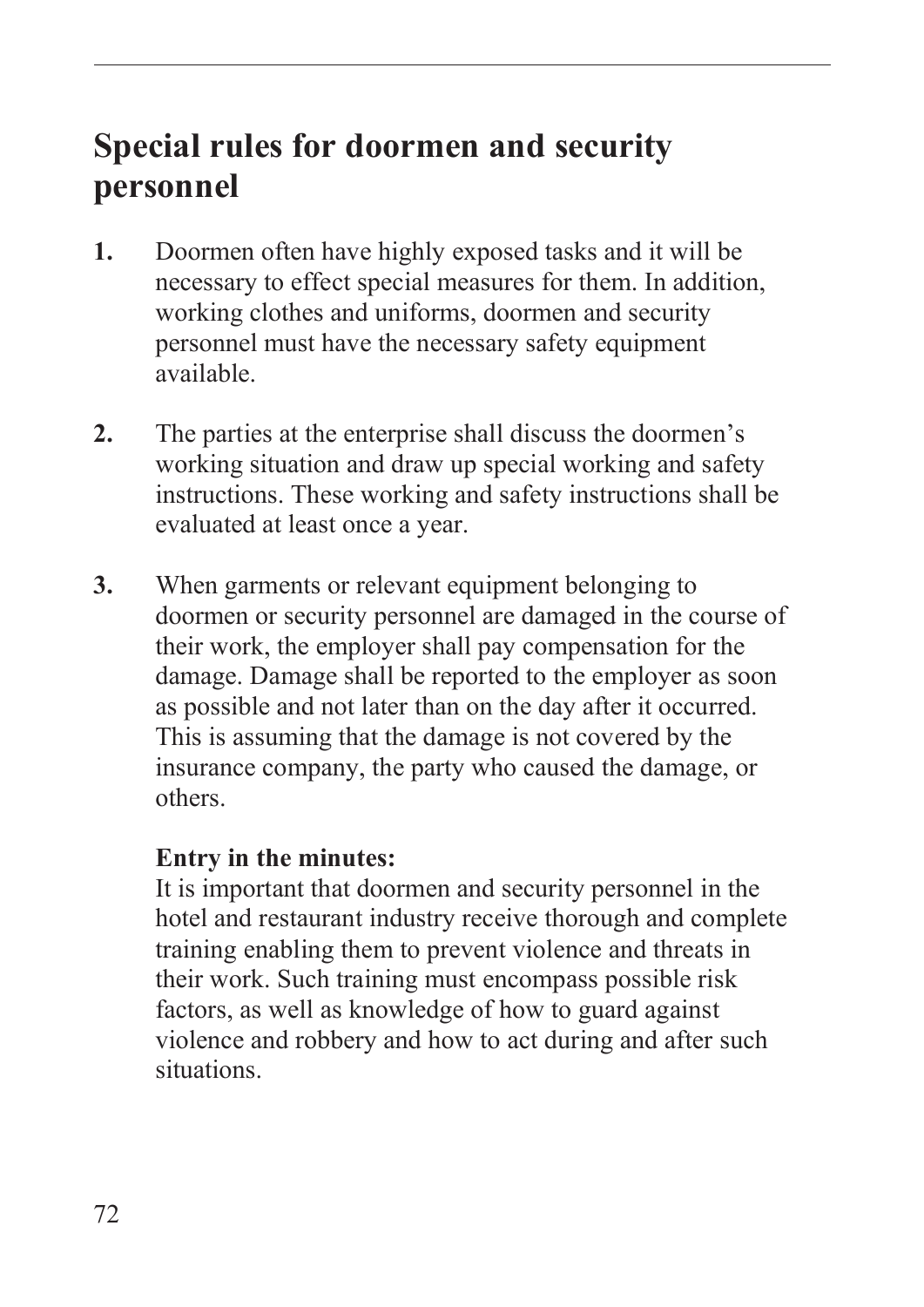## Special rules for doormen and security personnel

**1.** Doormen often have highly exposed tasks and it will be necessary to effect special measures for them. In addition, working clothes and uniforms, doormen and security personnel must have the necessary safety equipment available.

**2.** The parties at the enterprise shall discuss the doormen's working situation and draw up special working and safety instructions. These working and safety instructions shall be evaluated at least once a year.

**3.** When garments or relevant equipment belonging to doormen or security personnel are damaged in the course of their work, the employer shall pay compensation for the damage. Damage shall be reported to the employer as soon as possible and not later than on the day after it occurred. This is assuming that the damage is not covered by the insurance company, the party who caused the damage, or others.

**Entry in the minutes:**
It is important that doormen and security personnel in the hotel and restaurant industry receive thorough and complete training enabling them to prevent violence and threats in their work. Such training must encompass possible risk factors, as well as knowledge of how to guard against violence and robbery and how to act during and after such situations.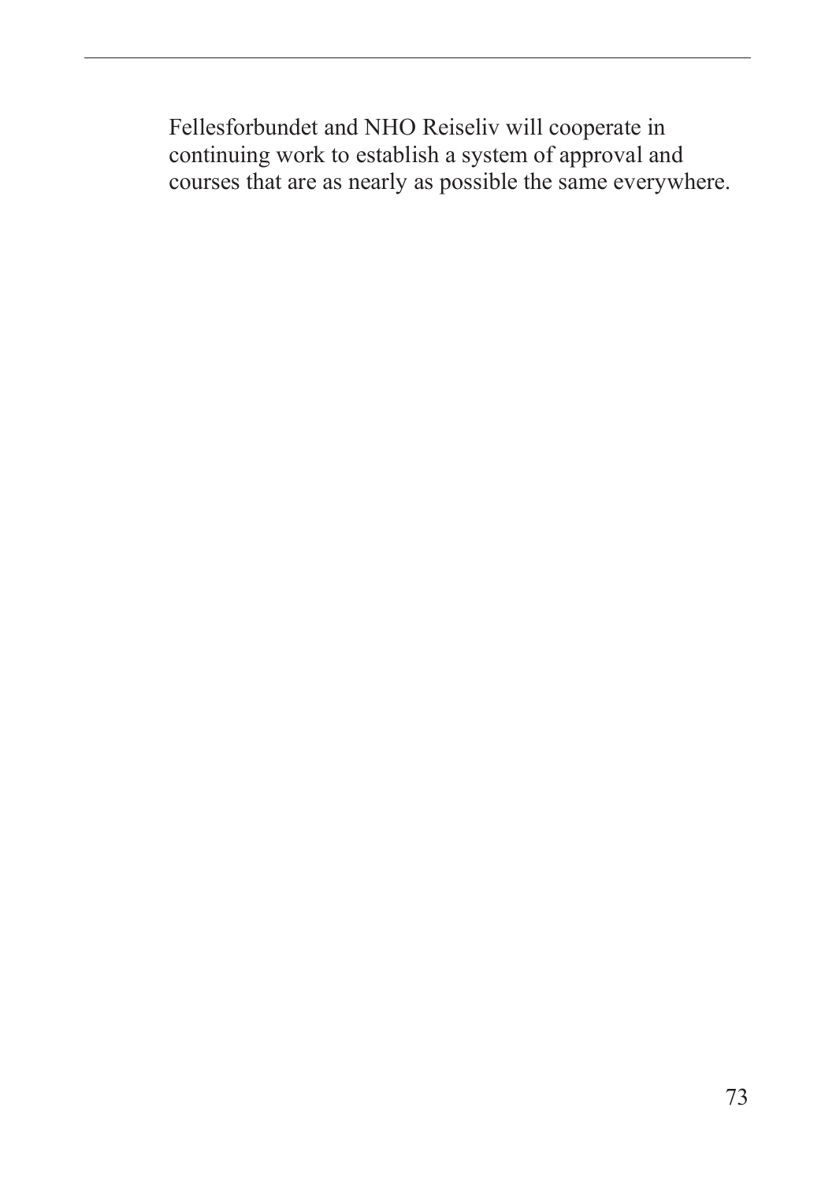Fellesforbundet and NHO Reiseliv will cooperate in continuing work to establish a system of approval and courses that are as nearly as possible the same everywhere.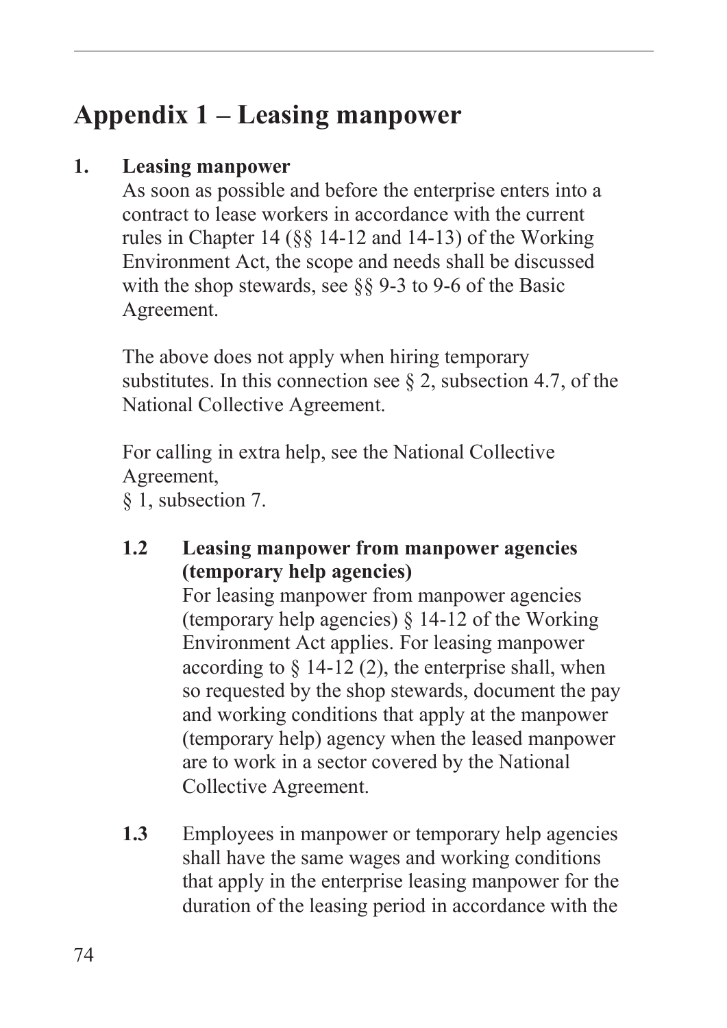# Appendix 1 – Leasing manpower

**1. Leasing manpower**

As soon as possible and before the enterprise enters into a contract to lease workers in accordance with the current rules in Chapter 14 (§§ 14-12 and 14-13) of the Working Environment Act, the scope and needs shall be discussed with the shop stewards, see §§ 9-3 to 9-6 of the Basic Agreement.

The above does not apply when hiring temporary substitutes. In this connection see § 2, subsection 4.7, of the National Collective Agreement.

For calling in extra help, see the National Collective Agreement,
§ 1, subsection 7.

**1.2 Leasing manpower from manpower agencies (temporary help agencies)**

For leasing manpower from manpower agencies (temporary help agencies) § 14-12 of the Working Environment Act applies. For leasing manpower according to § 14-12 (2), the enterprise shall, when so requested by the shop stewards, document the pay and working conditions that apply at the manpower (temporary help) agency when the leased manpower are to work in a sector covered by the National Collective Agreement.

**1.3** Employees in manpower or temporary help agencies shall have the same wages and working conditions that apply in the enterprise leasing manpower for the duration of the leasing period in accordance with the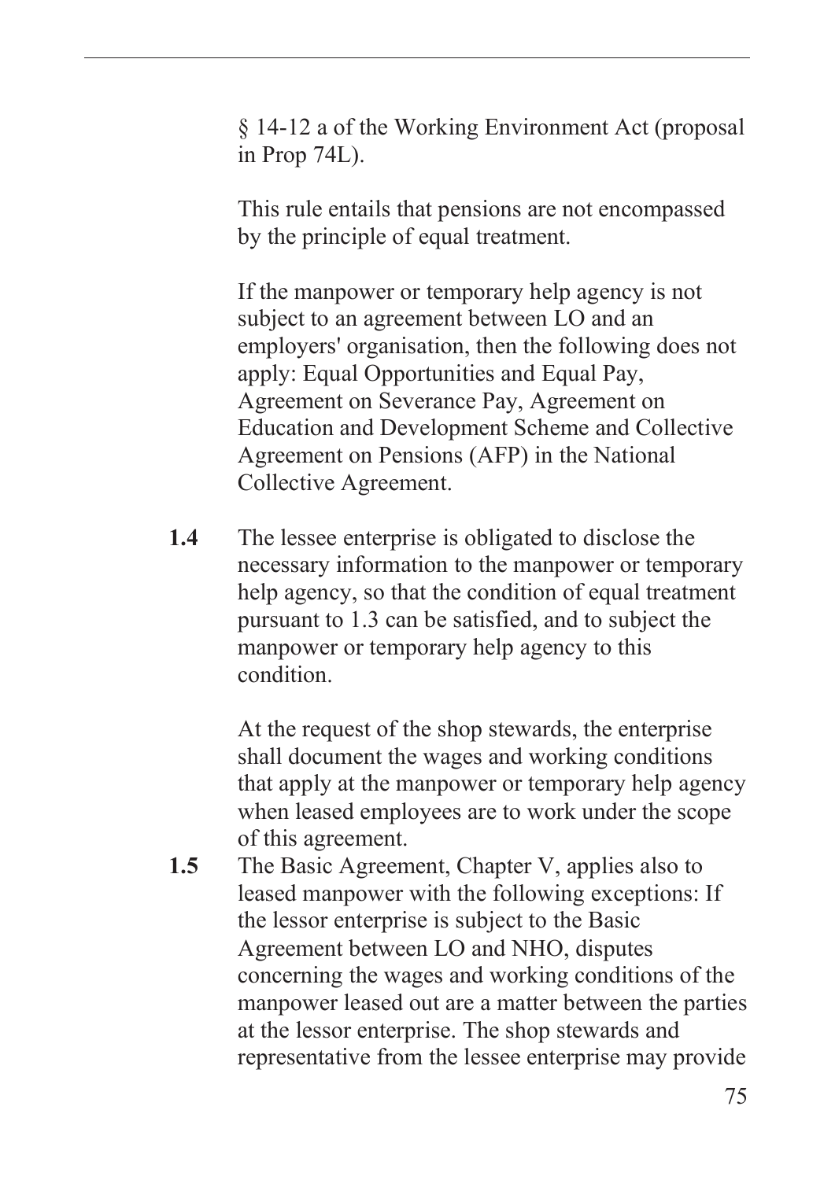§ 14-12 a of the Working Environment Act (proposal in Prop 74L).

This rule entails that pensions are not encompassed by the principle of equal treatment.

If the manpower or temporary help agency is not subject to an agreement between LO and an employers' organisation, then the following does not apply: Equal Opportunities and Equal Pay, Agreement on Severance Pay, Agreement on Education and Development Scheme and Collective Agreement on Pensions (AFP) in the National Collective Agreement.

**1.4** The lessee enterprise is obligated to disclose the necessary information to the manpower or temporary help agency, so that the condition of equal treatment pursuant to 1.3 can be satisfied, and to subject the manpower or temporary help agency to this condition.

At the request of the shop stewards, the enterprise shall document the wages and working conditions that apply at the manpower or temporary help agency when leased employees are to work under the scope of this agreement.

**1.5** The Basic Agreement, Chapter V, applies also to leased manpower with the following exceptions: If the lessor enterprise is subject to the Basic Agreement between LO and NHO, disputes concerning the wages and working conditions of the manpower leased out are a matter between the parties at the lessor enterprise. The shop stewards and representative from the lessee enterprise may provide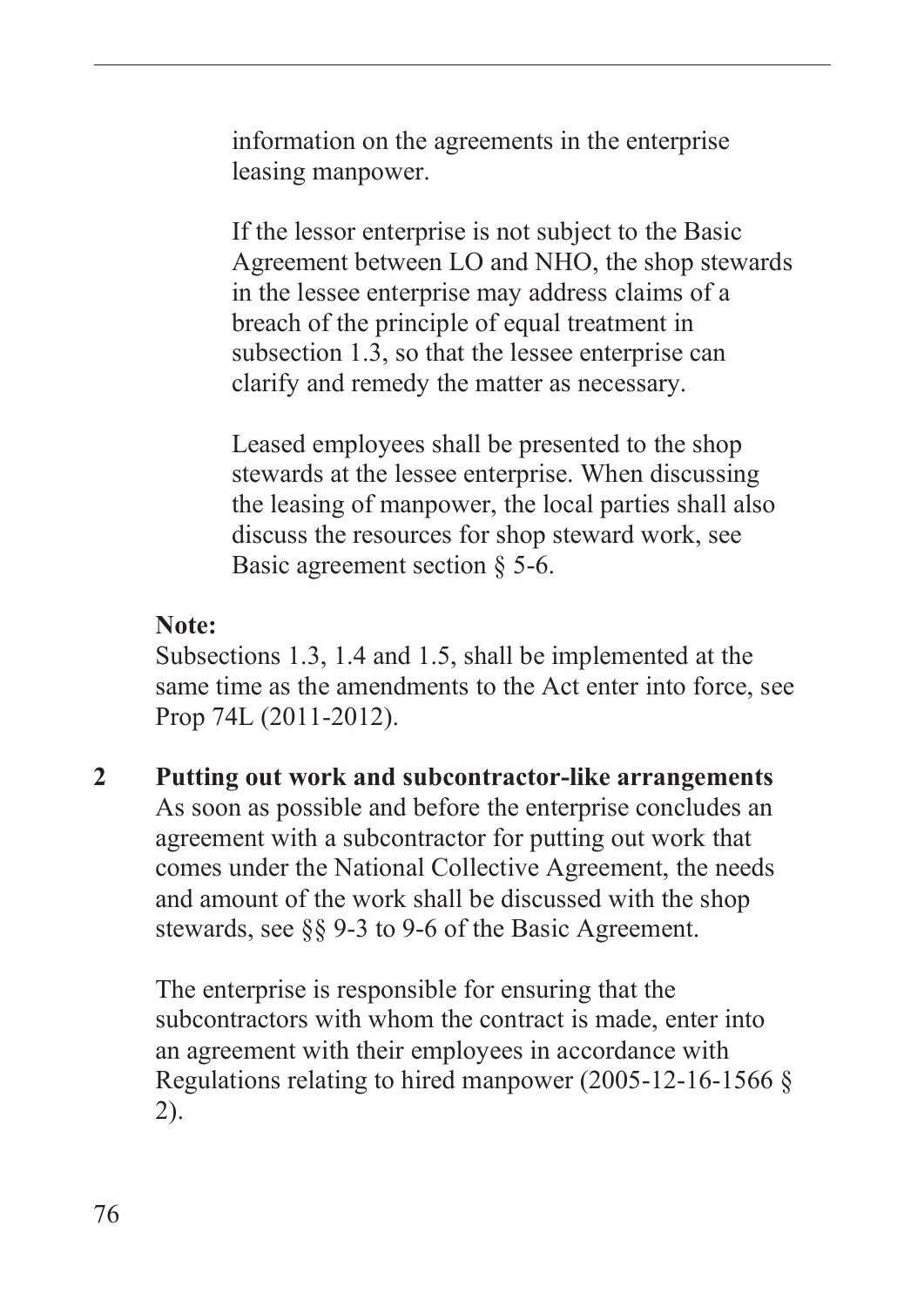information on the agreements in the enterprise leasing manpower.

If the lessor enterprise is not subject to the Basic Agreement between LO and NHO, the shop stewards in the lessee enterprise may address claims of a breach of the principle of equal treatment in subsection 1.3, so that the lessee enterprise can clarify and remedy the matter as necessary.

Leased employees shall be presented to the shop stewards at the lessee enterprise. When discussing the leasing of manpower, the local parties shall also discuss the resources for shop steward work, see Basic agreement section § 5-6.

**Note:**
Subsections 1.3, 1.4 and 1.5, shall be implemented at the same time as the amendments to the Act enter into force, see Prop 74L (2011-2012).

## 2 Putting out work and subcontractor-like arrangements

As soon as possible and before the enterprise concludes an agreement with a subcontractor for putting out work that comes under the National Collective Agreement, the needs and amount of the work shall be discussed with the shop stewards, see §§ 9-3 to 9-6 of the Basic Agreement.

The enterprise is responsible for ensuring that the subcontractors with whom the contract is made, enter into an agreement with their employees in accordance with Regulations relating to hired manpower (2005-12-16-1566 § 2).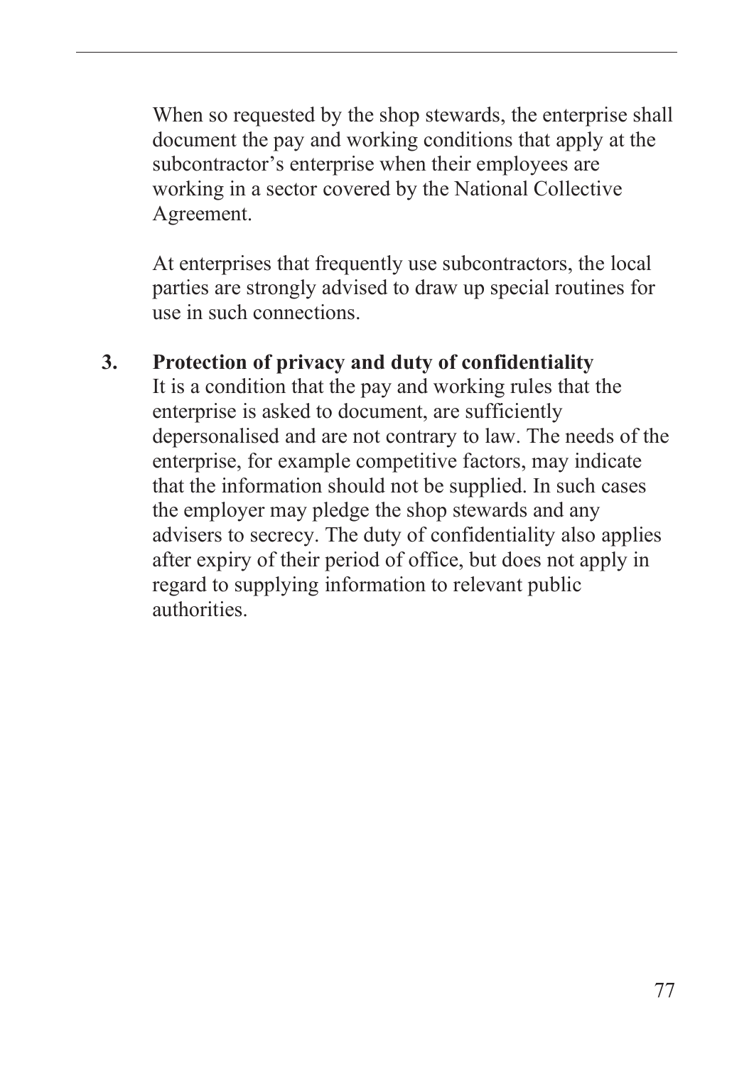When so requested by the shop stewards, the enterprise shall document the pay and working conditions that apply at the subcontractor's enterprise when their employees are working in a sector covered by the National Collective Agreement.

At enterprises that frequently use subcontractors, the local parties are strongly advised to draw up special routines for use in such connections.

### 3. Protection of privacy and duty of confidentiality

It is a condition that the pay and working rules that the enterprise is asked to document, are sufficiently depersonalised and are not contrary to law. The needs of the enterprise, for example competitive factors, may indicate that the information should not be supplied. In such cases the employer may pledge the shop stewards and any advisers to secrecy. The duty of confidentiality also applies after expiry of their period of office, but does not apply in regard to supplying information to relevant public authorities.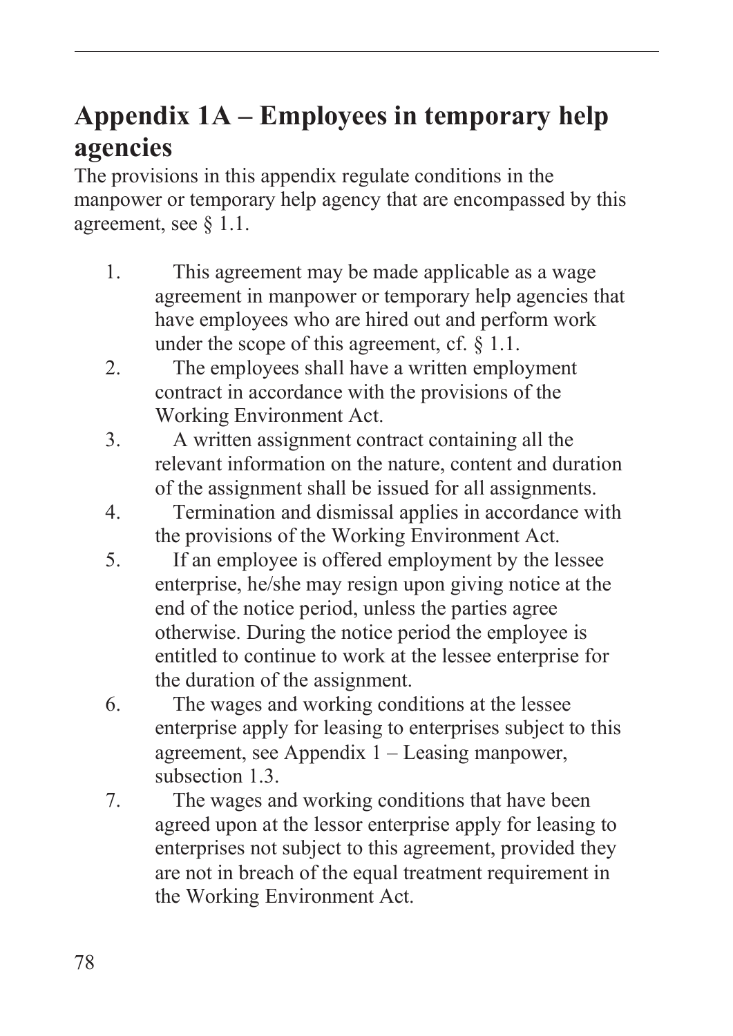# Appendix 1A – Employees in temporary help agencies

The provisions in this appendix regulate conditions in the manpower or temporary help agency that are encompassed by this agreement, see § 1.1.

1. This agreement may be made applicable as a wage agreement in manpower or temporary help agencies that have employees who are hired out and perform work under the scope of this agreement, cf. § 1.1.
2. The employees shall have a written employment contract in accordance with the provisions of the Working Environment Act.
3. A written assignment contract containing all the relevant information on the nature, content and duration of the assignment shall be issued for all assignments.
4. Termination and dismissal applies in accordance with the provisions of the Working Environment Act.
5. If an employee is offered employment by the lessee enterprise, he/she may resign upon giving notice at the end of the notice period, unless the parties agree otherwise. During the notice period the employee is entitled to continue to work at the lessee enterprise for the duration of the assignment.
6. The wages and working conditions at the lessee enterprise apply for leasing to enterprises subject to this agreement, see Appendix 1 – Leasing manpower, subsection 1.3.
7. The wages and working conditions that have been agreed upon at the lessor enterprise apply for leasing to enterprises not subject to this agreement, provided they are not in breach of the equal treatment requirement in the Working Environment Act.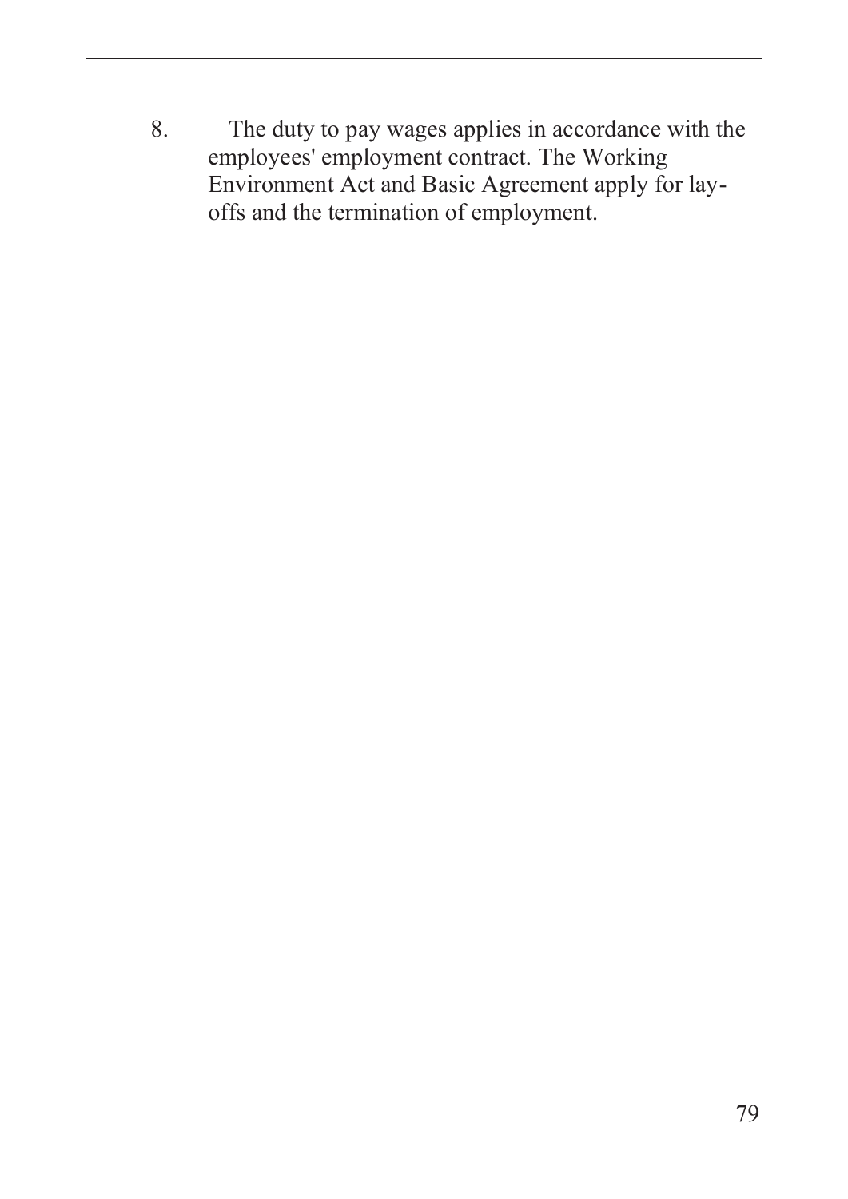8. The duty to pay wages applies in accordance with the employees' employment contract. The Working Environment Act and Basic Agreement apply for lay-offs and the termination of employment.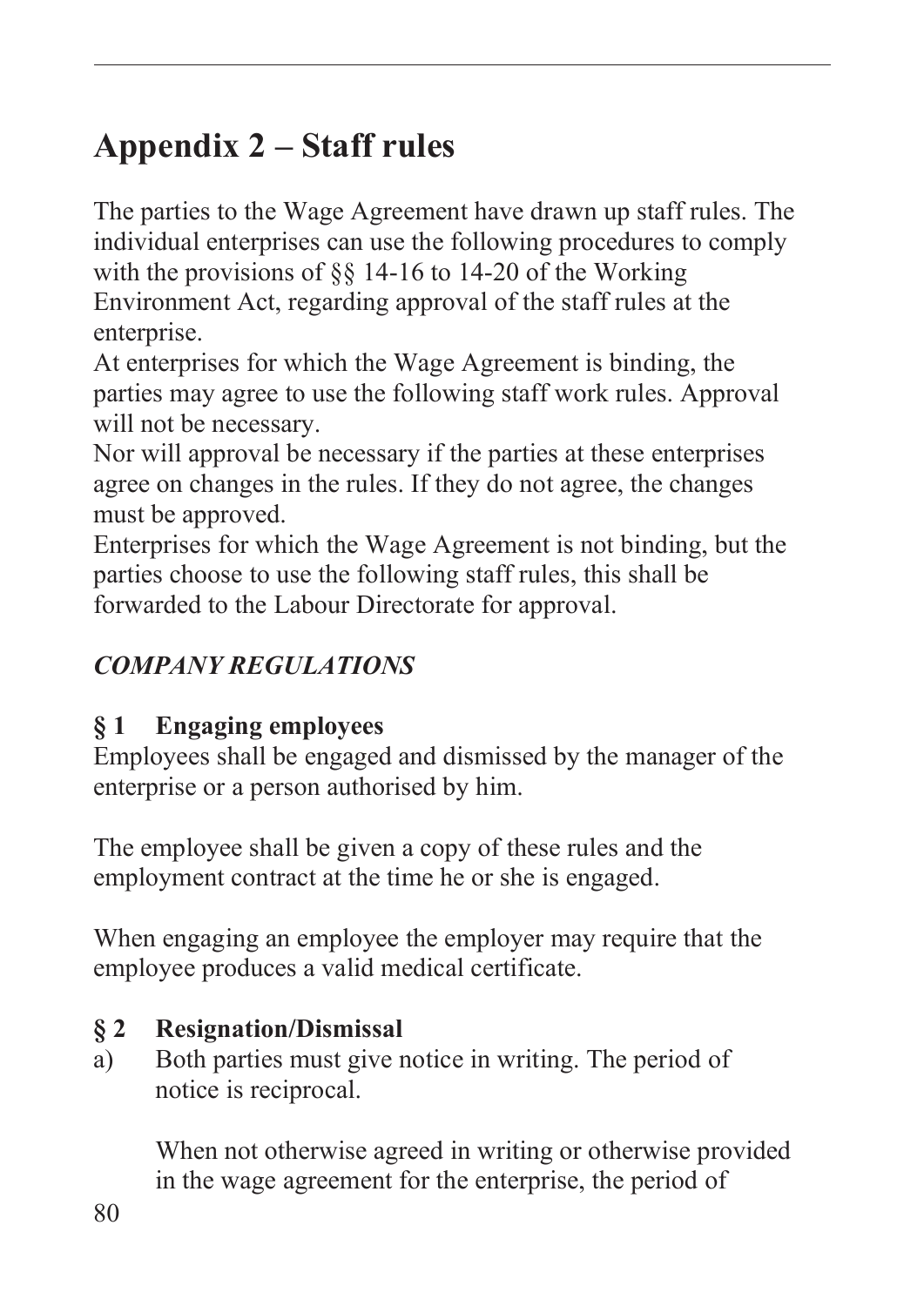# Appendix 2 – Staff rules

The parties to the Wage Agreement have drawn up staff rules. The individual enterprises can use the following procedures to comply with the provisions of §§ 14-16 to 14-20 of the Working Environment Act, regarding approval of the staff rules at the enterprise.
At enterprises for which the Wage Agreement is binding, the parties may agree to use the following staff work rules. Approval will not be necessary.
Nor will approval be necessary if the parties at these enterprises agree on changes in the rules. If they do not agree, the changes must be approved.
Enterprises for which the Wage Agreement is not binding, but the parties choose to use the following staff rules, this shall be forwarded to the Labour Directorate for approval.

***COMPANY REGULATIONS***

**§ 1 Engaging employees**

Employees shall be engaged and dismissed by the manager of the enterprise or a person authorised by him.

The employee shall be given a copy of these rules and the employment contract at the time he or she is engaged.

When engaging an employee the employer may require that the employee produces a valid medical certificate.

**§ 2 Resignation/Dismissal**

a) Both parties must give notice in writing. The period of notice is reciprocal.

   When not otherwise agreed in writing or otherwise provided in the wage agreement for the enterprise, the period of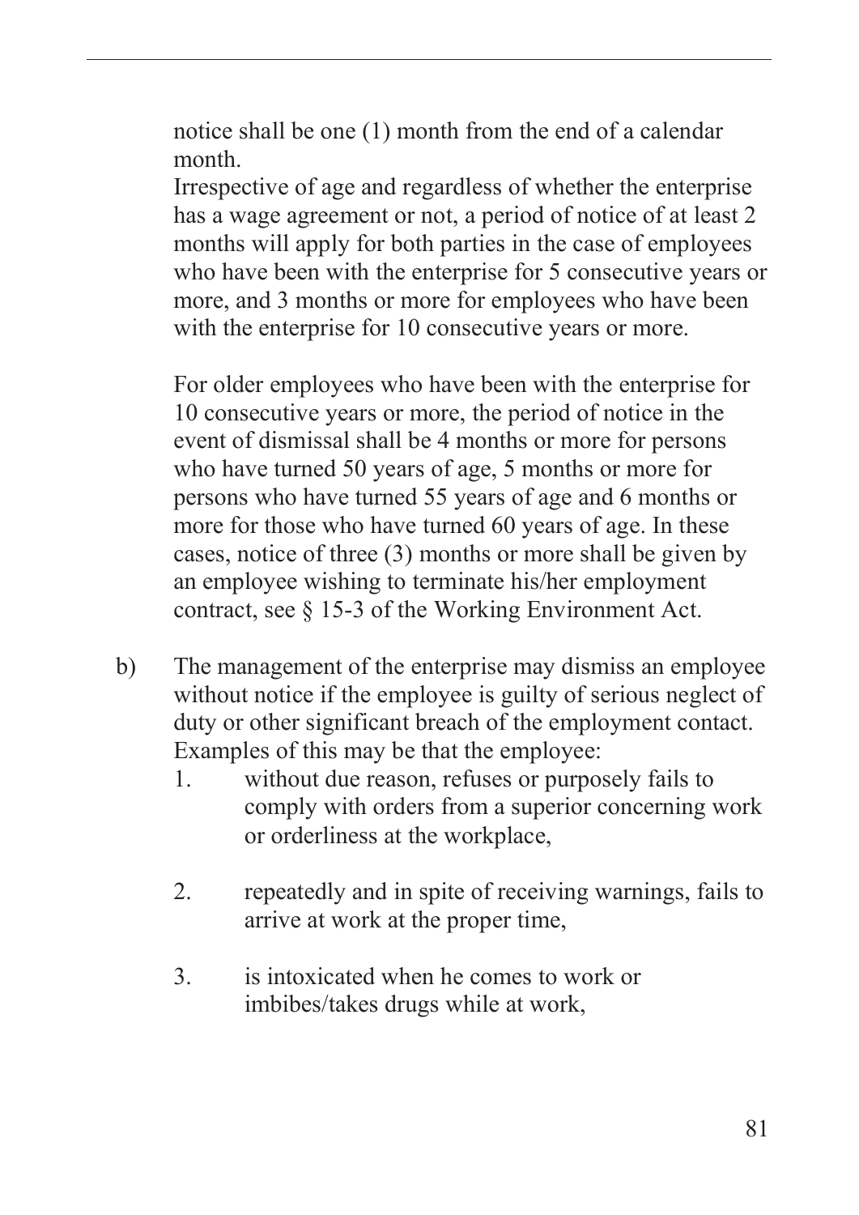notice shall be one (1) month from the end of a calendar month.
Irrespective of age and regardless of whether the enterprise has a wage agreement or not, a period of notice of at least 2 months will apply for both parties in the case of employees who have been with the enterprise for 5 consecutive years or more, and 3 months or more for employees who have been with the enterprise for 10 consecutive years or more.

For older employees who have been with the enterprise for 10 consecutive years or more, the period of notice in the event of dismissal shall be 4 months or more for persons who have turned 50 years of age, 5 months or more for persons who have turned 55 years of age and 6 months or more for those who have turned 60 years of age. In these cases, notice of three (3) months or more shall be given by an employee wishing to terminate his/her employment contract, see § 15-3 of the Working Environment Act.

b) The management of the enterprise may dismiss an employee without notice if the employee is guilty of serious neglect of duty or other significant breach of the employment contact. Examples of this may be that the employee:

   1. without due reason, refuses or purposely fails to comply with orders from a superior concerning work or orderliness at the workplace,

   2. repeatedly and in spite of receiving warnings, fails to arrive at work at the proper time,

   3. is intoxicated when he comes to work or imbibes/takes drugs while at work,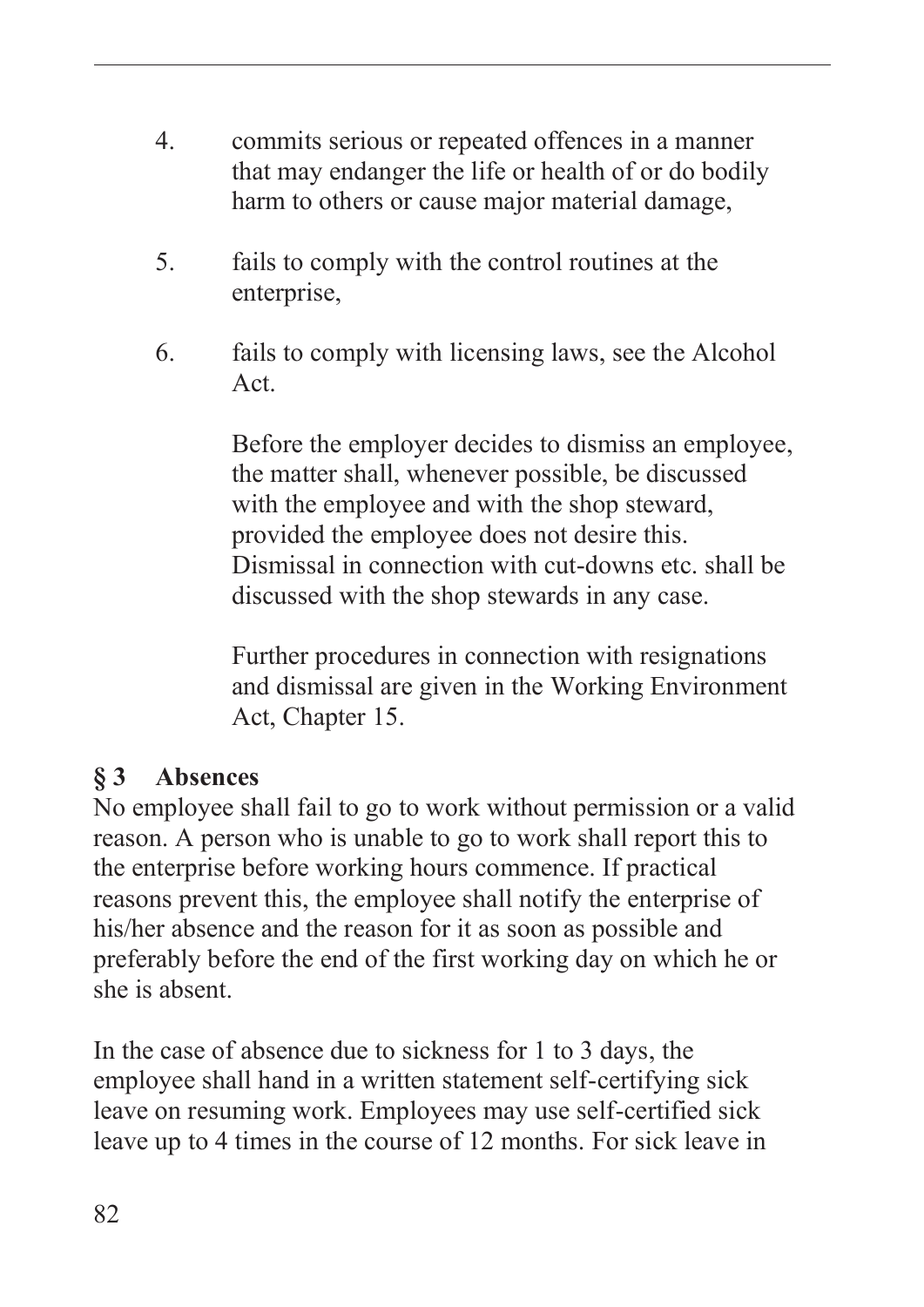4. commits serious or repeated offences in a manner that may endanger the life or health of or do bodily harm to others or cause major material damage,

5. fails to comply with the control routines at the enterprise,

6. fails to comply with licensing laws, see the Alcohol Act.

   Before the employer decides to dismiss an employee, the matter shall, whenever possible, be discussed with the employee and with the shop steward, provided the employee does not desire this. Dismissal in connection with cut-downs etc. shall be discussed with the shop stewards in any case.

   Further procedures in connection with resignations and dismissal are given in the Working Environment Act, Chapter 15.

**§ 3 Absences**

No employee shall fail to go to work without permission or a valid reason. A person who is unable to go to work shall report this to the enterprise before working hours commence. If practical reasons prevent this, the employee shall notify the enterprise of his/her absence and the reason for it as soon as possible and preferably before the end of the first working day on which he or she is absent.

In the case of absence due to sickness for 1 to 3 days, the employee shall hand in a written statement self-certifying sick leave on resuming work. Employees may use self-certified sick leave up to 4 times in the course of 12 months. For sick leave in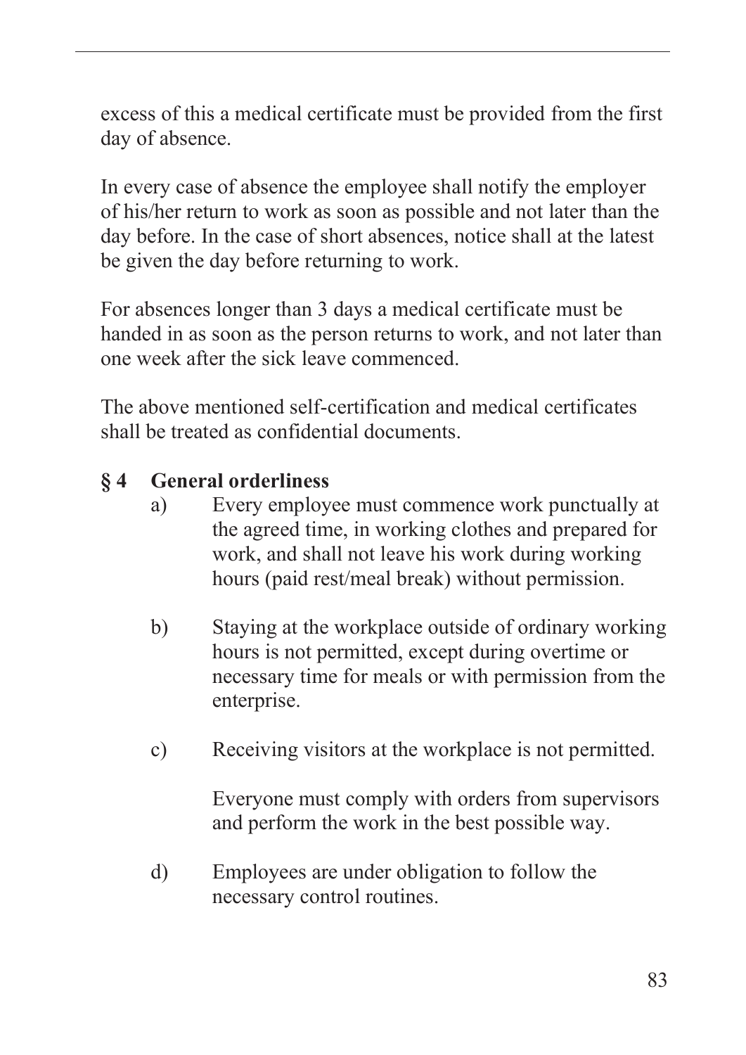excess of this a medical certificate must be provided from the first day of absence.

In every case of absence the employee shall notify the employer of his/her return to work as soon as possible and not later than the day before. In the case of short absences, notice shall at the latest be given the day before returning to work.

For absences longer than 3 days a medical certificate must be handed in as soon as the person returns to work, and not later than one week after the sick leave commenced.

The above mentioned self-certification and medical certificates shall be treated as confidential documents.

### § 4 General orderliness

a) Every employee must commence work punctually at the agreed time, in working clothes and prepared for work, and shall not leave his work during working hours (paid rest/meal break) without permission.

b) Staying at the workplace outside of ordinary working hours is not permitted, except during overtime or necessary time for meals or with permission from the enterprise.

c) Receiving visitors at the workplace is not permitted.

   Everyone must comply with orders from supervisors and perform the work in the best possible way.

d) Employees are under obligation to follow the necessary control routines.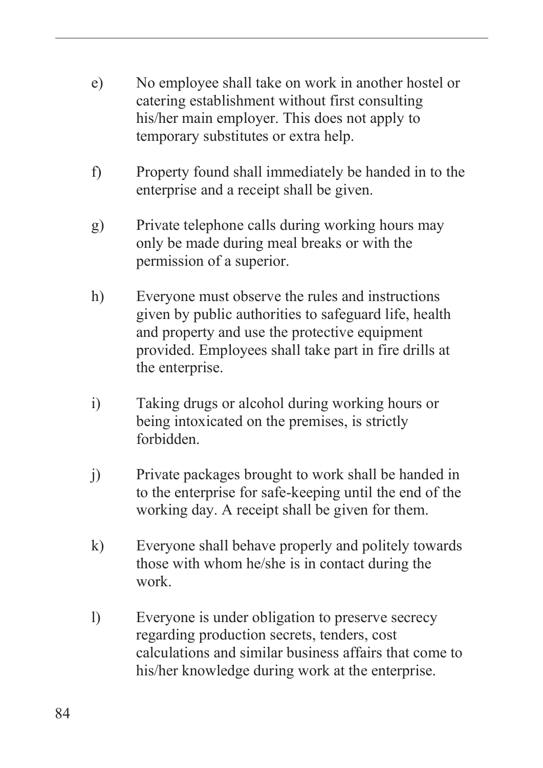e) No employee shall take on work in another hostel or catering establishment without first consulting his/her main employer. This does not apply to temporary substitutes or extra help.

f) Property found shall immediately be handed in to the enterprise and a receipt shall be given.

g) Private telephone calls during working hours may only be made during meal breaks or with the permission of a superior.

h) Everyone must observe the rules and instructions given by public authorities to safeguard life, health and property and use the protective equipment provided. Employees shall take part in fire drills at the enterprise.

i) Taking drugs or alcohol during working hours or being intoxicated on the premises, is strictly forbidden.

j) Private packages brought to work shall be handed in to the enterprise for safe-keeping until the end of the working day. A receipt shall be given for them.

k) Everyone shall behave properly and politely towards those with whom he/she is in contact during the work.

l) Everyone is under obligation to preserve secrecy regarding production secrets, tenders, cost calculations and similar business affairs that come to his/her knowledge during work at the enterprise.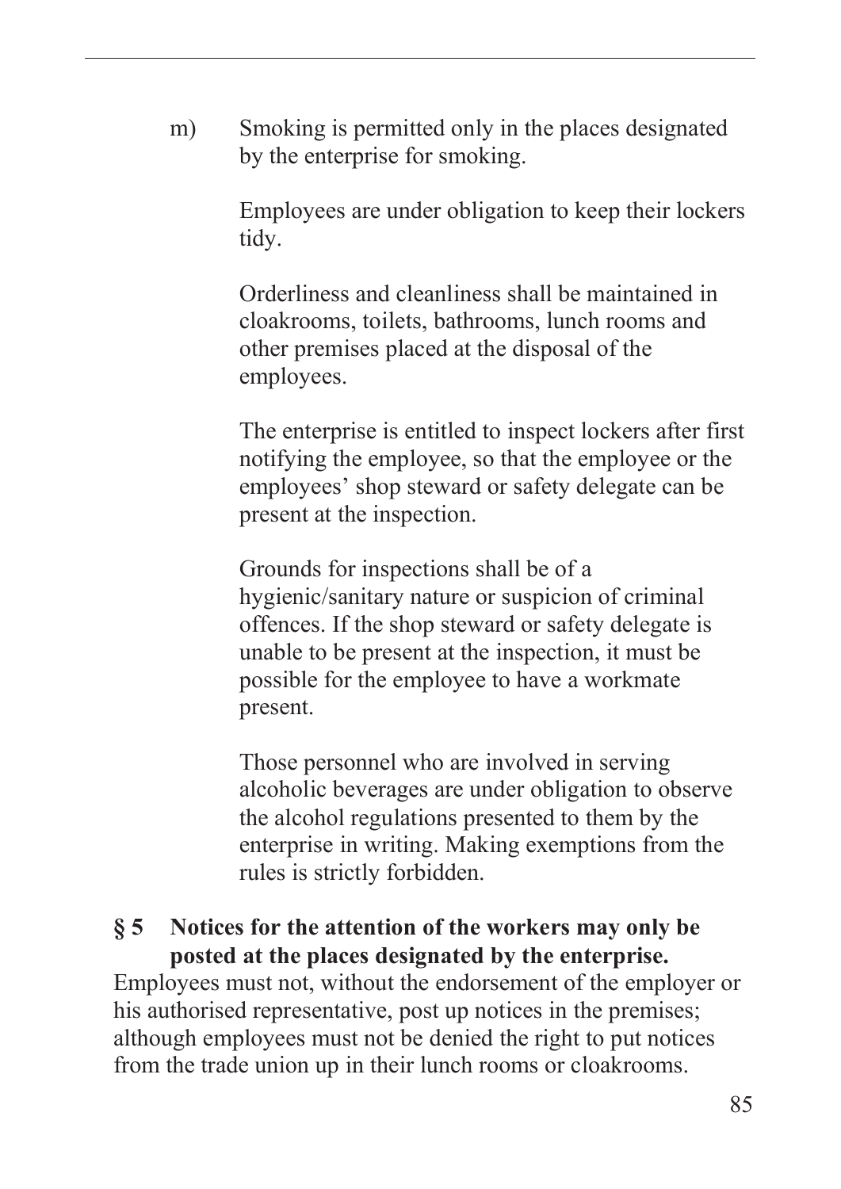m) Smoking is permitted only in the places designated by the enterprise for smoking.

Employees are under obligation to keep their lockers tidy.

Orderliness and cleanliness shall be maintained in cloakrooms, toilets, bathrooms, lunch rooms and other premises placed at the disposal of the employees.

The enterprise is entitled to inspect lockers after first notifying the employee, so that the employee or the employees' shop steward or safety delegate can be present at the inspection.

Grounds for inspections shall be of a hygienic/sanitary nature or suspicion of criminal offences. If the shop steward or safety delegate is unable to be present at the inspection, it must be possible for the employee to have a workmate present.

Those personnel who are involved in serving alcoholic beverages are under obligation to observe the alcohol regulations presented to them by the enterprise in writing. Making exemptions from the rules is strictly forbidden.

**§ 5 Notices for the attention of the workers may only be posted at the places designated by the enterprise.**

Employees must not, without the endorsement of the employer or his authorised representative, post up notices in the premises; although employees must not be denied the right to put notices from the trade union up in their lunch rooms or cloakrooms.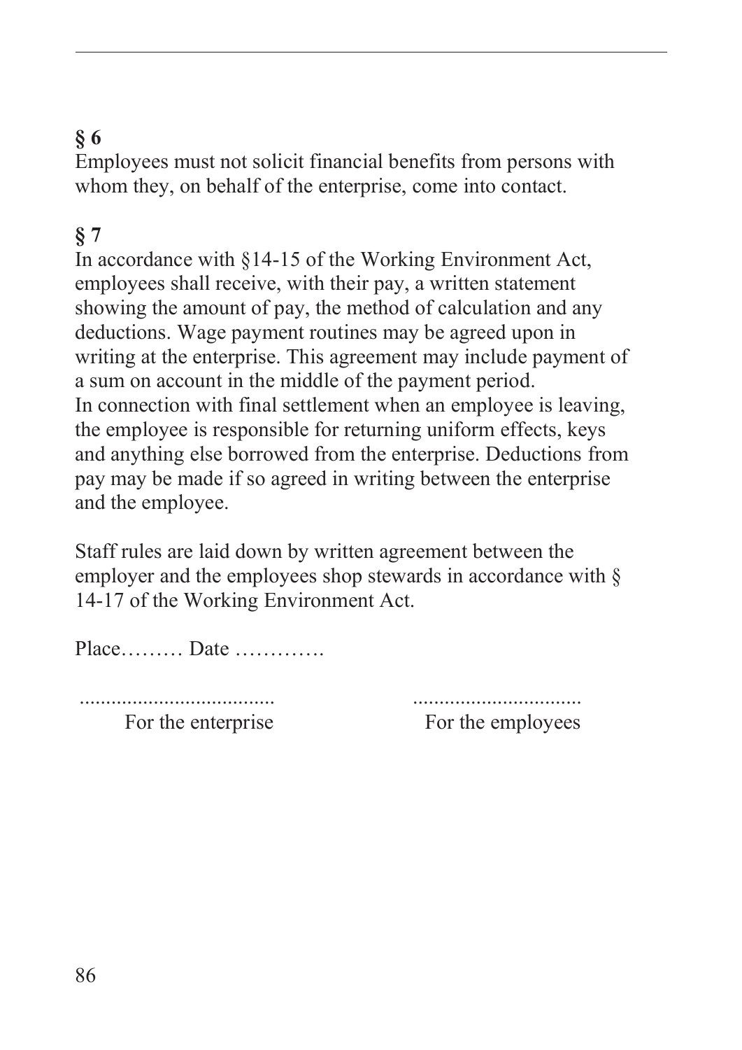## § 6

Employees must not solicit financial benefits from persons with whom they, on behalf of the enterprise, come into contact.

## § 7

In accordance with §14-15 of the Working Environment Act, employees shall receive, with their pay, a written statement showing the amount of pay, the method of calculation and any deductions. Wage payment routines may be agreed upon in writing at the enterprise. This agreement may include payment of a sum on account in the middle of the payment period.
In connection with final settlement when an employee is leaving, the employee is responsible for returning uniform effects, keys and anything else borrowed from the enterprise. Deductions from pay may be made if so agreed in writing between the enterprise and the employee.

Staff rules are laid down by written agreement between the employer and the employees shop stewards in accordance with § 14-17 of the Working Environment Act.

Place……… Date ………….

| ..................................... | ................................ |
|---|---|
| For the enterprise | For the employees |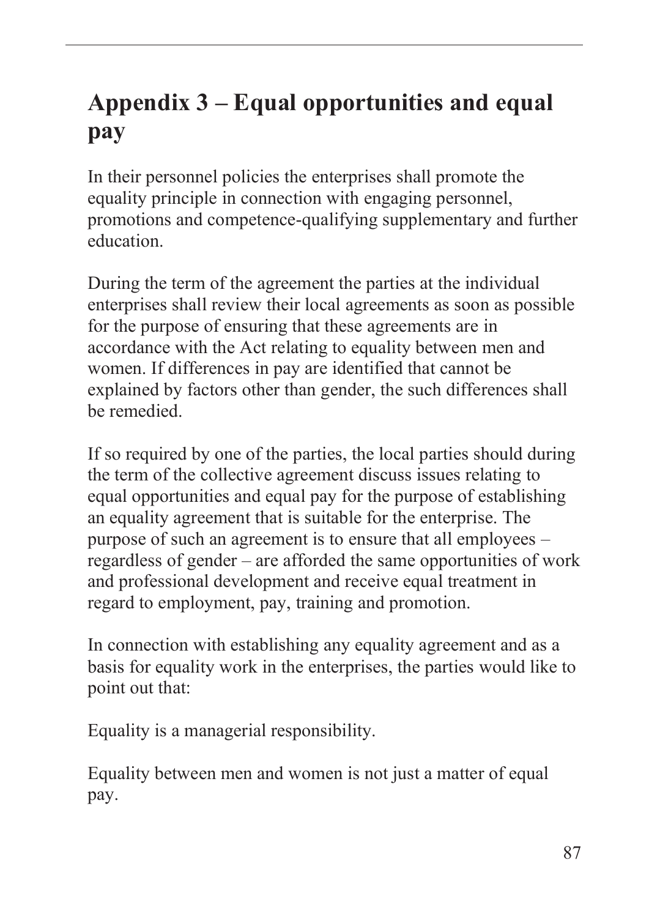# Appendix 3 – Equal opportunities and equal pay

In their personnel policies the enterprises shall promote the equality principle in connection with engaging personnel, promotions and competence-qualifying supplementary and further education.

During the term of the agreement the parties at the individual enterprises shall review their local agreements as soon as possible for the purpose of ensuring that these agreements are in accordance with the Act relating to equality between men and women. If differences in pay are identified that cannot be explained by factors other than gender, the such differences shall be remedied.

If so required by one of the parties, the local parties should during the term of the collective agreement discuss issues relating to equal opportunities and equal pay for the purpose of establishing an equality agreement that is suitable for the enterprise. The purpose of such an agreement is to ensure that all employees – regardless of gender – are afforded the same opportunities of work and professional development and receive equal treatment in regard to employment, pay, training and promotion.

In connection with establishing any equality agreement and as a basis for equality work in the enterprises, the parties would like to point out that:

Equality is a managerial responsibility.

Equality between men and women is not just a matter of equal pay.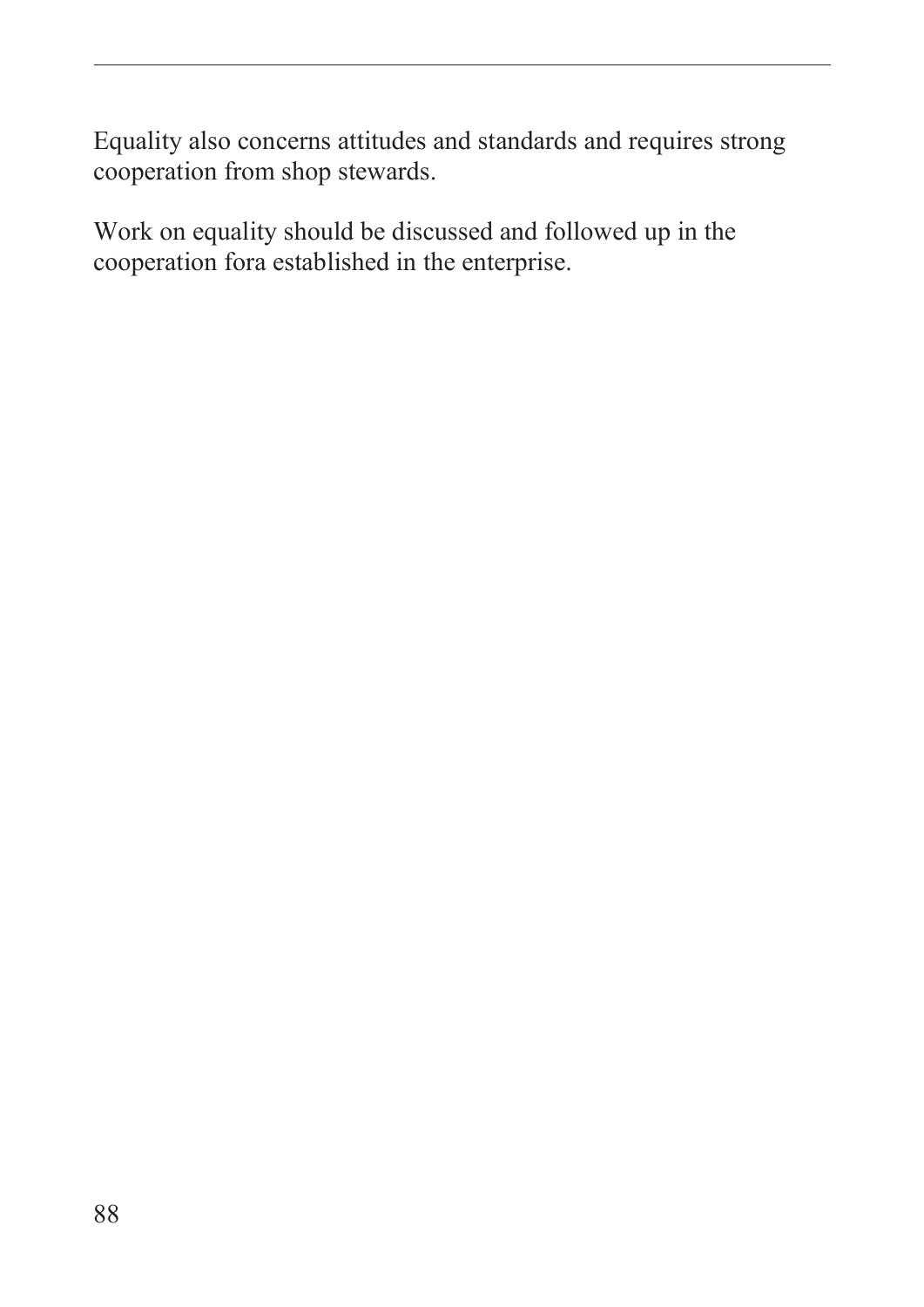Equality also concerns attitudes and standards and requires strong cooperation from shop stewards.

Work on equality should be discussed and followed up in the cooperation fora established in the enterprise.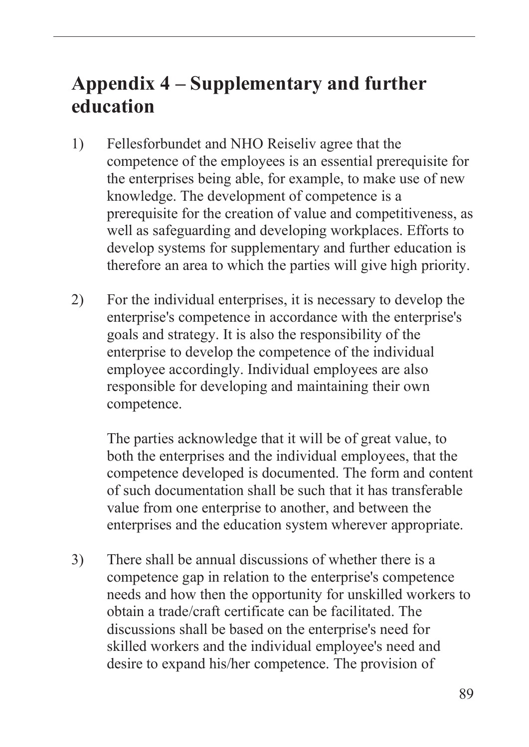# Appendix 4 – Supplementary and further education

1) Fellesforbundet and NHO Reiseliv agree that the competence of the employees is an essential prerequisite for the enterprises being able, for example, to make use of new knowledge. The development of competence is a prerequisite for the creation of value and competitiveness, as well as safeguarding and developing workplaces. Efforts to develop systems for supplementary and further education is therefore an area to which the parties will give high priority.

2) For the individual enterprises, it is necessary to develop the enterprise's competence in accordance with the enterprise's goals and strategy. It is also the responsibility of the enterprise to develop the competence of the individual employee accordingly. Individual employees are also responsible for developing and maintaining their own competence.

   The parties acknowledge that it will be of great value, to both the enterprises and the individual employees, that the competence developed is documented. The form and content of such documentation shall be such that it has transferable value from one enterprise to another, and between the enterprises and the education system wherever appropriate.

3) There shall be annual discussions of whether there is a competence gap in relation to the enterprise's competence needs and how then the opportunity for unskilled workers to obtain a trade/craft certificate can be facilitated. The discussions shall be based on the enterprise's need for skilled workers and the individual employee's need and desire to expand his/her competence. The provision of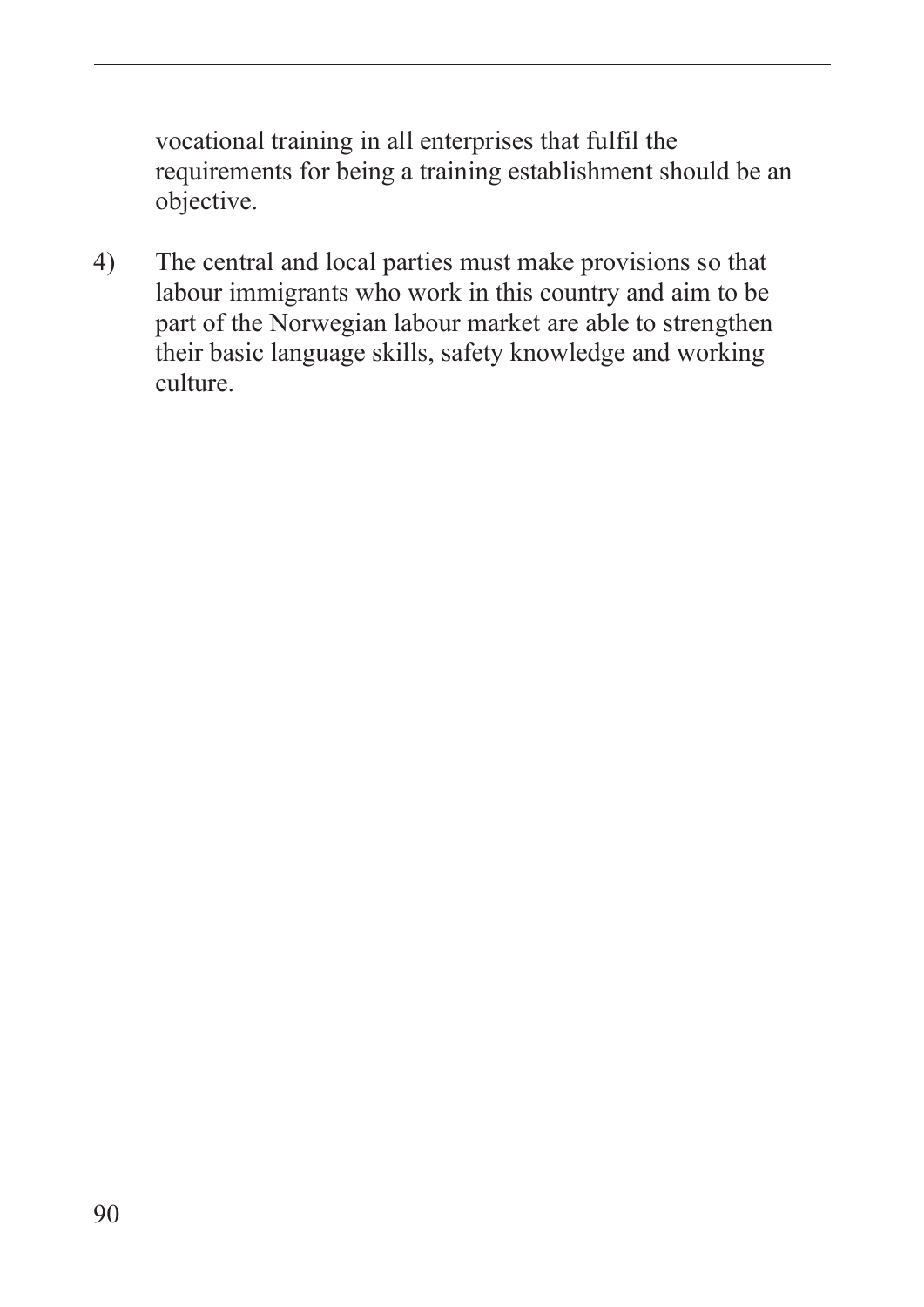vocational training in all enterprises that fulfil the requirements for being a training establishment should be an objective.

4) The central and local parties must make provisions so that labour immigrants who work in this country and aim to be part of the Norwegian labour market are able to strengthen their basic language skills, safety knowledge and working culture.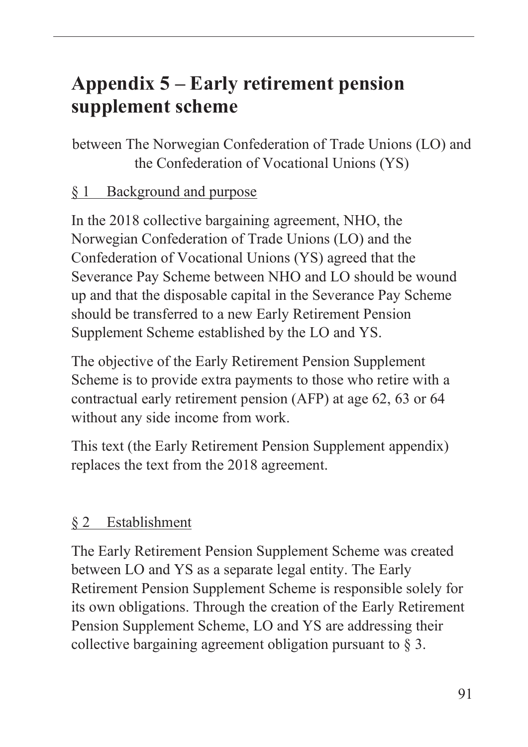# Appendix 5 – Early retirement pension supplement scheme

between The Norwegian Confederation of Trade Unions (LO) and the Confederation of Vocational Unions (YS)

§ 1 Background and purpose

In the 2018 collective bargaining agreement, NHO, the Norwegian Confederation of Trade Unions (LO) and the Confederation of Vocational Unions (YS) agreed that the Severance Pay Scheme between NHO and LO should be wound up and that the disposable capital in the Severance Pay Scheme should be transferred to a new Early Retirement Pension Supplement Scheme established by the LO and YS.

The objective of the Early Retirement Pension Supplement Scheme is to provide extra payments to those who retire with a contractual early retirement pension (AFP) at age 62, 63 or 64 without any side income from work.

This text (the Early Retirement Pension Supplement appendix) replaces the text from the 2018 agreement.

§ 2 Establishment

The Early Retirement Pension Supplement Scheme was created between LO and YS as a separate legal entity. The Early Retirement Pension Supplement Scheme is responsible solely for its own obligations. Through the creation of the Early Retirement Pension Supplement Scheme, LO and YS are addressing their collective bargaining agreement obligation pursuant to § 3.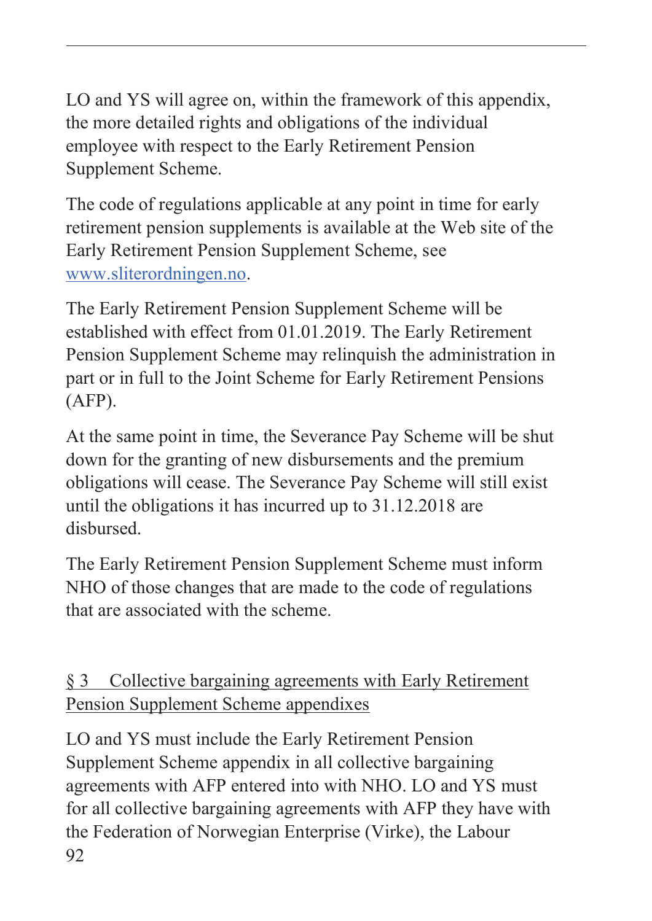LO and YS will agree on, within the framework of this appendix, the more detailed rights and obligations of the individual employee with respect to the Early Retirement Pension Supplement Scheme.

The code of regulations applicable at any point in time for early retirement pension supplements is available at the Web site of the Early Retirement Pension Supplement Scheme, see www.sliterordningen.no.

The Early Retirement Pension Supplement Scheme will be established with effect from 01.01.2019. The Early Retirement Pension Supplement Scheme may relinquish the administration in part or in full to the Joint Scheme for Early Retirement Pensions (AFP).

At the same point in time, the Severance Pay Scheme will be shut down for the granting of new disbursements and the premium obligations will cease. The Severance Pay Scheme will still exist until the obligations it has incurred up to 31.12.2018 are disbursed.

The Early Retirement Pension Supplement Scheme must inform NHO of those changes that are made to the code of regulations that are associated with the scheme.

## § 3 Collective bargaining agreements with Early Retirement Pension Supplement Scheme appendixes

LO and YS must include the Early Retirement Pension Supplement Scheme appendix in all collective bargaining agreements with AFP entered into with NHO. LO and YS must for all collective bargaining agreements with AFP they have with the Federation of Norwegian Enterprise (Virke), the Labour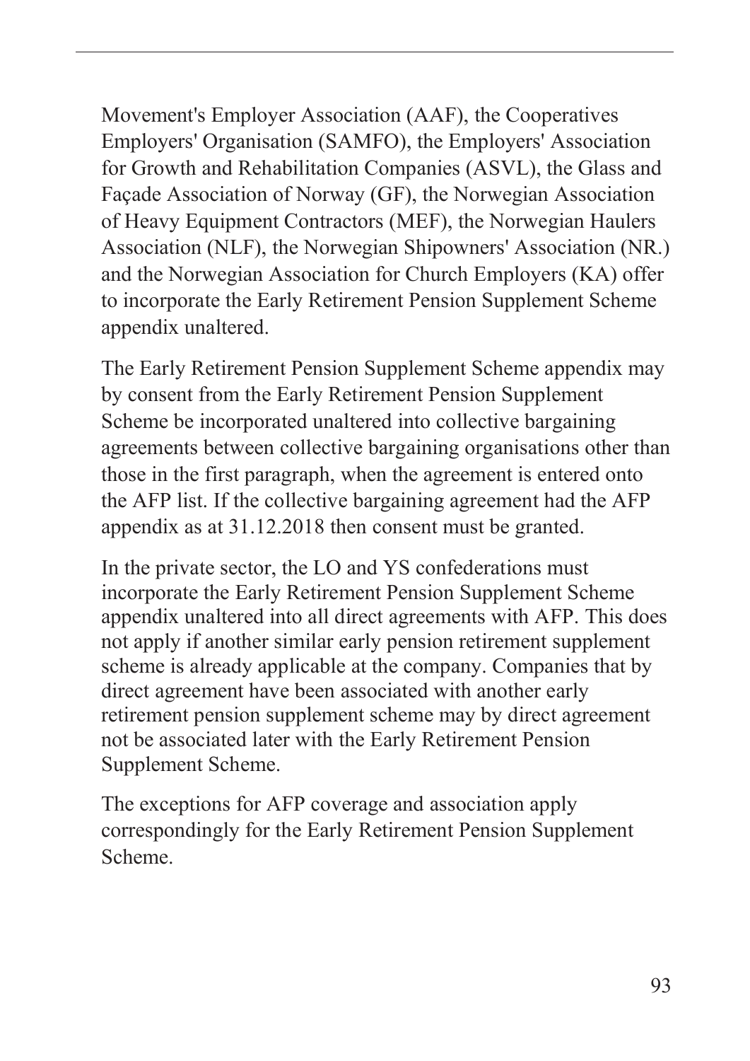Movement's Employer Association (AAF), the Cooperatives Employers' Organisation (SAMFO), the Employers' Association for Growth and Rehabilitation Companies (ASVL), the Glass and Façade Association of Norway (GF), the Norwegian Association of Heavy Equipment Contractors (MEF), the Norwegian Haulers Association (NLF), the Norwegian Shipowners' Association (NR.) and the Norwegian Association for Church Employers (KA) offer to incorporate the Early Retirement Pension Supplement Scheme appendix unaltered.

The Early Retirement Pension Supplement Scheme appendix may by consent from the Early Retirement Pension Supplement Scheme be incorporated unaltered into collective bargaining agreements between collective bargaining organisations other than those in the first paragraph, when the agreement is entered onto the AFP list. If the collective bargaining agreement had the AFP appendix as at 31.12.2018 then consent must be granted.

In the private sector, the LO and YS confederations must incorporate the Early Retirement Pension Supplement Scheme appendix unaltered into all direct agreements with AFP. This does not apply if another similar early pension retirement supplement scheme is already applicable at the company. Companies that by direct agreement have been associated with another early retirement pension supplement scheme may by direct agreement not be associated later with the Early Retirement Pension Supplement Scheme.

The exceptions for AFP coverage and association apply correspondingly for the Early Retirement Pension Supplement Scheme.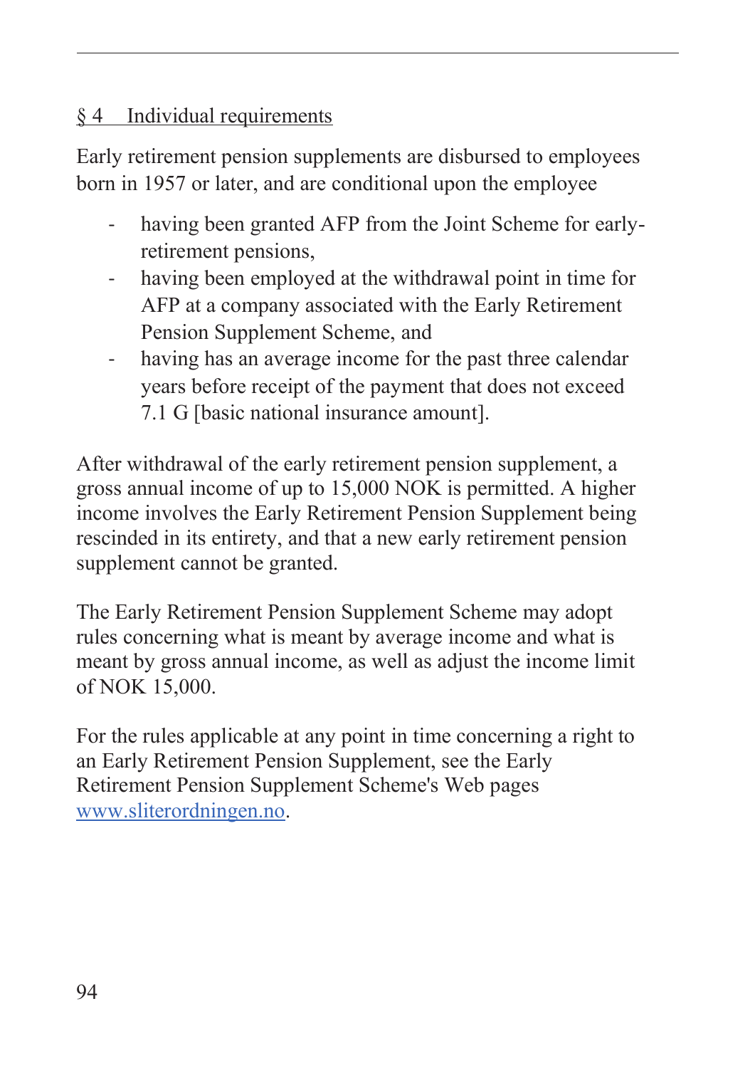## § 4 Individual requirements

Early retirement pension supplements are disbursed to employees born in 1957 or later, and are conditional upon the employee

- having been granted AFP from the Joint Scheme for early-retirement pensions,
- having been employed at the withdrawal point in time for AFP at a company associated with the Early Retirement Pension Supplement Scheme, and
- having has an average income for the past three calendar years before receipt of the payment that does not exceed 7.1 G [basic national insurance amount].

After withdrawal of the early retirement pension supplement, a gross annual income of up to 15,000 NOK is permitted. A higher income involves the Early Retirement Pension Supplement being rescinded in its entirety, and that a new early retirement pension supplement cannot be granted.

The Early Retirement Pension Supplement Scheme may adopt rules concerning what is meant by average income and what is meant by gross annual income, as well as adjust the income limit of NOK 15,000.

For the rules applicable at any point in time concerning a right to an Early Retirement Pension Supplement, see the Early Retirement Pension Supplement Scheme's Web pages [www.sliterordningen.no](http://www.sliterordningen.no).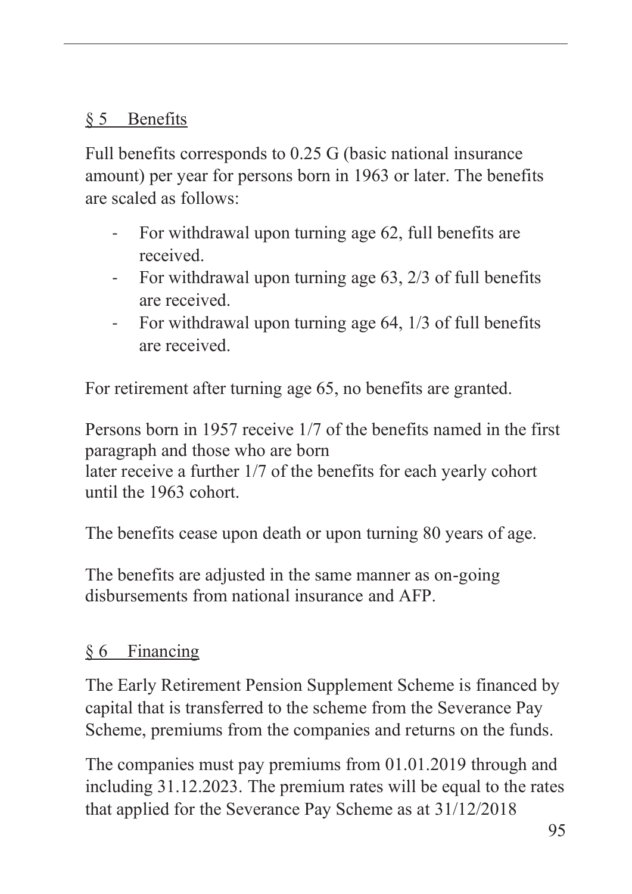## § 5 Benefits

Full benefits corresponds to 0.25 G (basic national insurance amount) per year for persons born in 1963 or later. The benefits are scaled as follows:

- For withdrawal upon turning age 62, full benefits are received.
- For withdrawal upon turning age 63, 2/3 of full benefits are received.
- For withdrawal upon turning age 64, 1/3 of full benefits are received.

For retirement after turning age 65, no benefits are granted.

Persons born in 1957 receive 1/7 of the benefits named in the first paragraph and those who are born later receive a further 1/7 of the benefits for each yearly cohort until the 1963 cohort.

The benefits cease upon death or upon turning 80 years of age.

The benefits are adjusted in the same manner as on-going disbursements from national insurance and AFP.

## § 6 Financing

The Early Retirement Pension Supplement Scheme is financed by capital that is transferred to the scheme from the Severance Pay Scheme, premiums from the companies and returns on the funds.

The companies must pay premiums from 01.01.2019 through and including 31.12.2023. The premium rates will be equal to the rates that applied for the Severance Pay Scheme as at 31/12/2018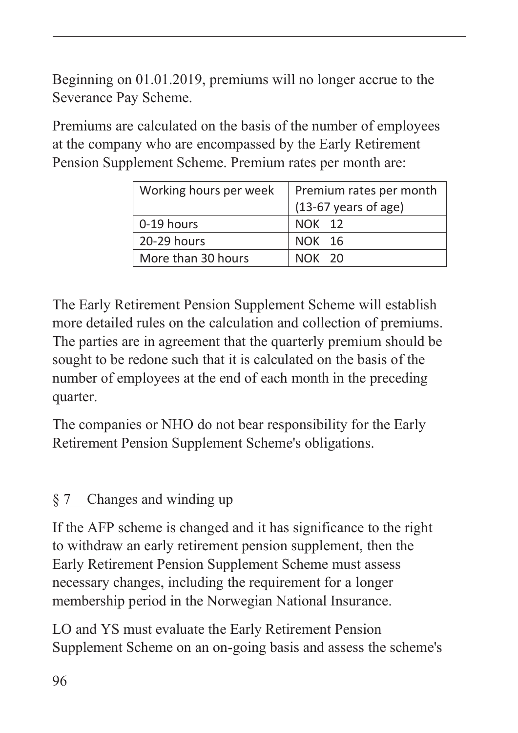Beginning on 01.01.2019, premiums will no longer accrue to the Severance Pay Scheme.

Premiums are calculated on the basis of the number of employees at the company who are encompassed by the Early Retirement Pension Supplement Scheme. Premium rates per month are:

| Working hours per week | Premium rates per month (13-67 years of age) |
|---|---|
| 0-19 hours | NOK 12 |
| 20-29 hours | NOK 16 |
| More than 30 hours | NOK 20 |

The Early Retirement Pension Supplement Scheme will establish more detailed rules on the calculation and collection of premiums. The parties are in agreement that the quarterly premium should be sought to be redone such that it is calculated on the basis of the number of employees at the end of each month in the preceding quarter.

The companies or NHO do not bear responsibility for the Early Retirement Pension Supplement Scheme's obligations.

## § 7 Changes and winding up

If the AFP scheme is changed and it has significance to the right to withdraw an early retirement pension supplement, then the Early Retirement Pension Supplement Scheme must assess necessary changes, including the requirement for a longer membership period in the Norwegian National Insurance.

LO and YS must evaluate the Early Retirement Pension Supplement Scheme on an on-going basis and assess the scheme's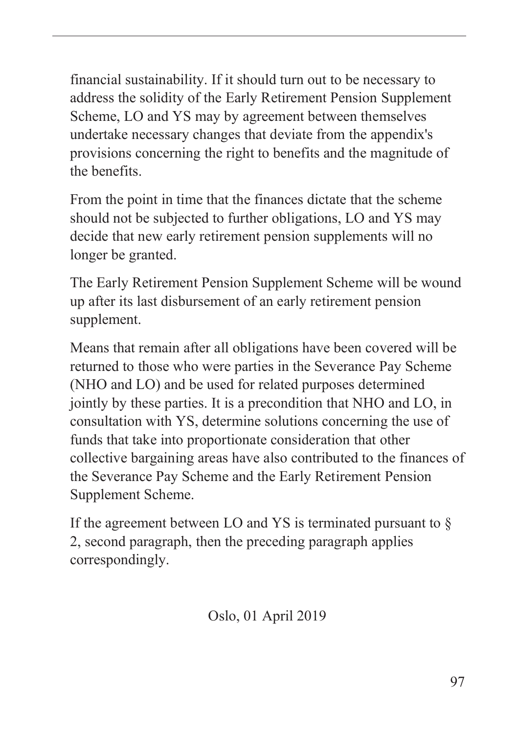financial sustainability. If it should turn out to be necessary to address the solidity of the Early Retirement Pension Supplement Scheme, LO and YS may by agreement between themselves undertake necessary changes that deviate from the appendix's provisions concerning the right to benefits and the magnitude of the benefits.

From the point in time that the finances dictate that the scheme should not be subjected to further obligations, LO and YS may decide that new early retirement pension supplements will no longer be granted.

The Early Retirement Pension Supplement Scheme will be wound up after its last disbursement of an early retirement pension supplement.

Means that remain after all obligations have been covered will be returned to those who were parties in the Severance Pay Scheme (NHO and LO) and be used for related purposes determined jointly by these parties. It is a precondition that NHO and LO, in consultation with YS, determine solutions concerning the use of funds that take into proportionate consideration that other collective bargaining areas have also contributed to the finances of the Severance Pay Scheme and the Early Retirement Pension Supplement Scheme.

If the agreement between LO and YS is terminated pursuant to § 2, second paragraph, then the preceding paragraph applies correspondingly.

Oslo, 01 April 2019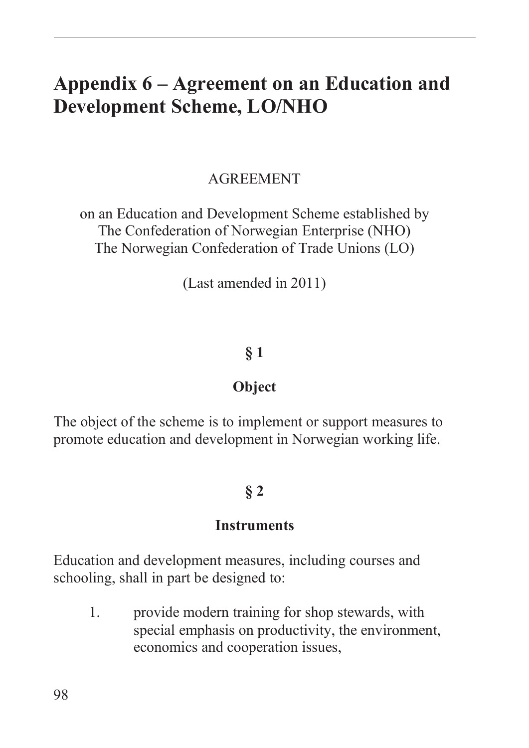# Appendix 6 – Agreement on an Education and Development Scheme, LO/NHO

AGREEMENT

on an Education and Development Scheme established by
The Confederation of Norwegian Enterprise (NHO)
The Norwegian Confederation of Trade Unions (LO)

(Last amended in 2011)

**§ 1**

**Object**

The object of the scheme is to implement or support measures to promote education and development in Norwegian working life.

**§ 2**

**Instruments**

Education and development measures, including courses and schooling, shall in part be designed to:

1. provide modern training for shop stewards, with special emphasis on productivity, the environment, economics and cooperation issues,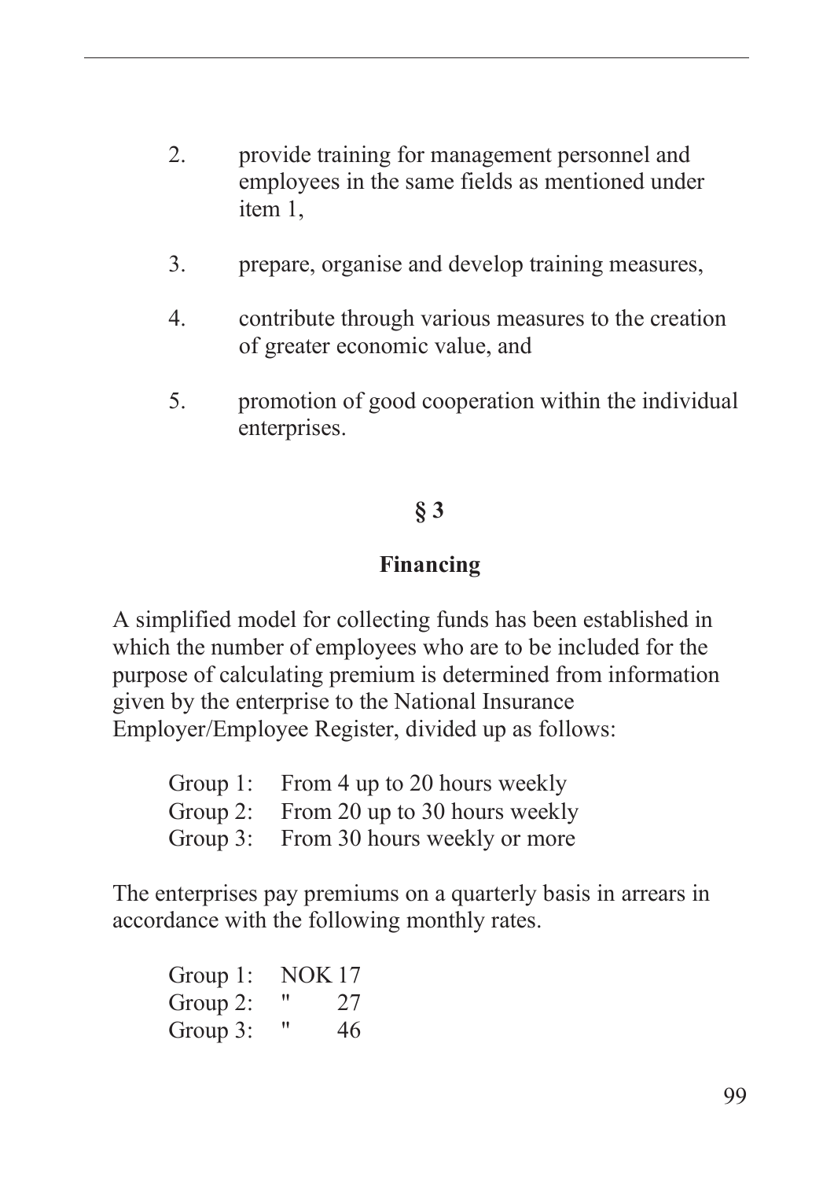2. provide training for management personnel and employees in the same fields as mentioned under item 1,

3. prepare, organise and develop training measures,

4. contribute through various measures to the creation of greater economic value, and

5. promotion of good cooperation within the individual enterprises.

## § 3

## Financing

A simplified model for collecting funds has been established in which the number of employees who are to be included for the purpose of calculating premium is determined from information given by the enterprise to the National Insurance Employer/Employee Register, divided up as follows:

| | |
|---|---|
| Group 1: | From 4 up to 20 hours weekly |
| Group 2: | From 20 up to 30 hours weekly |
| Group 3: | From 30 hours weekly or more |

The enterprises pay premiums on a quarterly basis in arrears in accordance with the following monthly rates.

| | | |
|---|---|---|
| Group 1: | NOK | 17 |
| Group 2: | " | 27 |
| Group 3: | " | 46 |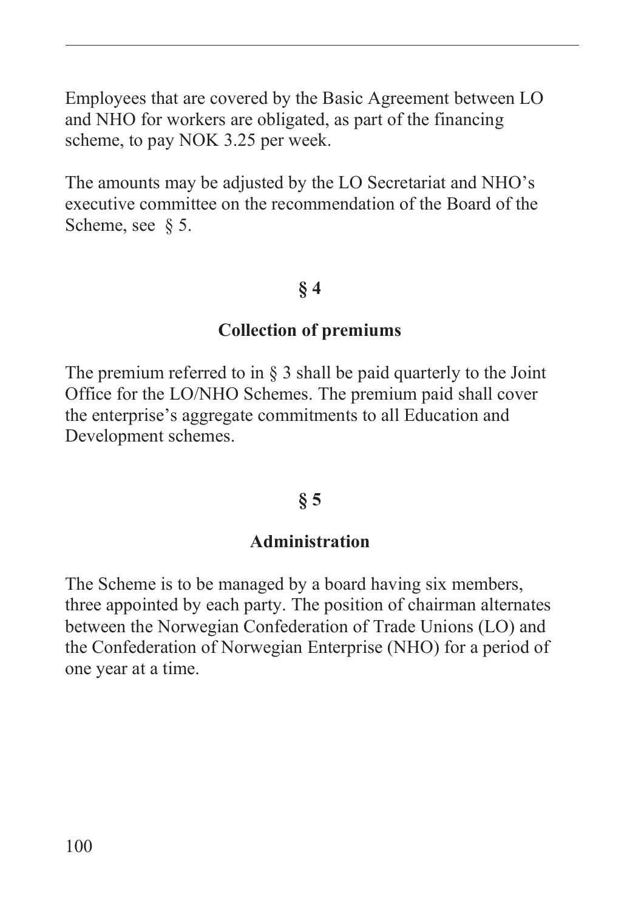Employees that are covered by the Basic Agreement between LO and NHO for workers are obligated, as part of the financing scheme, to pay NOK 3.25 per week.

The amounts may be adjusted by the LO Secretariat and NHO's executive committee on the recommendation of the Board of the Scheme, see § 5.

## § 4

### Collection of premiums

The premium referred to in § 3 shall be paid quarterly to the Joint Office for the LO/NHO Schemes. The premium paid shall cover the enterprise's aggregate commitments to all Education and Development schemes.

## § 5

### Administration

The Scheme is to be managed by a board having six members, three appointed by each party. The position of chairman alternates between the Norwegian Confederation of Trade Unions (LO) and the Confederation of Norwegian Enterprise (NHO) for a period of one year at a time.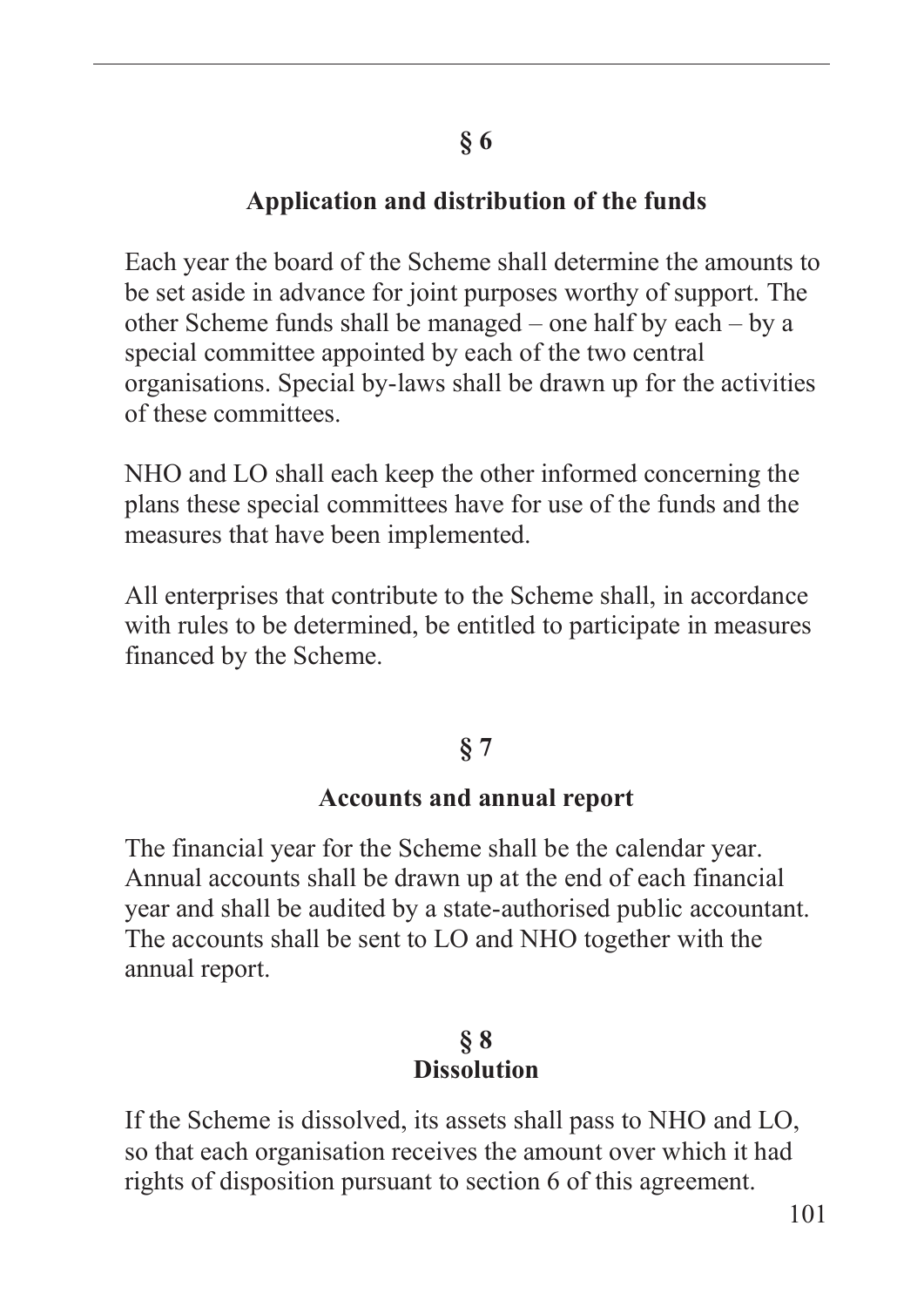## § 6

### Application and distribution of the funds

Each year the board of the Scheme shall determine the amounts to be set aside in advance for joint purposes worthy of support. The other Scheme funds shall be managed – one half by each – by a special committee appointed by each of the two central organisations. Special by-laws shall be drawn up for the activities of these committees.

NHO and LO shall each keep the other informed concerning the plans these special committees have for use of the funds and the measures that have been implemented.

All enterprises that contribute to the Scheme shall, in accordance with rules to be determined, be entitled to participate in measures financed by the Scheme.

## § 7

### Accounts and annual report

The financial year for the Scheme shall be the calendar year. Annual accounts shall be drawn up at the end of each financial year and shall be audited by a state-authorised public accountant. The accounts shall be sent to LO and NHO together with the annual report.

## § 8

### Dissolution

If the Scheme is dissolved, its assets shall pass to NHO and LO, so that each organisation receives the amount over which it had rights of disposition pursuant to section 6 of this agreement.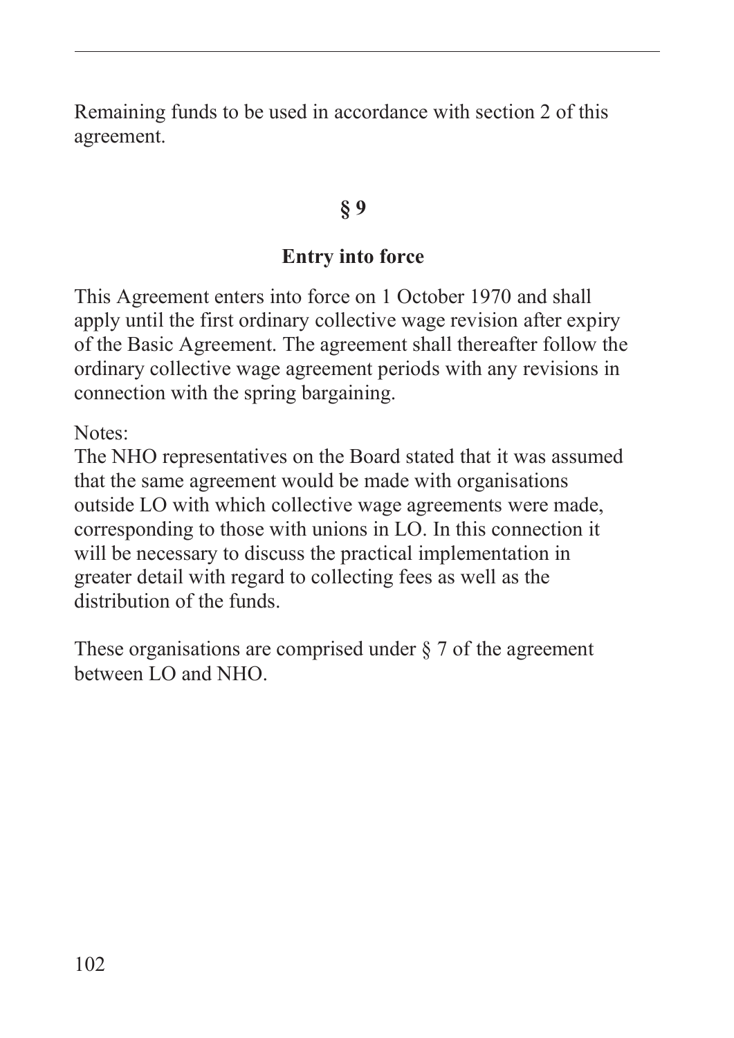Remaining funds to be used in accordance with section 2 of this agreement.

## § 9

## Entry into force

This Agreement enters into force on 1 October 1970 and shall apply until the first ordinary collective wage revision after expiry of the Basic Agreement. The agreement shall thereafter follow the ordinary collective wage agreement periods with any revisions in connection with the spring bargaining.

Notes:
The NHO representatives on the Board stated that it was assumed that the same agreement would be made with organisations outside LO with which collective wage agreements were made, corresponding to those with unions in LO. In this connection it will be necessary to discuss the practical implementation in greater detail with regard to collecting fees as well as the distribution of the funds.

These organisations are comprised under § 7 of the agreement between LO and NHO.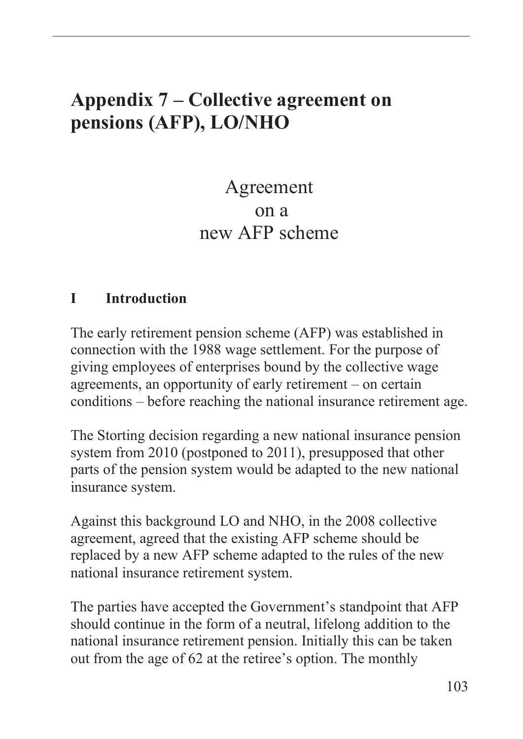# Appendix 7 – Collective agreement on pensions (AFP), LO/NHO

## Agreement on a new AFP scheme

### I Introduction

The early retirement pension scheme (AFP) was established in connection with the 1988 wage settlement. For the purpose of giving employees of enterprises bound by the collective wage agreements, an opportunity of early retirement – on certain conditions – before reaching the national insurance retirement age.

The Storting decision regarding a new national insurance pension system from 2010 (postponed to 2011), presupposed that other parts of the pension system would be adapted to the new national insurance system.

Against this background LO and NHO, in the 2008 collective agreement, agreed that the existing AFP scheme should be replaced by a new AFP scheme adapted to the rules of the new national insurance retirement system.

The parties have accepted the Government's standpoint that AFP should continue in the form of a neutral, lifelong addition to the national insurance retirement pension. Initially this can be taken out from the age of 62 at the retiree's option. The monthly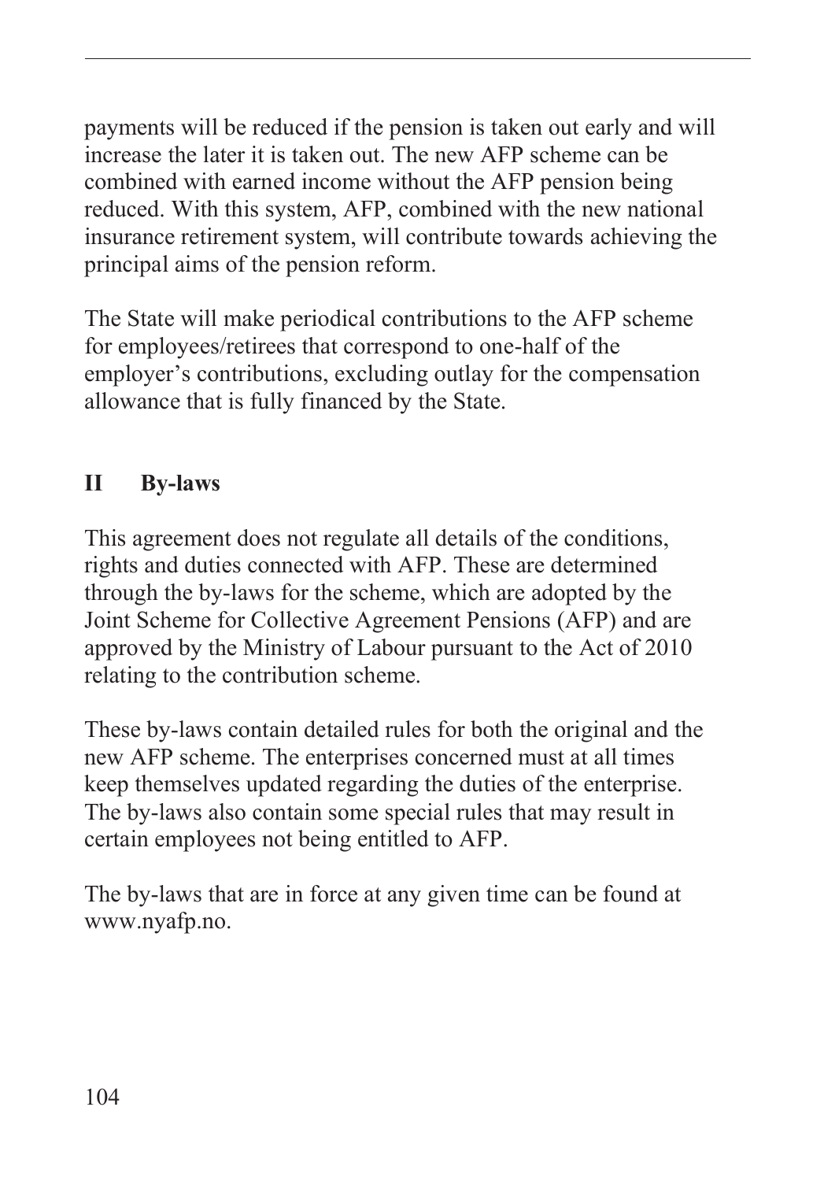payments will be reduced if the pension is taken out early and will increase the later it is taken out. The new AFP scheme can be combined with earned income without the AFP pension being reduced. With this system, AFP, combined with the new national insurance retirement system, will contribute towards achieving the principal aims of the pension reform.

The State will make periodical contributions to the AFP scheme for employees/retirees that correspond to one-half of the employer's contributions, excluding outlay for the compensation allowance that is fully financed by the State.

## II By-laws

This agreement does not regulate all details of the conditions, rights and duties connected with AFP. These are determined through the by-laws for the scheme, which are adopted by the Joint Scheme for Collective Agreement Pensions (AFP) and are approved by the Ministry of Labour pursuant to the Act of 2010 relating to the contribution scheme.

These by-laws contain detailed rules for both the original and the new AFP scheme. The enterprises concerned must at all times keep themselves updated regarding the duties of the enterprise. The by-laws also contain some special rules that may result in certain employees not being entitled to AFP.

The by-laws that are in force at any given time can be found at www.nyafp.no.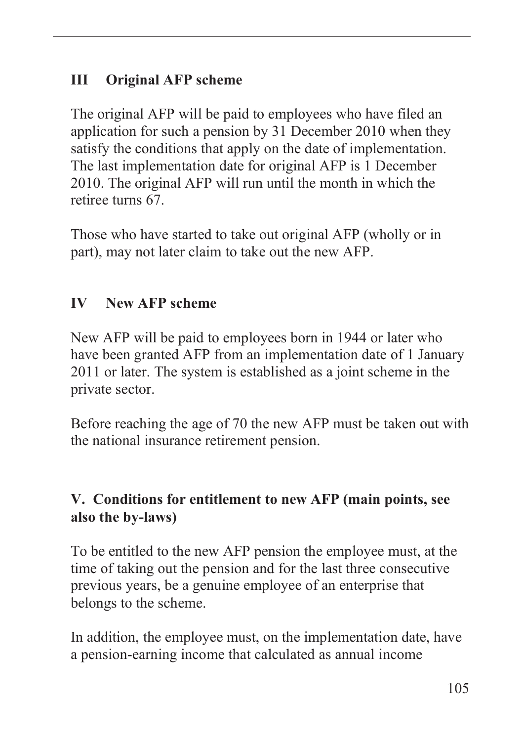## III Original AFP scheme

The original AFP will be paid to employees who have filed an application for such a pension by 31 December 2010 when they satisfy the conditions that apply on the date of implementation. The last implementation date for original AFP is 1 December 2010. The original AFP will run until the month in which the retiree turns 67.

Those who have started to take out original AFP (wholly or in part), may not later claim to take out the new AFP.

## IV New AFP scheme

New AFP will be paid to employees born in 1944 or later who have been granted AFP from an implementation date of 1 January 2011 or later. The system is established as a joint scheme in the private sector.

Before reaching the age of 70 the new AFP must be taken out with the national insurance retirement pension.

## V. Conditions for entitlement to new AFP (main points, see also the by-laws)

To be entitled to the new AFP pension the employee must, at the time of taking out the pension and for the last three consecutive previous years, be a genuine employee of an enterprise that belongs to the scheme.

In addition, the employee must, on the implementation date, have a pension-earning income that calculated as annual income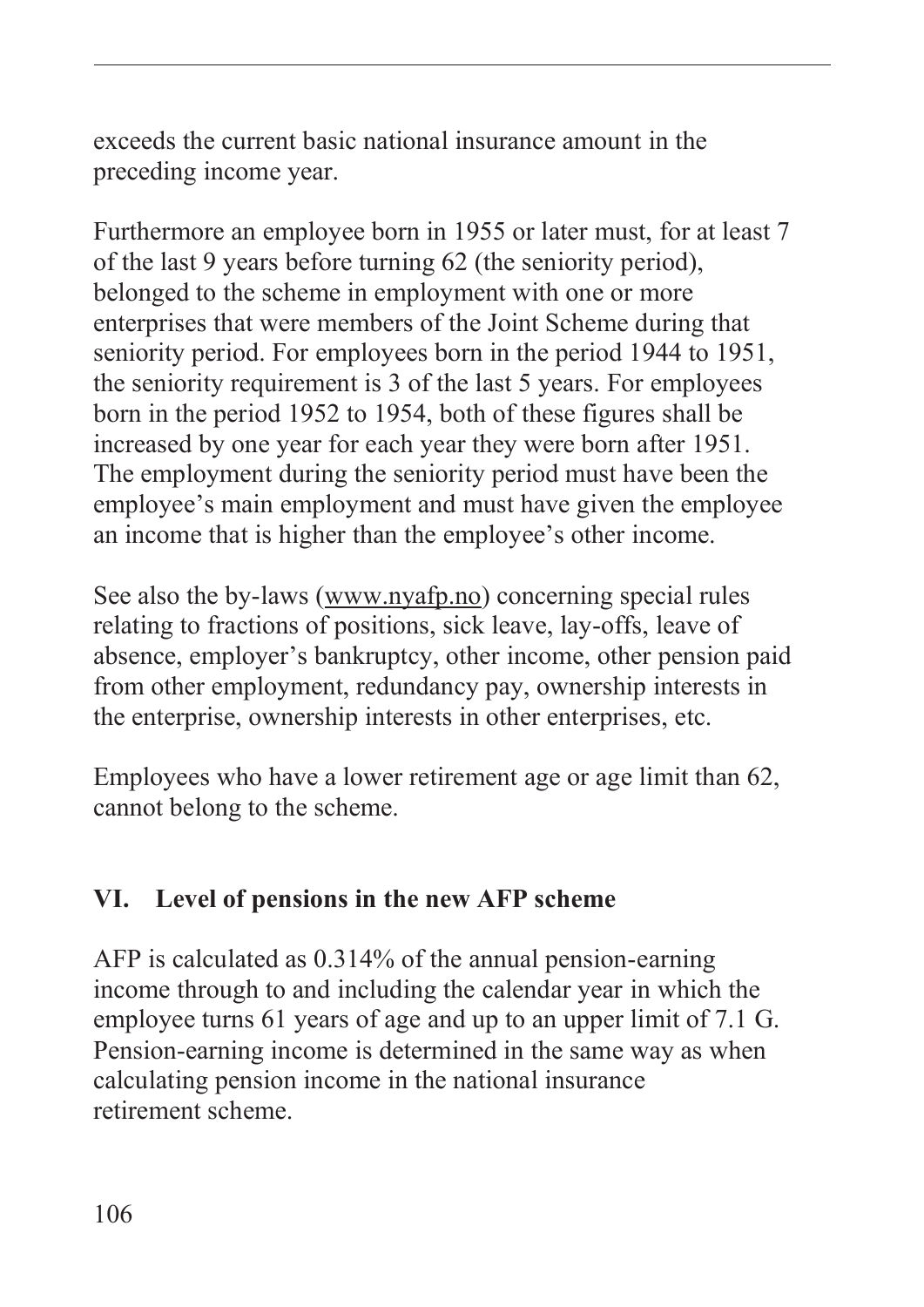exceeds the current basic national insurance amount in the preceding income year.

Furthermore an employee born in 1955 or later must, for at least 7 of the last 9 years before turning 62 (the seniority period), belonged to the scheme in employment with one or more enterprises that were members of the Joint Scheme during that seniority period. For employees born in the period 1944 to 1951, the seniority requirement is 3 of the last 5 years. For employees born in the period 1952 to 1954, both of these figures shall be increased by one year for each year they were born after 1951. The employment during the seniority period must have been the employee's main employment and must have given the employee an income that is higher than the employee's other income.

See also the by-laws (www.nyafp.no) concerning special rules relating to fractions of positions, sick leave, lay-offs, leave of absence, employer's bankruptcy, other income, other pension paid from other employment, redundancy pay, ownership interests in the enterprise, ownership interests in other enterprises, etc.

Employees who have a lower retirement age or age limit than 62, cannot belong to the scheme.

## VI. Level of pensions in the new AFP scheme

AFP is calculated as 0.314% of the annual pension-earning income through to and including the calendar year in which the employee turns 61 years of age and up to an upper limit of 7.1 G. Pension-earning income is determined in the same way as when calculating pension income in the national insurance retirement scheme.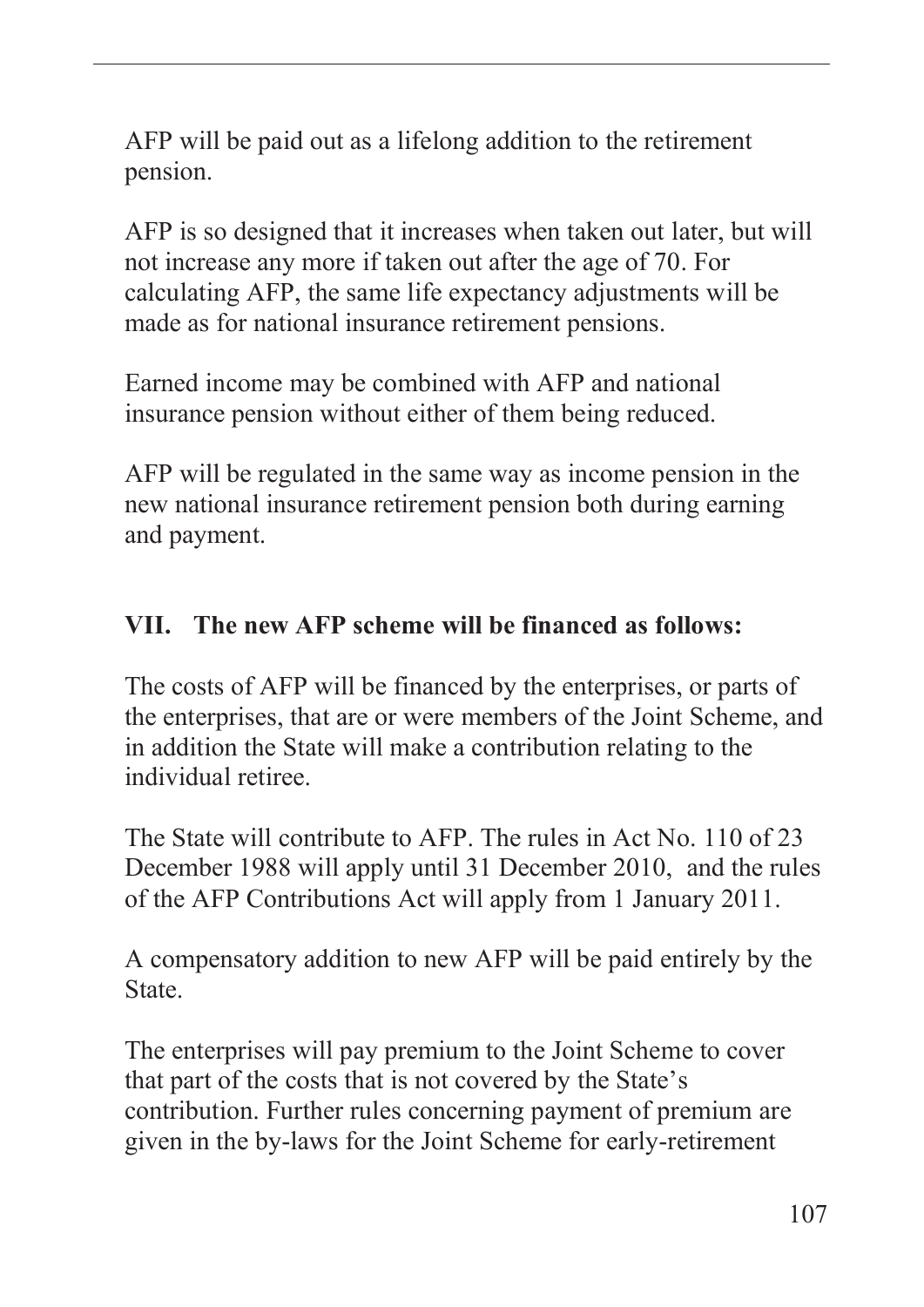AFP will be paid out as a lifelong addition to the retirement pension.

AFP is so designed that it increases when taken out later, but will not increase any more if taken out after the age of 70. For calculating AFP, the same life expectancy adjustments will be made as for national insurance retirement pensions.

Earned income may be combined with AFP and national insurance pension without either of them being reduced.

AFP will be regulated in the same way as income pension in the new national insurance retirement pension both during earning and payment.

**VII. The new AFP scheme will be financed as follows:**

The costs of AFP will be financed by the enterprises, or parts of the enterprises, that are or were members of the Joint Scheme, and in addition the State will make a contribution relating to the individual retiree.

The State will contribute to AFP. The rules in Act No. 110 of 23 December 1988 will apply until 31 December 2010, and the rules of the AFP Contributions Act will apply from 1 January 2011.

A compensatory addition to new AFP will be paid entirely by the State.

The enterprises will pay premium to the Joint Scheme to cover that part of the costs that is not covered by the State's contribution. Further rules concerning payment of premium are given in the by-laws for the Joint Scheme for early-retirement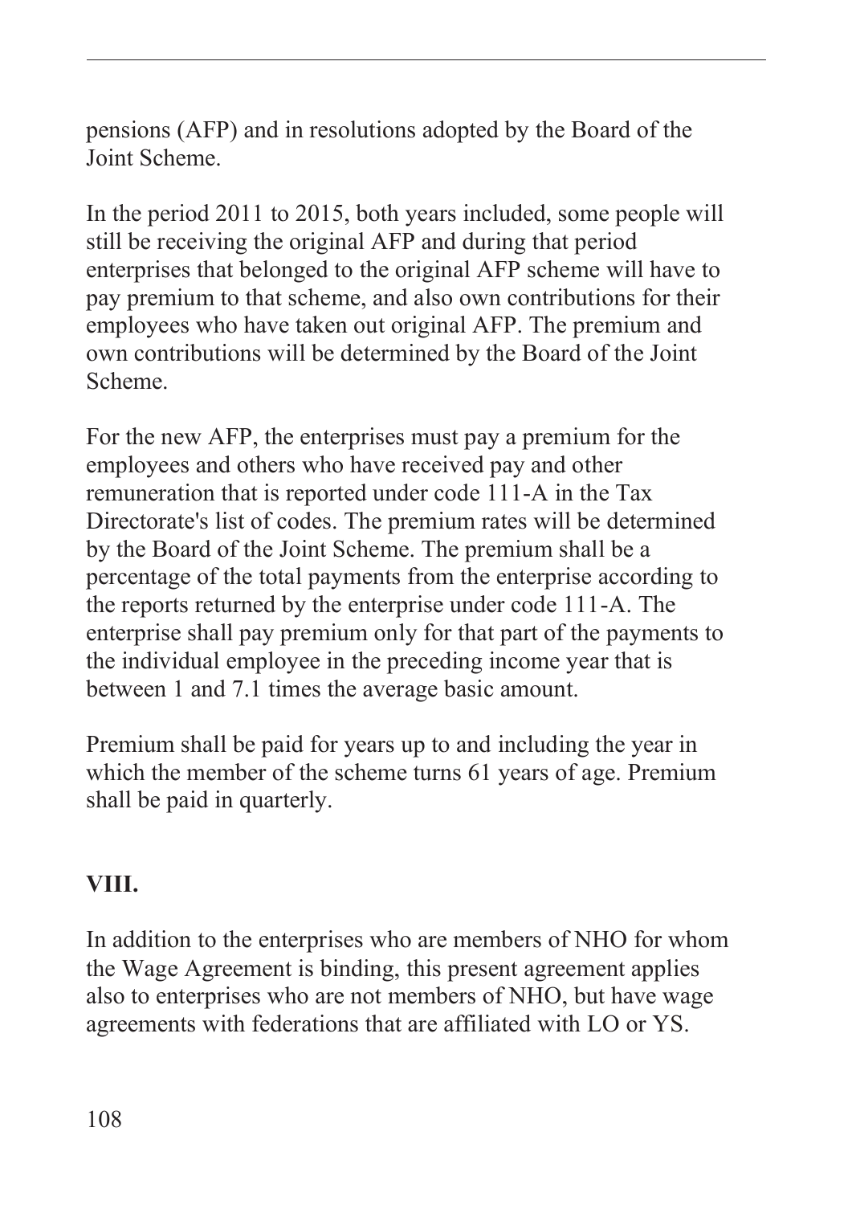pensions (AFP) and in resolutions adopted by the Board of the Joint Scheme.

In the period 2011 to 2015, both years included, some people will still be receiving the original AFP and during that period enterprises that belonged to the original AFP scheme will have to pay premium to that scheme, and also own contributions for their employees who have taken out original AFP. The premium and own contributions will be determined by the Board of the Joint Scheme.

For the new AFP, the enterprises must pay a premium for the employees and others who have received pay and other remuneration that is reported under code 111-A in the Tax Directorate's list of codes. The premium rates will be determined by the Board of the Joint Scheme. The premium shall be a percentage of the total payments from the enterprise according to the reports returned by the enterprise under code 111-A. The enterprise shall pay premium only for that part of the payments to the individual employee in the preceding income year that is between 1 and 7.1 times the average basic amount.

Premium shall be paid for years up to and including the year in which the member of the scheme turns 61 years of age. Premium shall be paid in quarterly.

## VIII.

In addition to the enterprises who are members of NHO for whom the Wage Agreement is binding, this present agreement applies also to enterprises who are not members of NHO, but have wage agreements with federations that are affiliated with LO or YS.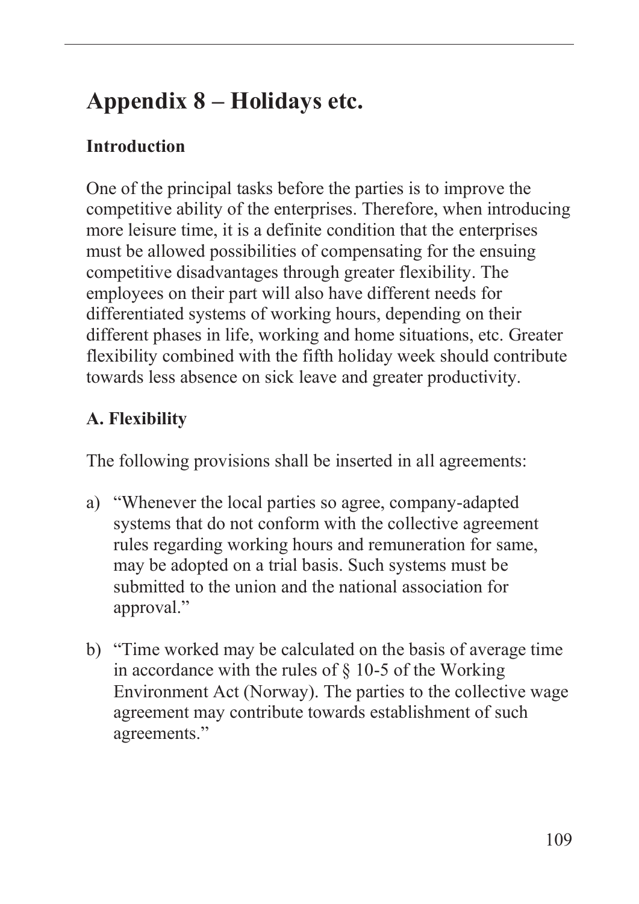# Appendix 8 – Holidays etc.

## Introduction

One of the principal tasks before the parties is to improve the competitive ability of the enterprises. Therefore, when introducing more leisure time, it is a definite condition that the enterprises must be allowed possibilities of compensating for the ensuing competitive disadvantages through greater flexibility. The employees on their part will also have different needs for differentiated systems of working hours, depending on their different phases in life, working and home situations, etc. Greater flexibility combined with the fifth holiday week should contribute towards less absence on sick leave and greater productivity.

## A. Flexibility

The following provisions shall be inserted in all agreements:

a) "Whenever the local parties so agree, company-adapted systems that do not conform with the collective agreement rules regarding working hours and remuneration for same, may be adopted on a trial basis. Such systems must be submitted to the union and the national association for approval."

b) "Time worked may be calculated on the basis of average time in accordance with the rules of § 10-5 of the Working Environment Act (Norway). The parties to the collective wage agreement may contribute towards establishment of such agreements."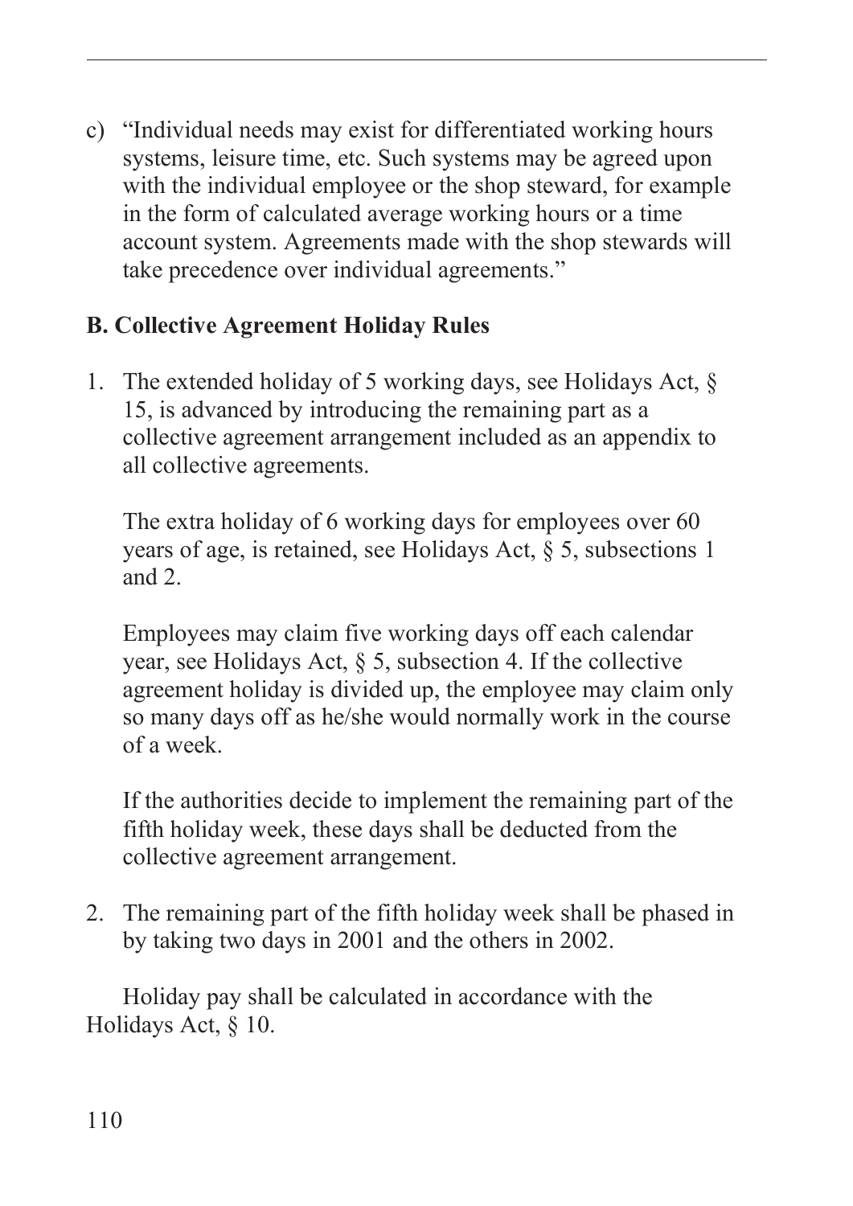c) "Individual needs may exist for differentiated working hours systems, leisure time, etc. Such systems may be agreed upon with the individual employee or the shop steward, for example in the form of calculated average working hours or a time account system. Agreements made with the shop stewards will take precedence over individual agreements."

**B. Collective Agreement Holiday Rules**

1. The extended holiday of 5 working days, see Holidays Act, § 15, is advanced by introducing the remaining part as a collective agreement arrangement included as an appendix to all collective agreements.

   The extra holiday of 6 working days for employees over 60 years of age, is retained, see Holidays Act, § 5, subsections 1 and 2.

   Employees may claim five working days off each calendar year, see Holidays Act, § 5, subsection 4. If the collective agreement holiday is divided up, the employee may claim only so many days off as he/she would normally work in the course of a week.

   If the authorities decide to implement the remaining part of the fifth holiday week, these days shall be deducted from the collective agreement arrangement.

2. The remaining part of the fifth holiday week shall be phased in by taking two days in 2001 and the others in 2002.

Holiday pay shall be calculated in accordance with the Holidays Act, § 10.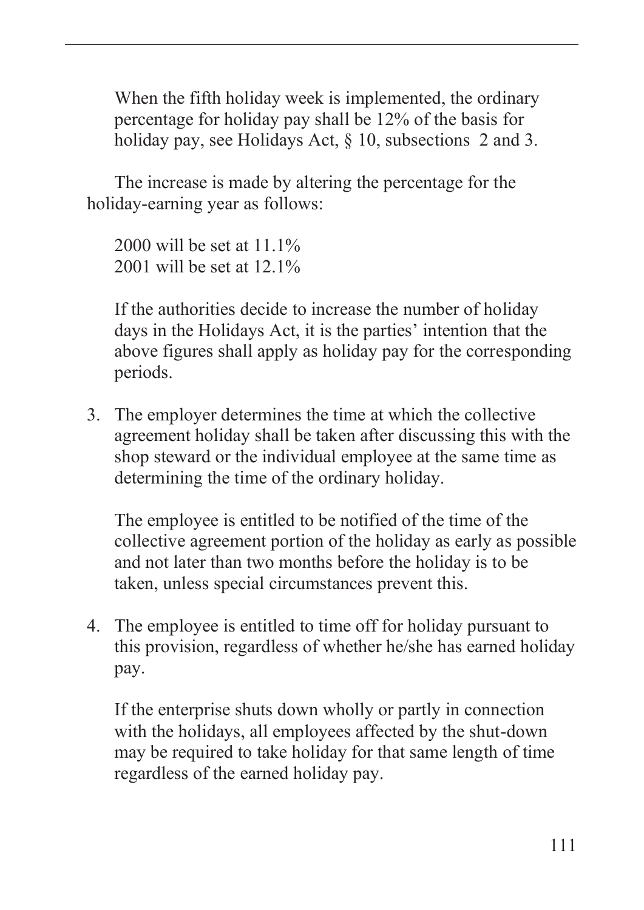When the fifth holiday week is implemented, the ordinary percentage for holiday pay shall be 12% of the basis for holiday pay, see Holidays Act, § 10, subsections 2 and 3.

The increase is made by altering the percentage for the holiday-earning year as follows:

2000 will be set at 11.1%
2001 will be set at 12.1%

If the authorities decide to increase the number of holiday days in the Holidays Act, it is the parties' intention that the above figures shall apply as holiday pay for the corresponding periods.

3. The employer determines the time at which the collective agreement holiday shall be taken after discussing this with the shop steward or the individual employee at the same time as determining the time of the ordinary holiday.

   The employee is entitled to be notified of the time of the collective agreement portion of the holiday as early as possible and not later than two months before the holiday is to be taken, unless special circumstances prevent this.

4. The employee is entitled to time off for holiday pursuant to this provision, regardless of whether he/she has earned holiday pay.

   If the enterprise shuts down wholly or partly in connection with the holidays, all employees affected by the shut-down may be required to take holiday for that same length of time regardless of the earned holiday pay.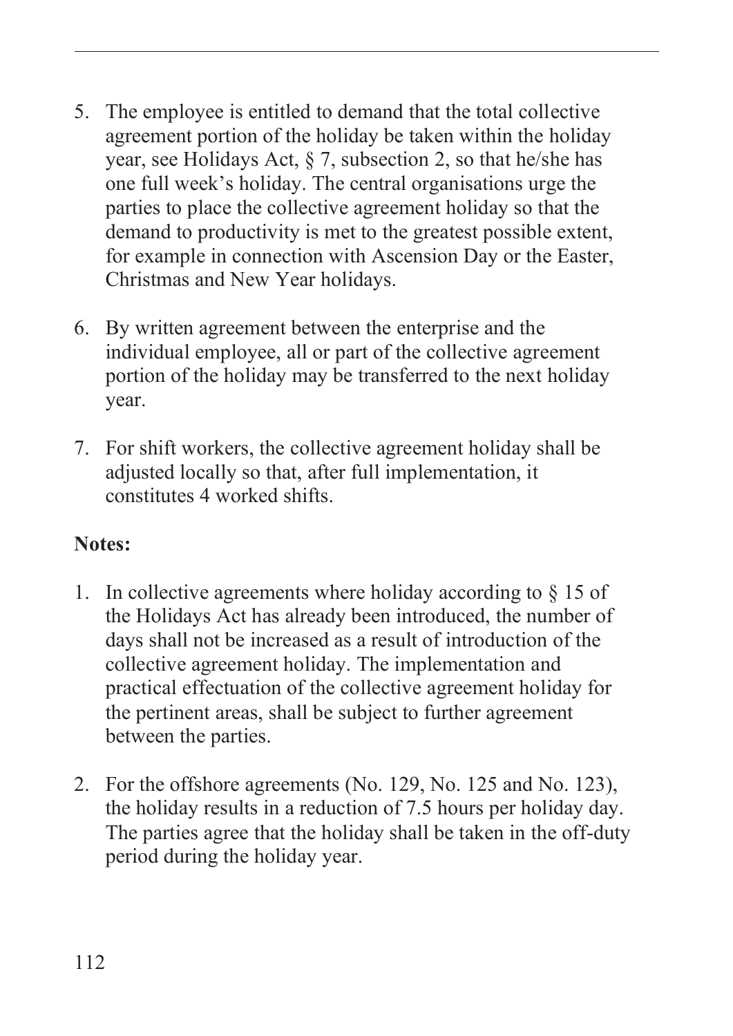5. The employee is entitled to demand that the total collective agreement portion of the holiday be taken within the holiday year, see Holidays Act, § 7, subsection 2, so that he/she has one full week's holiday. The central organisations urge the parties to place the collective agreement holiday so that the demand to productivity is met to the greatest possible extent, for example in connection with Ascension Day or the Easter, Christmas and New Year holidays.

6. By written agreement between the enterprise and the individual employee, all or part of the collective agreement portion of the holiday may be transferred to the next holiday year.

7. For shift workers, the collective agreement holiday shall be adjusted locally so that, after full implementation, it constitutes 4 worked shifts.

**Notes:**

1. In collective agreements where holiday according to § 15 of the Holidays Act has already been introduced, the number of days shall not be increased as a result of introduction of the collective agreement holiday. The implementation and practical effectuation of the collective agreement holiday for the pertinent areas, shall be subject to further agreement between the parties.

2. For the offshore agreements (No. 129, No. 125 and No. 123), the holiday results in a reduction of 7.5 hours per holiday day. The parties agree that the holiday shall be taken in the off-duty period during the holiday year.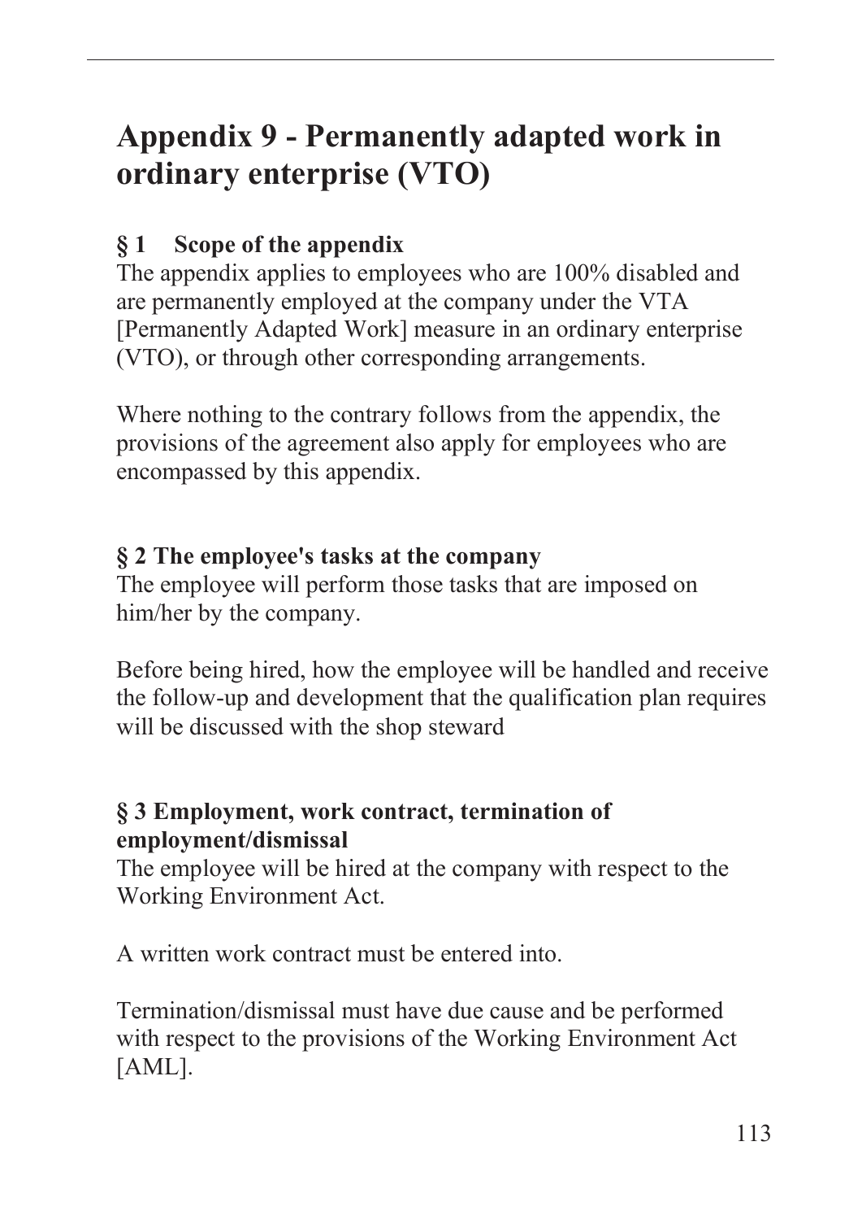# Appendix 9 - Permanently adapted work in ordinary enterprise (VTO)

### § 1 Scope of the appendix

The appendix applies to employees who are 100% disabled and are permanently employed at the company under the VTA [Permanently Adapted Work] measure in an ordinary enterprise (VTO), or through other corresponding arrangements.

Where nothing to the contrary follows from the appendix, the provisions of the agreement also apply for employees who are encompassed by this appendix.

### § 2 The employee's tasks at the company

The employee will perform those tasks that are imposed on him/her by the company.

Before being hired, how the employee will be handled and receive the follow-up and development that the qualification plan requires will be discussed with the shop steward

### § 3 Employment, work contract, termination of employment/dismissal

The employee will be hired at the company with respect to the Working Environment Act.

A written work contract must be entered into.

Termination/dismissal must have due cause and be performed with respect to the provisions of the Working Environment Act [AML].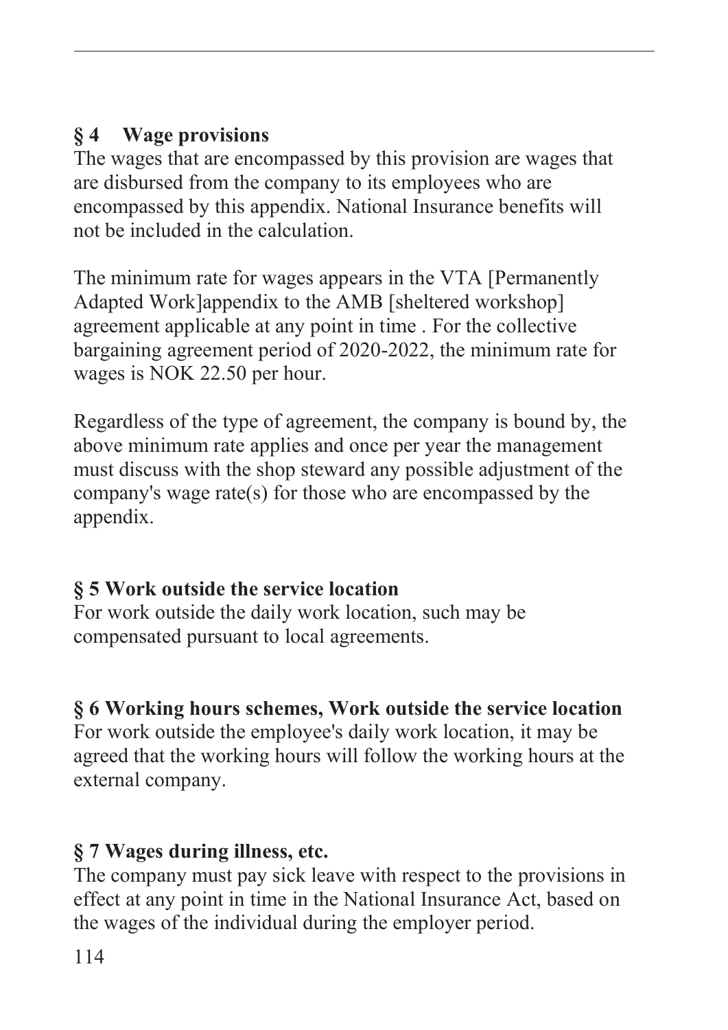## § 4 Wage provisions

The wages that are encompassed by this provision are wages that are disbursed from the company to its employees who are encompassed by this appendix. National Insurance benefits will not be included in the calculation.

The minimum rate for wages appears in the VTA [Permanently Adapted Work]appendix to the AMB [sheltered workshop] agreement applicable at any point in time . For the collective bargaining agreement period of 2020-2022, the minimum rate for wages is NOK 22.50 per hour.

Regardless of the type of agreement, the company is bound by, the above minimum rate applies and once per year the management must discuss with the shop steward any possible adjustment of the company's wage rate(s) for those who are encompassed by the appendix.

## § 5 Work outside the service location

For work outside the daily work location, such may be compensated pursuant to local agreements.

## § 6 Working hours schemes, Work outside the service location

For work outside the employee's daily work location, it may be agreed that the working hours will follow the working hours at the external company.

## § 7 Wages during illness, etc.

The company must pay sick leave with respect to the provisions in effect at any point in time in the National Insurance Act, based on the wages of the individual during the employer period.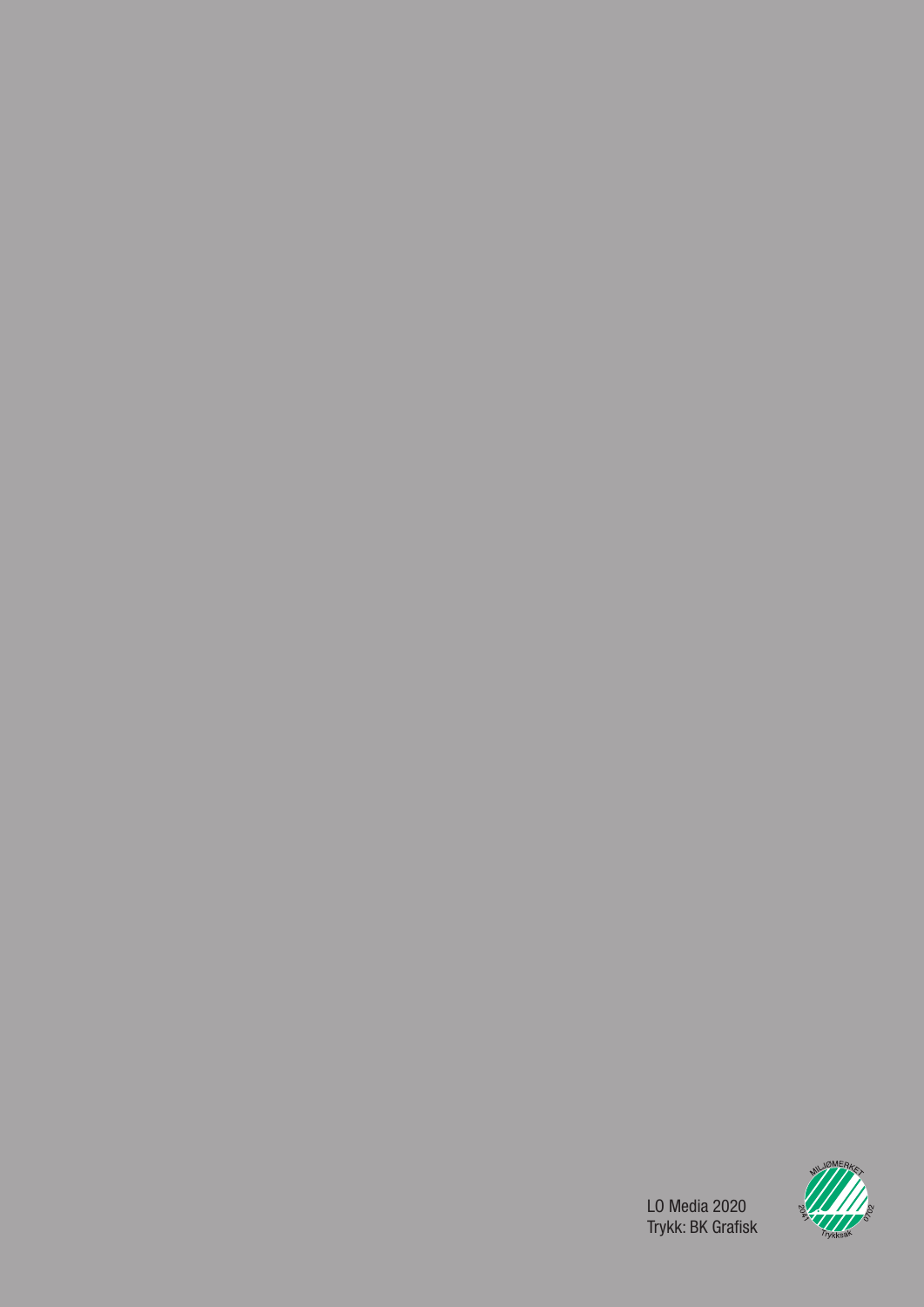LO Media 2020
Trykk: BK Grafisk

MILJØMERKET
2041 0702
Trykksak